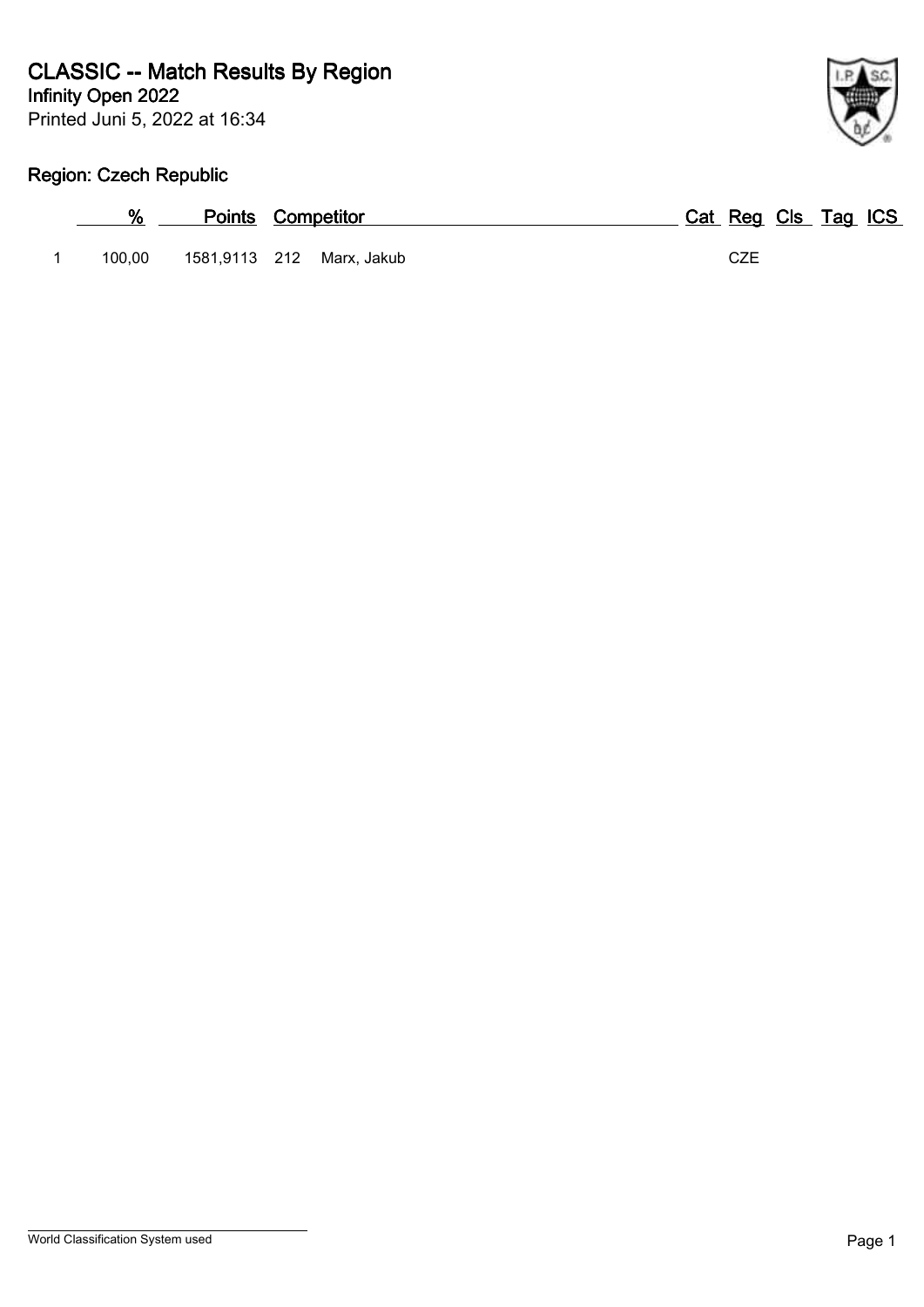# CLASSIC -- Match Results By Region

**Infinity Open 2022**

Printed Juni 5, 2022 at 16:34

## Region: Czech Republic

|   | % | Points | Competitor | | Cat | Reg | Cls | Tag | ICS |
|---|---|---|---|---|---|---|---|---|---|
| 1 | 100,00 | 1581,9113 | 212 | Marx, Jakub | | CZE | | | |

World Classification System used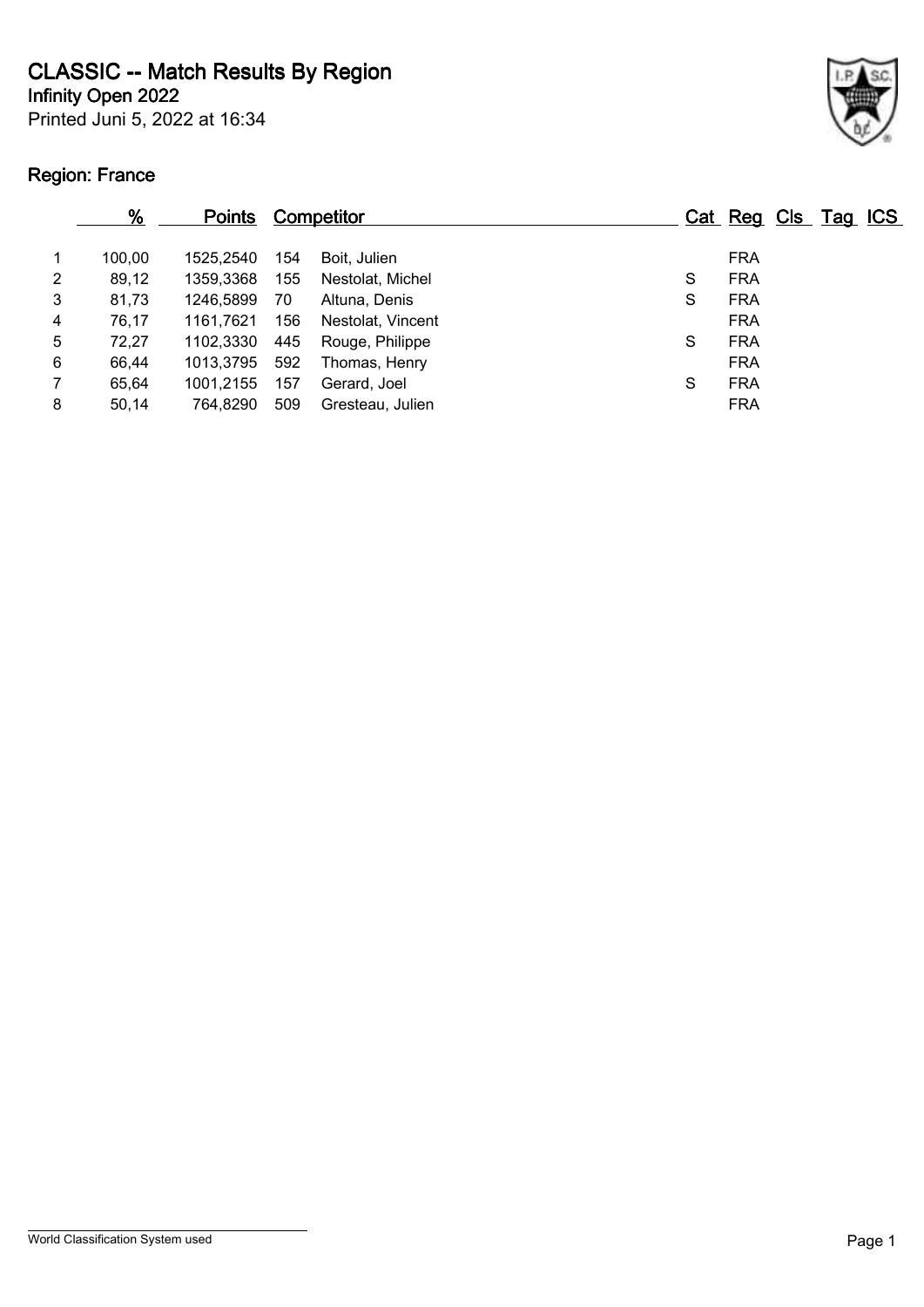# CLASSIC -- Match Results By Region

**Infinity Open 2022**

Printed Juni 5, 2022 at 16:34

## Region: France

| | % | Points | Competitor | | Cat | Reg | Cls | Tag | ICS |
|---|---|---|---|---|---|---|---|---|---|
| 1 | 100,00 | 1525,2540 | 154 | Boit, Julien | | FRA | | | |
| 2 | 89,12 | 1359,3368 | 155 | Nestolat, Michel | S | FRA | | | |
| 3 | 81,73 | 1246,5899 | 70 | Altuna, Denis | S | FRA | | | |
| 4 | 76,17 | 1161,7621 | 156 | Nestolat, Vincent | | FRA | | | |
| 5 | 72,27 | 1102,3330 | 445 | Rouge, Philippe | S | FRA | | | |
| 6 | 66,44 | 1013,3795 | 592 | Thomas, Henry | | FRA | | | |
| 7 | 65,64 | 1001,2155 | 157 | Gerard, Joel | S | FRA | | | |
| 8 | 50,14 | 764,8290 | 509 | Gresteau, Julien | | FRA | | | |

World Classification System used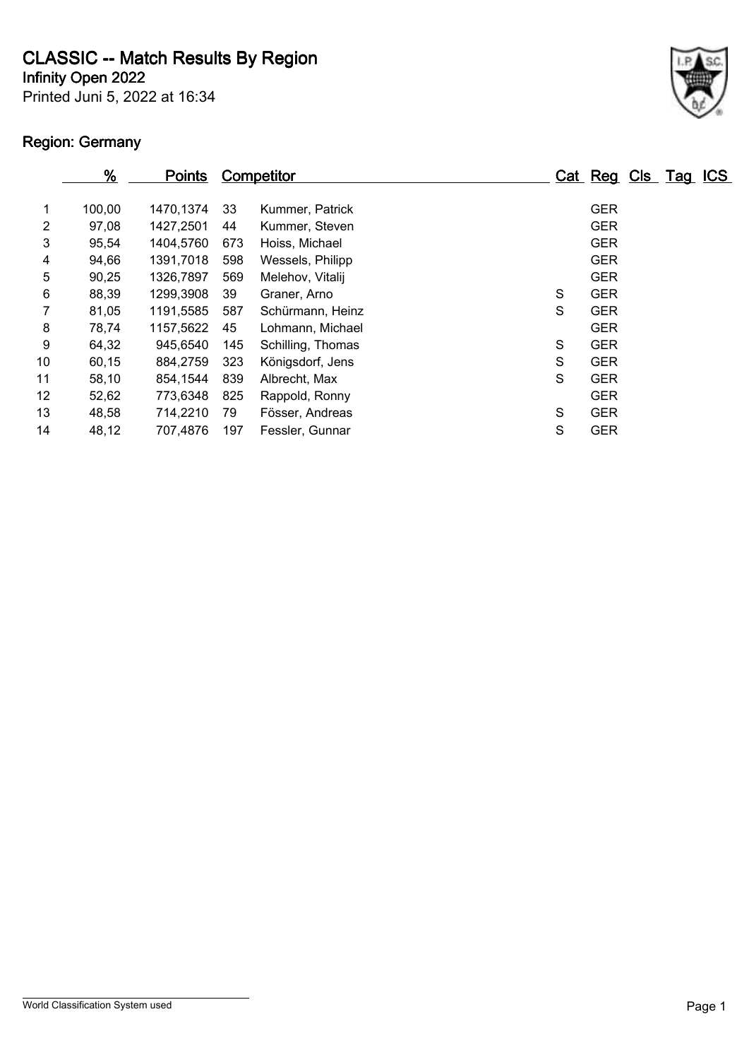# CLASSIC -- Match Results By Region

**Infinity Open 2022**

Printed Juni 5, 2022 at 16:34

## Region: Germany

| | % | Points | Competitor | | Cat | Reg | Cls | Tag | ICS |
|---|---|---|---|---|---|---|---|---|---|
| 1 | 100,00 | 1470,1374 | 33 | Kummer, Patrick | | GER | | | |
| 2 | 97,08 | 1427,2501 | 44 | Kummer, Steven | | GER | | | |
| 3 | 95,54 | 1404,5760 | 673 | Hoiss, Michael | | GER | | | |
| 4 | 94,66 | 1391,7018 | 598 | Wessels, Philipp | | GER | | | |
| 5 | 90,25 | 1326,7897 | 569 | Melehov, Vitalij | | GER | | | |
| 6 | 88,39 | 1299,3908 | 39 | Graner, Arno | S | GER | | | |
| 7 | 81,05 | 1191,5585 | 587 | Schürmann, Heinz | S | GER | | | |
| 8 | 78,74 | 1157,5622 | 45 | Lohmann, Michael | | GER | | | |
| 9 | 64,32 | 945,6540 | 145 | Schilling, Thomas | S | GER | | | |
| 10 | 60,15 | 884,2759 | 323 | Königsdorf, Jens | S | GER | | | |
| 11 | 58,10 | 854,1544 | 839 | Albrecht, Max | S | GER | | | |
| 12 | 52,62 | 773,6348 | 825 | Rappold, Ronny | | GER | | | |
| 13 | 48,58 | 714,2210 | 79 | Fösser, Andreas | S | GER | | | |
| 14 | 48,12 | 707,4876 | 197 | Fessler, Gunnar | S | GER | | | |

World Classification System used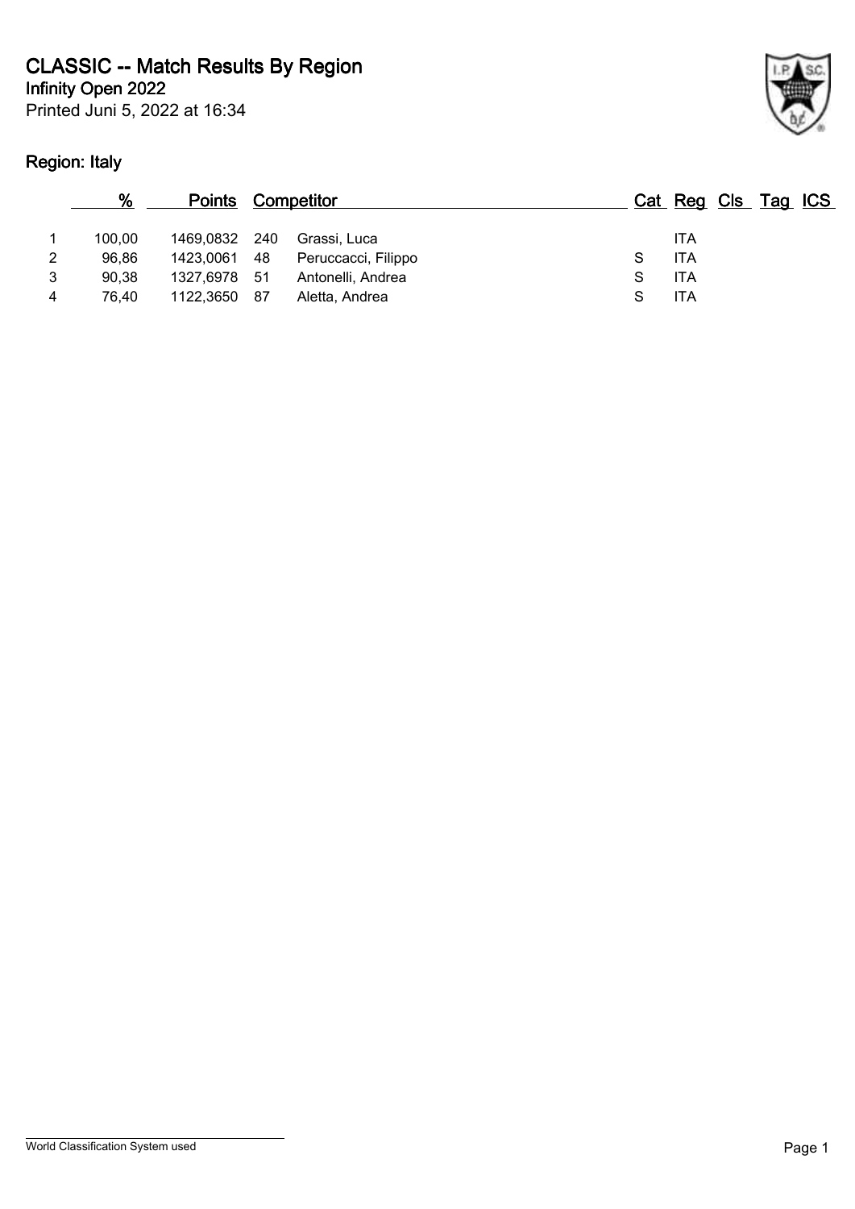# CLASSIC -- Match Results By Region

**Infinity Open 2022**

Printed Juni 5, 2022 at 16:34

## Region: Italy

| | % | Points | Competitor | | Cat | Reg | Cls | Tag | ICS |
|---|---|---|---|---|---|---|---|---|---|
| 1 | 100,00 | 1469,0832 | 240 | Grassi, Luca | | ITA | | | |
| 2 | 96,86 | 1423,0061 | 48 | Peruccacci, Filippo | S | ITA | | | |
| 3 | 90,38 | 1327,6978 | 51 | Antonelli, Andrea | S | ITA | | | |
| 4 | 76,40 | 1122,3650 | 87 | Aletta, Andrea | S | ITA | | | |

World Classification System used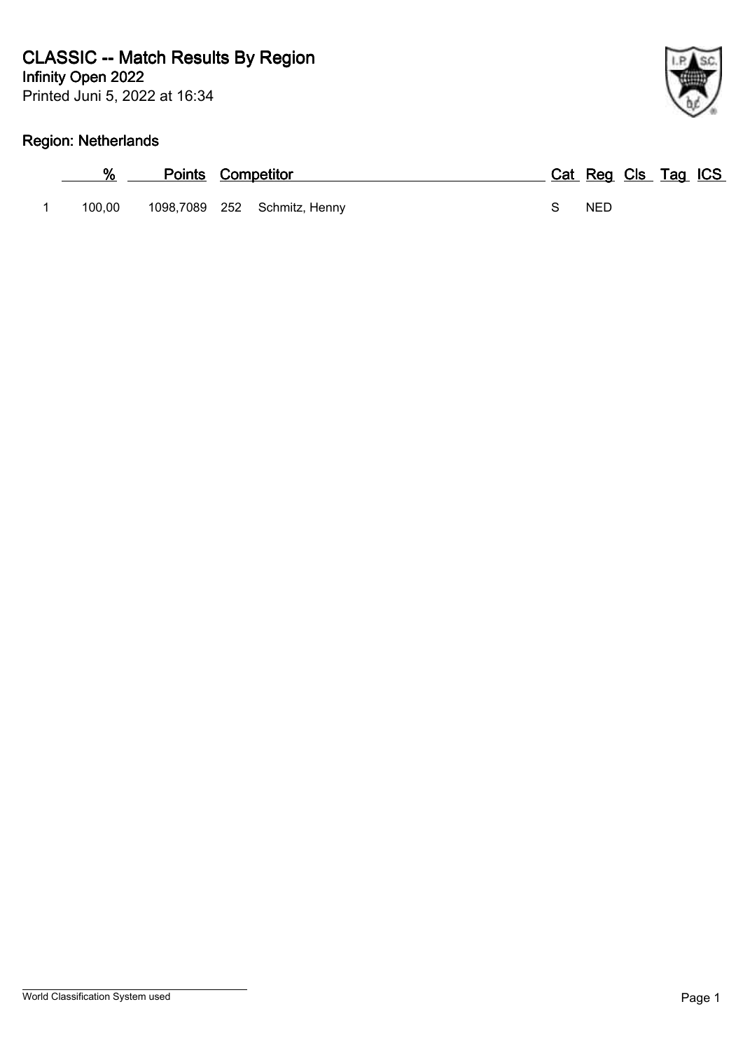# CLASSIC -- Match Results By Region

**Infinity Open 2022**

Printed Juni 5, 2022 at 16:34

## Region: Netherlands

| | % | Points | Competitor | | Cat | Reg | Cls | Tag | ICS |
|---|---|---|---|---|---|---|---|---|---|
| 1 | 100,00 | 1098,7089 | 252 | Schmitz, Henny | S | NED | | | |

World Classification System used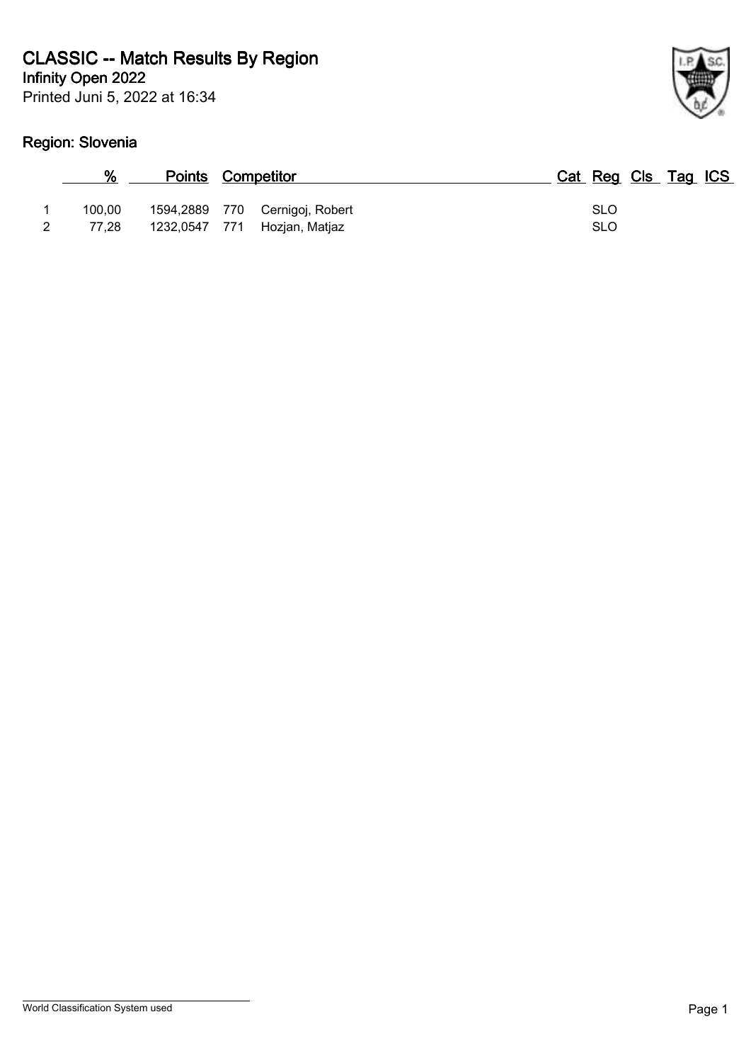# CLASSIC -- Match Results By Region

**Infinity Open 2022**

Printed Juni 5, 2022 at 16:34

## Region: Slovenia

| | % | Points | | Competitor | Cat | Reg | Cls | Tag | ICS |
|---|---|---|---|---|---|---|---|---|---|
| 1 | 100,00 | 1594,2889 | 770 | Cernigoj, Robert | | SLO | | | |
| 2 | 77,28 | 1232,0547 | 771 | Hozjan, Matjaz | | SLO | | | |

World Classification System used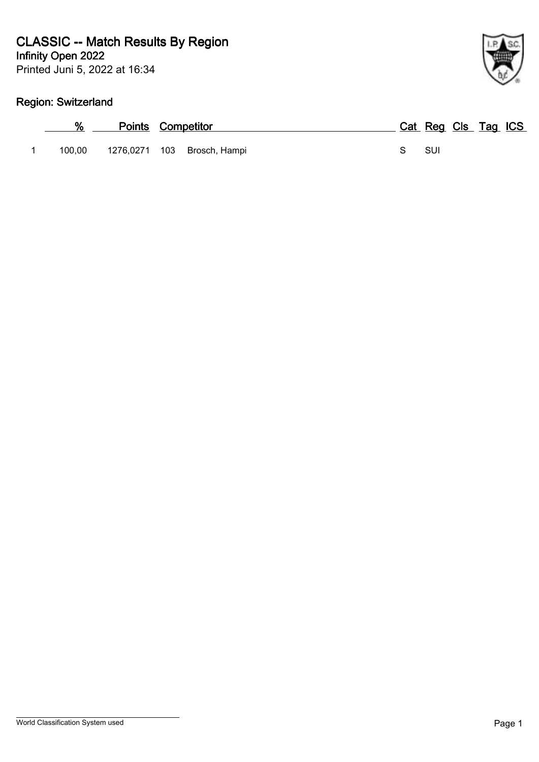# CLASSIC -- Match Results By Region

**Infinity Open 2022**

Printed Juni 5, 2022 at 16:34

## Region: Switzerland

| | % | Points | Competitor | | Cat | Reg | Cls | Tag | ICS |
|---|---|---|---|---|---|---|---|---|---|
| 1 | 100,00 | 1276,0271 | 103 | Brosch, Hampi | S | SUI | | | |

World Classification System used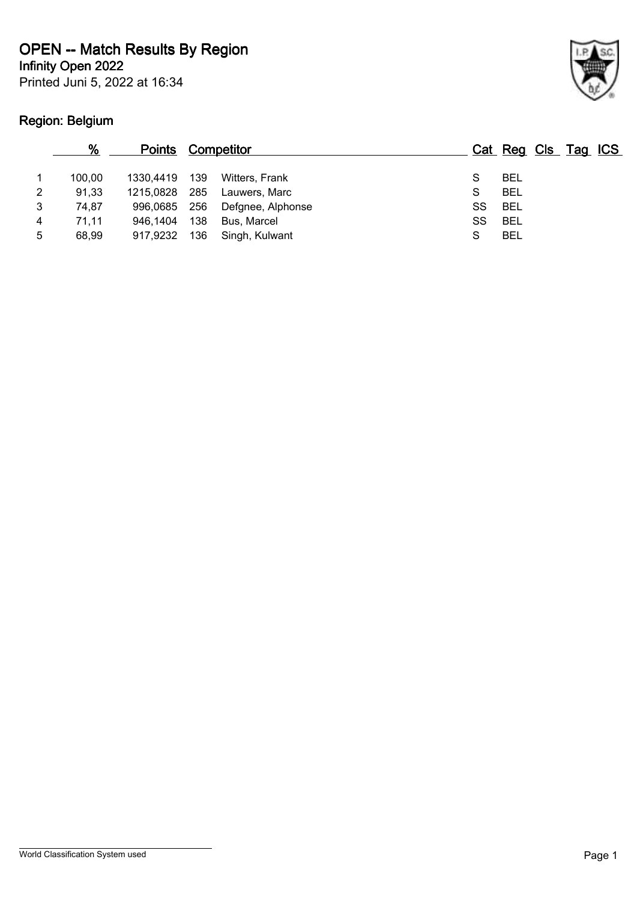# OPEN -- Match Results By Region

**Infinity Open 2022**

Printed Juni 5, 2022 at 16:34

## Region: Belgium

| | % | Points | Competitor | | Cat | Reg | Cls | Tag | ICS |
|---|---|---|---|---|---|---|---|---|---|
| 1 | 100,00 | 1330,4419 | 139 | Witters, Frank | S | BEL | | | |
| 2 | 91,33 | 1215,0828 | 285 | Lauwers, Marc | S | BEL | | | |
| 3 | 74,87 | 996,0685 | 256 | Defgnee, Alphonse | SS | BEL | | | |
| 4 | 71,11 | 946,1404 | 138 | Bus, Marcel | SS | BEL | | | |
| 5 | 68,99 | 917,9232 | 136 | Singh, Kulwant | S | BEL | | | |

World Classification System used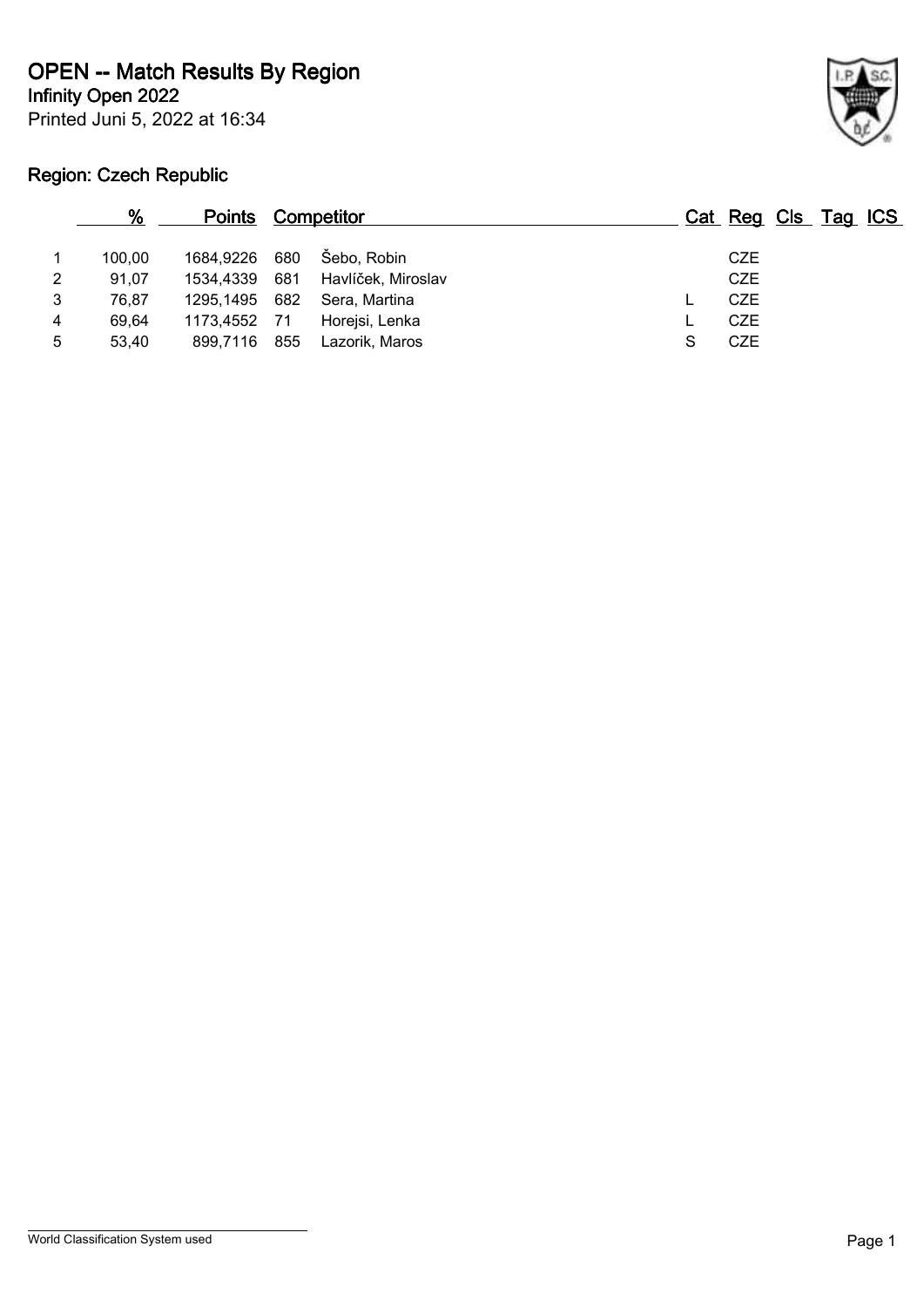# OPEN -- Match Results By Region

**Infinity Open 2022**

Printed Juni 5, 2022 at 16:34

## Region: Czech Republic

| | % | Points | | Competitor | Cat | Reg | Cls | Tag | ICS |
|---|---|---|---|---|---|---|---|---|---|
| 1 | 100,00 | 1684,9226 | 680 | Šebo, Robin | | CZE | | | |
| 2 | 91,07 | 1534,4339 | 681 | Havlíček, Miroslav | | CZE | | | |
| 3 | 76,87 | 1295,1495 | 682 | Sera, Martina | L | CZE | | | |
| 4 | 69,64 | 1173,4552 | 71 | Horejsi, Lenka | L | CZE | | | |
| 5 | 53,40 | 899,7116 | 855 | Lazorik, Maros | S | CZE | | | |

World Classification System used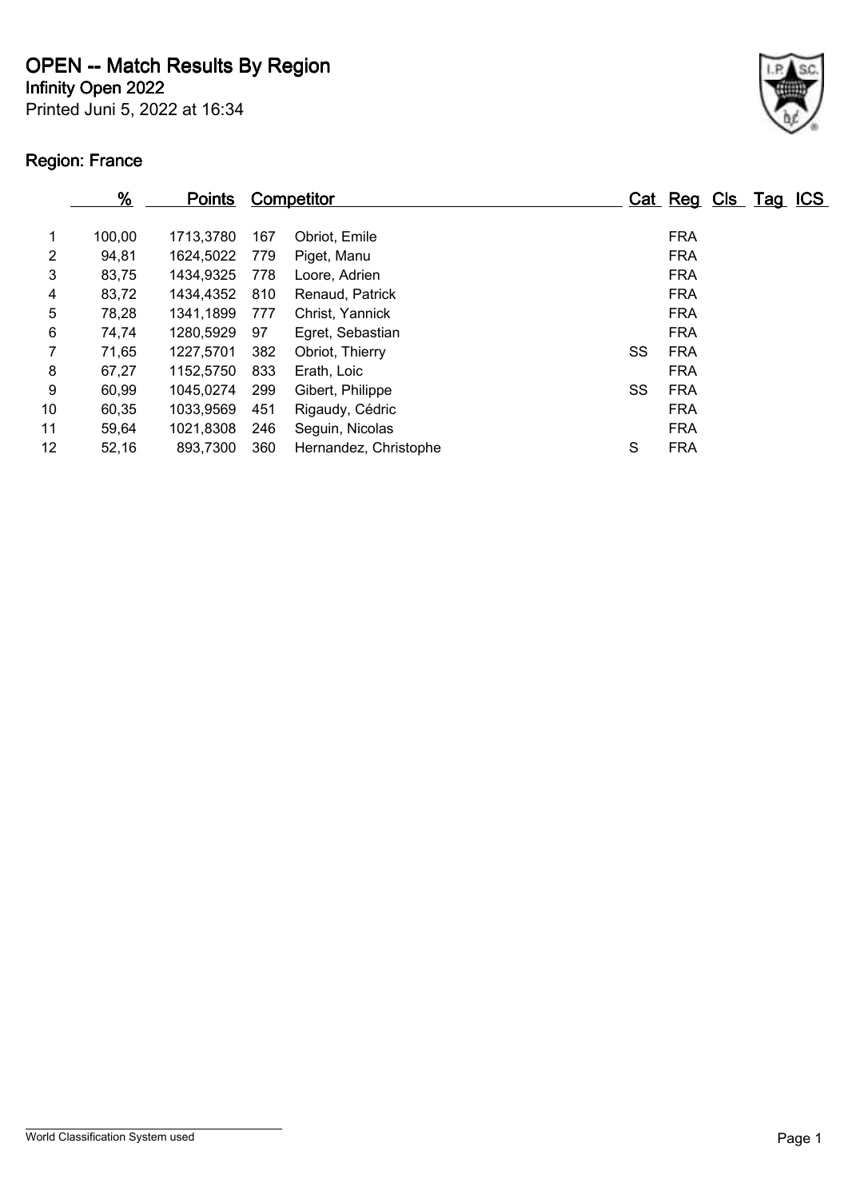# OPEN -- Match Results By Region

**Infinity Open 2022**

Printed Juni 5, 2022 at 16:34

## Region: France

| | % | Points | Competitor | | Cat | Reg | Cls | Tag | ICS |
|---|---|---|---|---|---|---|---|---|---|
| 1 | 100,00 | 1713,3780 | 167 | Obriot, Emile | | FRA | | | |
| 2 | 94,81 | 1624,5022 | 779 | Piget, Manu | | FRA | | | |
| 3 | 83,75 | 1434,9325 | 778 | Loore, Adrien | | FRA | | | |
| 4 | 83,72 | 1434,4352 | 810 | Renaud, Patrick | | FRA | | | |
| 5 | 78,28 | 1341,1899 | 777 | Christ, Yannick | | FRA | | | |
| 6 | 74,74 | 1280,5929 | 97 | Egret, Sebastian | | FRA | | | |
| 7 | 71,65 | 1227,5701 | 382 | Obriot, Thierry | SS | FRA | | | |
| 8 | 67,27 | 1152,5750 | 833 | Erath, Loic | | FRA | | | |
| 9 | 60,99 | 1045,0274 | 299 | Gibert, Philippe | SS | FRA | | | |
| 10 | 60,35 | 1033,9569 | 451 | Rigaudy, Cédric | | FRA | | | |
| 11 | 59,64 | 1021,8308 | 246 | Seguin, Nicolas | | FRA | | | |
| 12 | 52,16 | 893,7300 | 360 | Hernandez, Christophe | S | FRA | | | |

World Classification System used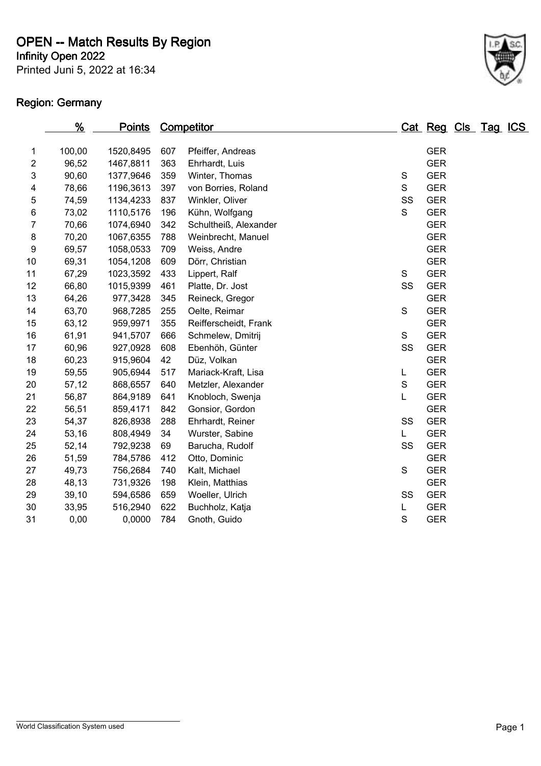# OPEN -- Match Results By Region

**Infinity Open 2022**

Printed Juni 5, 2022 at 16:34

## Region: Germany

| | % | Points | Competitor | | Cat | Reg | Cls | Tag | ICS |
|---|---|---|---|---|---|---|---|---|---|
| 1 | 100,00 | 1520,8495 | 607 | Pfeiffer, Andreas | | GER | | | |
| 2 | 96,52 | 1467,8811 | 363 | Ehrhardt, Luis | | GER | | | |
| 3 | 90,60 | 1377,9646 | 359 | Winter, Thomas | S | GER | | | |
| 4 | 78,66 | 1196,3613 | 397 | von Borries, Roland | S | GER | | | |
| 5 | 74,59 | 1134,4233 | 837 | Winkler, Oliver | SS | GER | | | |
| 6 | 73,02 | 1110,5176 | 196 | Kühn, Wolfgang | S | GER | | | |
| 7 | 70,66 | 1074,6940 | 342 | Schultheiß, Alexander | | GER | | | |
| 8 | 70,20 | 1067,6355 | 788 | Weinbrecht, Manuel | | GER | | | |
| 9 | 69,57 | 1058,0533 | 709 | Weiss, Andre | | GER | | | |
| 10 | 69,31 | 1054,1208 | 609 | Dörr, Christian | | GER | | | |
| 11 | 67,29 | 1023,3592 | 433 | Lippert, Ralf | S | GER | | | |
| 12 | 66,80 | 1015,9399 | 461 | Platte, Dr. Jost | SS | GER | | | |
| 13 | 64,26 | 977,3428 | 345 | Reineck, Gregor | | GER | | | |
| 14 | 63,70 | 968,7285 | 255 | Oelte, Reimar | S | GER | | | |
| 15 | 63,12 | 959,9971 | 355 | Reifferscheidt, Frank | | GER | | | |
| 16 | 61,91 | 941,5707 | 666 | Schmelew, Dmitrij | S | GER | | | |
| 17 | 60,96 | 927,0928 | 608 | Ebenhöh, Günter | SS | GER | | | |
| 18 | 60,23 | 915,9604 | 42 | Düz, Volkan | | GER | | | |
| 19 | 59,55 | 905,6944 | 517 | Mariack-Kraft, Lisa | L | GER | | | |
| 20 | 57,12 | 868,6557 | 640 | Metzler, Alexander | S | GER | | | |
| 21 | 56,87 | 864,9189 | 641 | Knobloch, Swenja | L | GER | | | |
| 22 | 56,51 | 859,4171 | 842 | Gonsior, Gordon | | GER | | | |
| 23 | 54,37 | 826,8938 | 288 | Ehrhardt, Reiner | SS | GER | | | |
| 24 | 53,16 | 808,4949 | 34 | Wurster, Sabine | L | GER | | | |
| 25 | 52,14 | 792,9238 | 69 | Barucha, Rudolf | SS | GER | | | |
| 26 | 51,59 | 784,5786 | 412 | Otto, Dominic | | GER | | | |
| 27 | 49,73 | 756,2684 | 740 | Kalt, Michael | S | GER | | | |
| 28 | 48,13 | 731,9326 | 198 | Klein, Matthias | | GER | | | |
| 29 | 39,10 | 594,6586 | 659 | Woeller, Ulrich | SS | GER | | | |
| 30 | 33,95 | 516,2940 | 622 | Buchholz, Katja | L | GER | | | |
| 31 | 0,00 | 0,0000 | 784 | Gnoth, Guido | S | GER | | | |

World Classification System used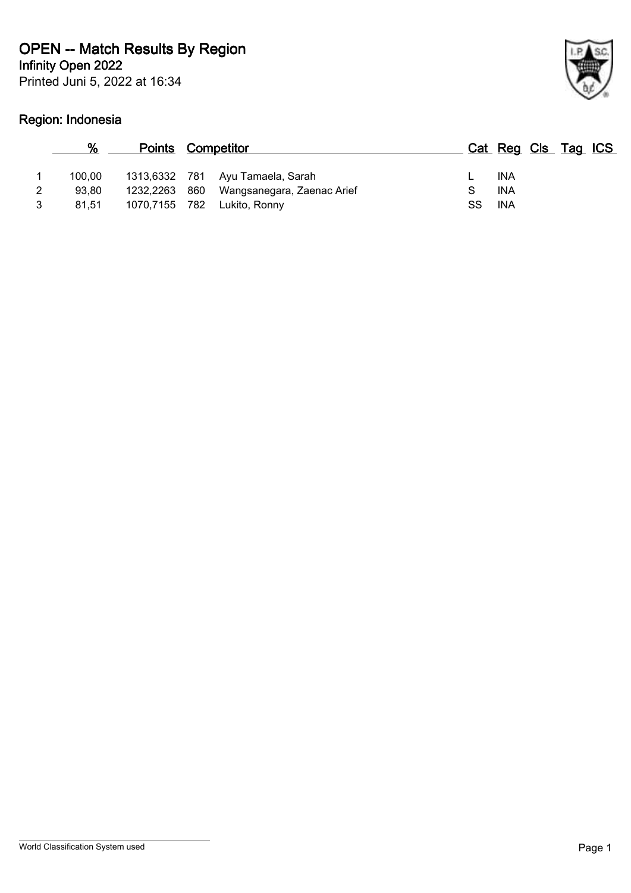# OPEN -- Match Results By Region

**Infinity Open 2022**

Printed Juni 5, 2022 at 16:34

## Region: Indonesia

| | % | Points | | Competitor | Cat | Reg | Cls | Tag | ICS |
|---|---|---|---|---|---|---|---|---|---|
| 1 | 100,00 | 1313,6332 | 781 | Ayu Tamaela, Sarah | L | INA | | | |
| 2 | 93,80 | 1232,2263 | 860 | Wangsanegara, Zaenac Arief | S | INA | | | |
| 3 | 81,51 | 1070,7155 | 782 | Lukito, Ronny | SS | INA | | | |

World Classification System used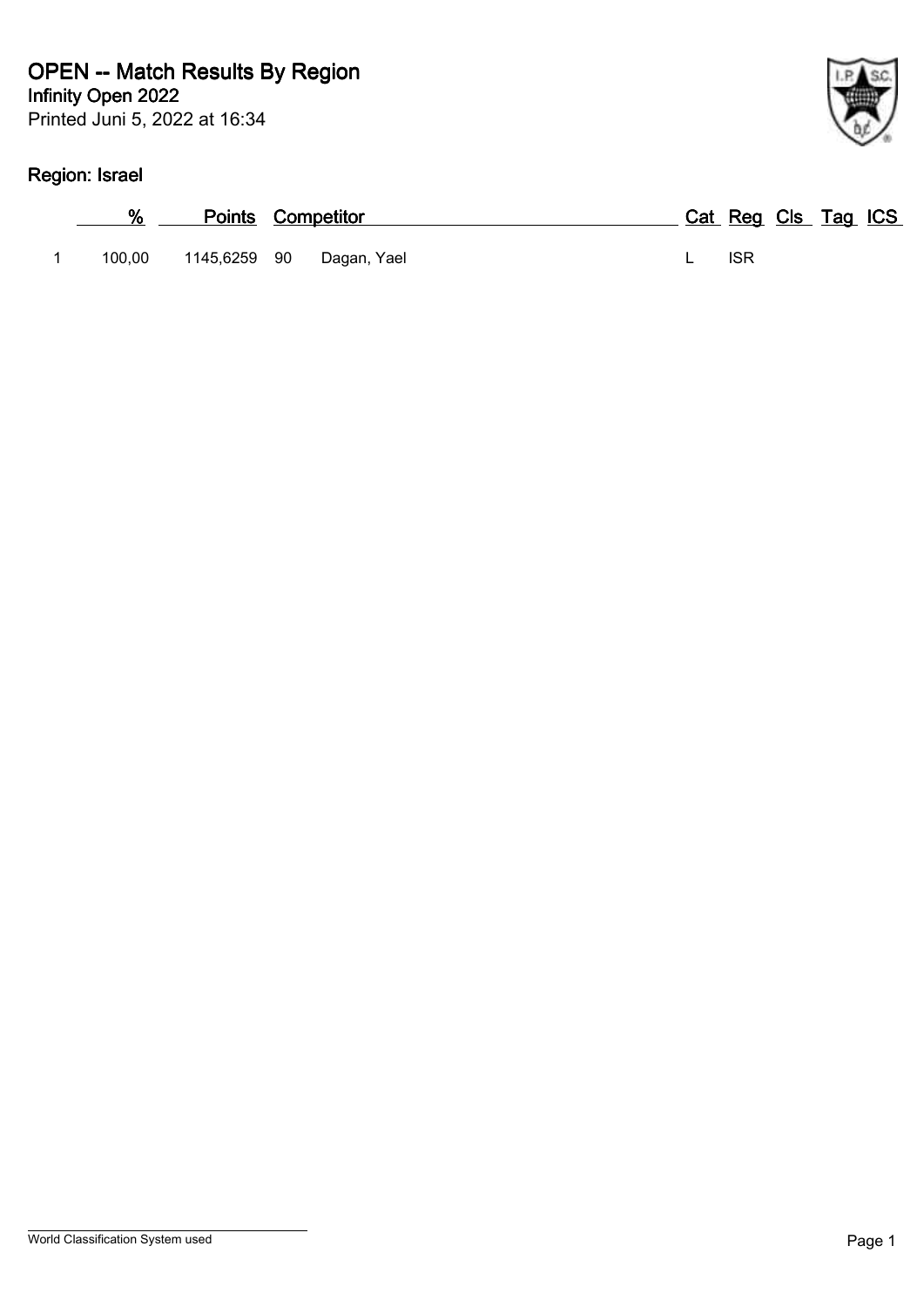# OPEN -- Match Results By Region

**Infinity Open 2022**

Printed Juni 5, 2022 at 16:34

## Region: Israel

| | % | Points | Competitor | | Cat | Reg | Cls | Tag | ICS |
|---|---|---|---|---|---|---|---|---|---|
| 1 | 100,00 | 1145,6259 | 90 | Dagan, Yael | L | ISR | | | |

World Classification System used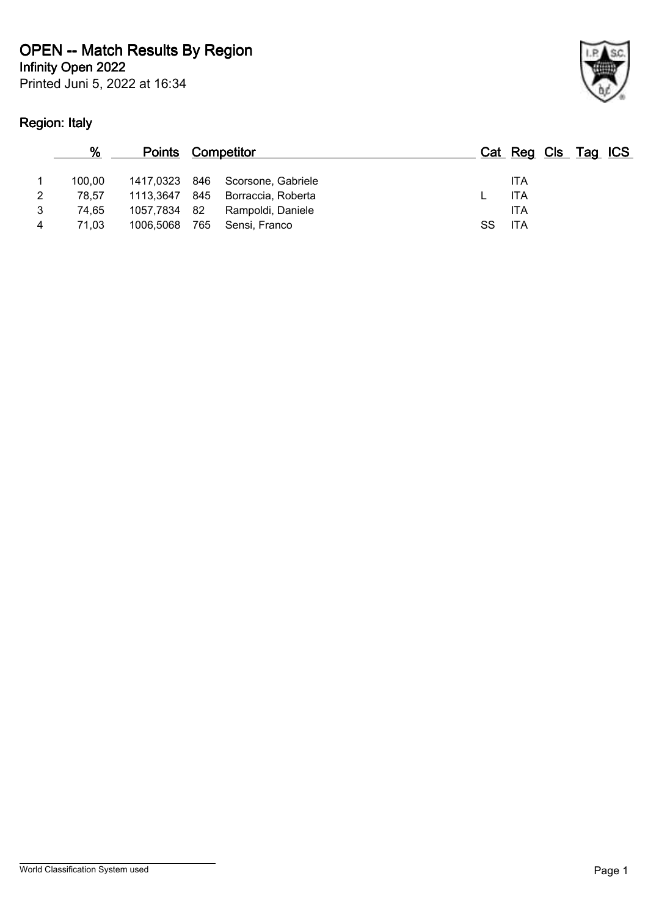# OPEN -- Match Results By Region

**Infinity Open 2022**

Printed Juni 5, 2022 at 16:34

## Region: Italy

| | % | Points | | Competitor | Cat | Reg | Cls | Tag | ICS |
|---|---|---|---|---|---|---|---|---|---|
| 1 | 100,00 | 1417,0323 | 846 | Scorsone, Gabriele | | ITA | | | |
| 2 | 78,57 | 1113,3647 | 845 | Borraccia, Roberta | L | ITA | | | |
| 3 | 74,65 | 1057,7834 | 82 | Rampoldi, Daniele | | ITA | | | |
| 4 | 71,03 | 1006,5068 | 765 | Sensi, Franco | SS | ITA | | | |

World Classification System used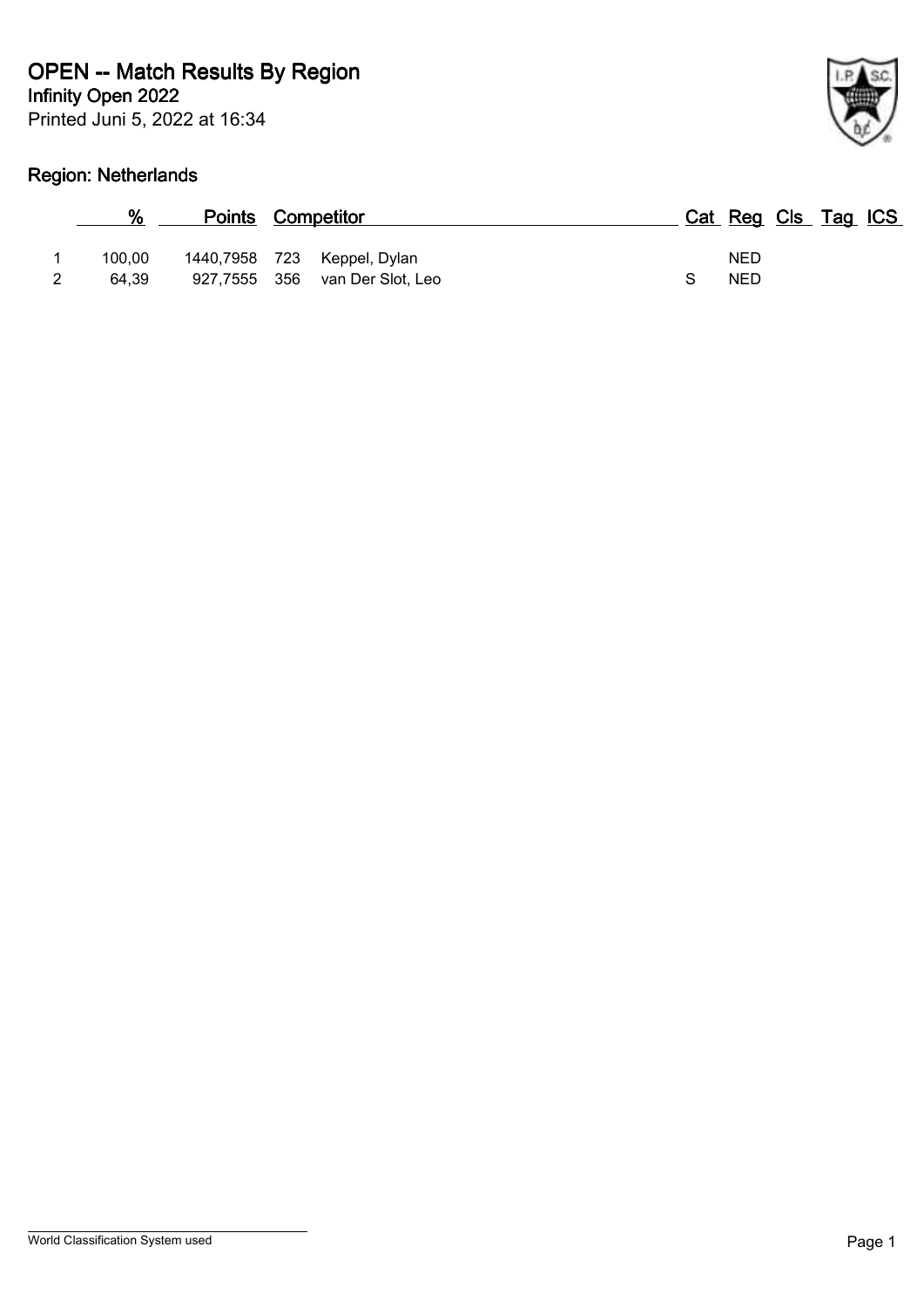# OPEN -- Match Results By Region

**Infinity Open 2022**

Printed Juni 5, 2022 at 16:34

## Region: Netherlands

| | % | Points | | Competitor | Cat | Reg | Cls | Tag | ICS |
|---|---|---|---|---|---|---|---|---|---|
| 1 | 100,00 | 1440,7958 | 723 | Keppel, Dylan | | NED | | | |
| 2 | 64,39 | 927,7555 | 356 | van Der Slot, Leo | S | NED | | | |

World Classification System used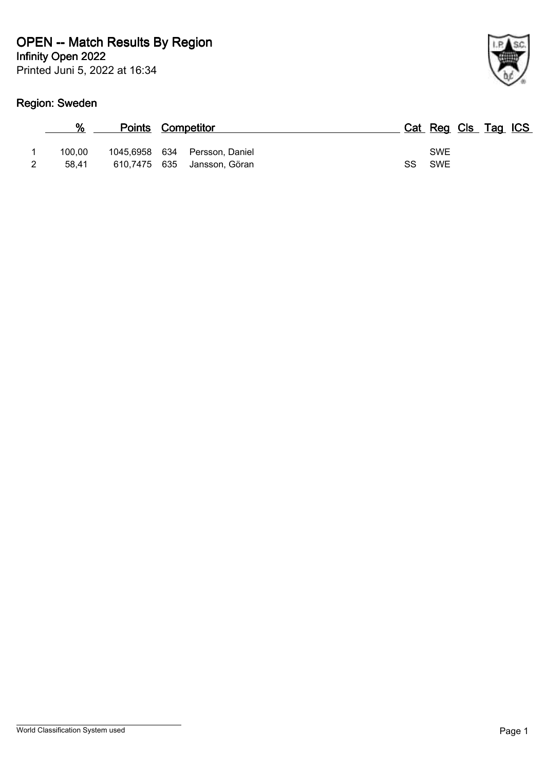# OPEN -- Match Results By Region

**Infinity Open 2022**

Printed Juni 5, 2022 at 16:34

## Region: Sweden

| | % | Points | | Competitor | Cat | Reg | Cls | Tag | ICS |
|---|---|---|---|---|---|---|---|---|---|
| 1 | 100,00 | 1045,6958 | 634 | Persson, Daniel | | SWE | | | |
| 2 | 58,41 | 610,7475 | 635 | Jansson, Göran | SS | SWE | | | |

World Classification System used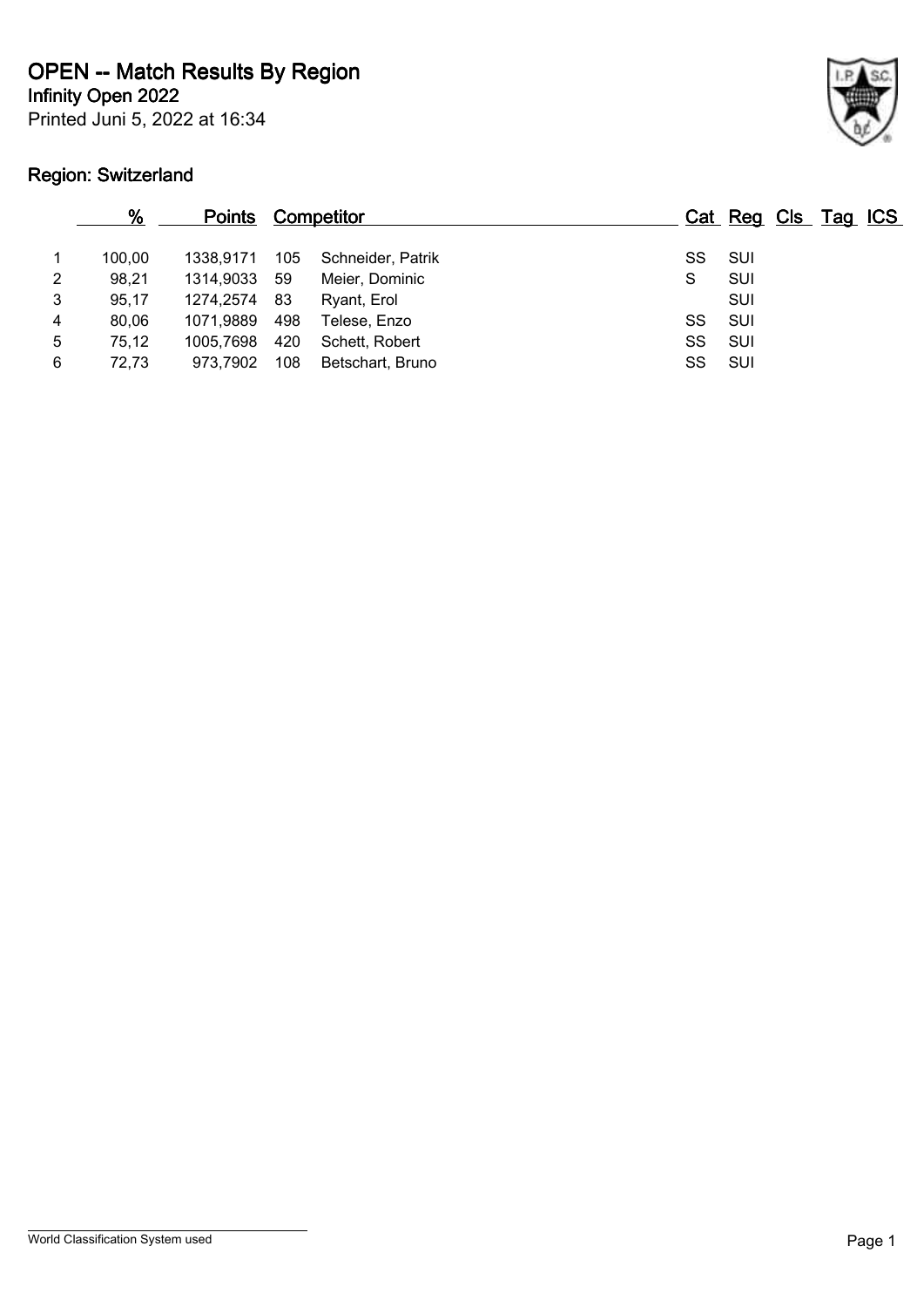# OPEN -- Match Results By Region

**Infinity Open 2022**

Printed Juni 5, 2022 at 16:34

## Region: Switzerland

| | % | Points | Competitor | | Cat | Reg | Cls | Tag | ICS |
|---|---|---|---|---|---|---|---|---|---|
| 1 | 100,00 | 1338,9171 | 105 | Schneider, Patrik | SS | SUI | | | |
| 2 | 98,21 | 1314,9033 | 59 | Meier, Dominic | S | SUI | | | |
| 3 | 95,17 | 1274,2574 | 83 | Ryant, Erol | | SUI | | | |
| 4 | 80,06 | 1071,9889 | 498 | Telese, Enzo | SS | SUI | | | |
| 5 | 75,12 | 1005,7698 | 420 | Schett, Robert | SS | SUI | | | |
| 6 | 72,73 | 973,7902 | 108 | Betschart, Bruno | SS | SUI | | | |

World Classification System used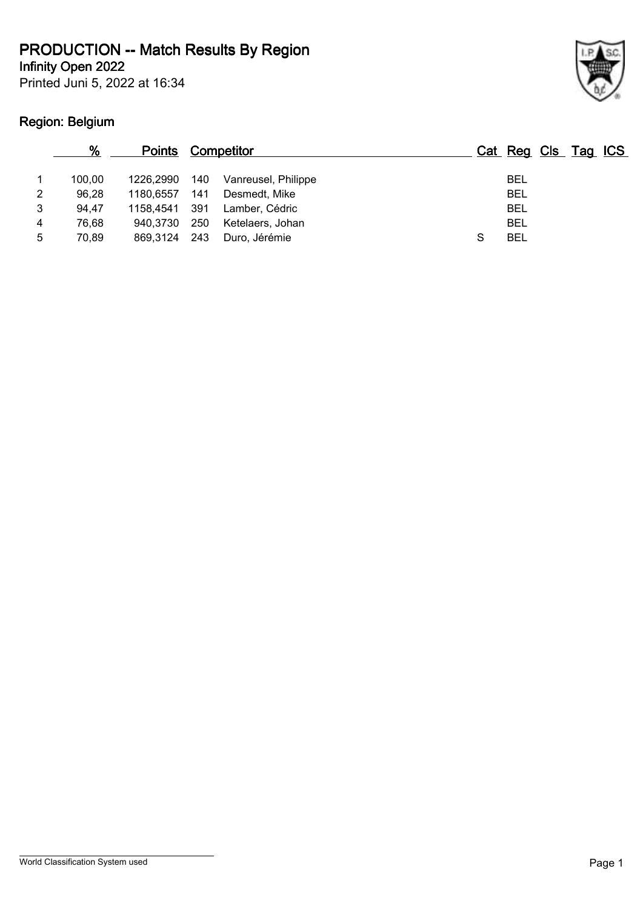# PRODUCTION -- Match Results By Region

**Infinity Open 2022**

Printed Juni 5, 2022 at 16:34

## Region: Belgium

| | % | Points | Competitor | | Cat | Reg | Cls | Tag | ICS |
|---|---|---|---|---|---|---|---|---|---|
| 1 | 100,00 | 1226,2990 | 140 | Vanreusel, Philippe | | BEL | | | |
| 2 | 96,28 | 1180,6557 | 141 | Desmedt, Mike | | BEL | | | |
| 3 | 94,47 | 1158,4541 | 391 | Lamber, Cédric | | BEL | | | |
| 4 | 76,68 | 940,3730 | 250 | Ketelaers, Johan | | BEL | | | |
| 5 | 70,89 | 869,3124 | 243 | Duro, Jérémie | S | BEL | | | |

World Classification System used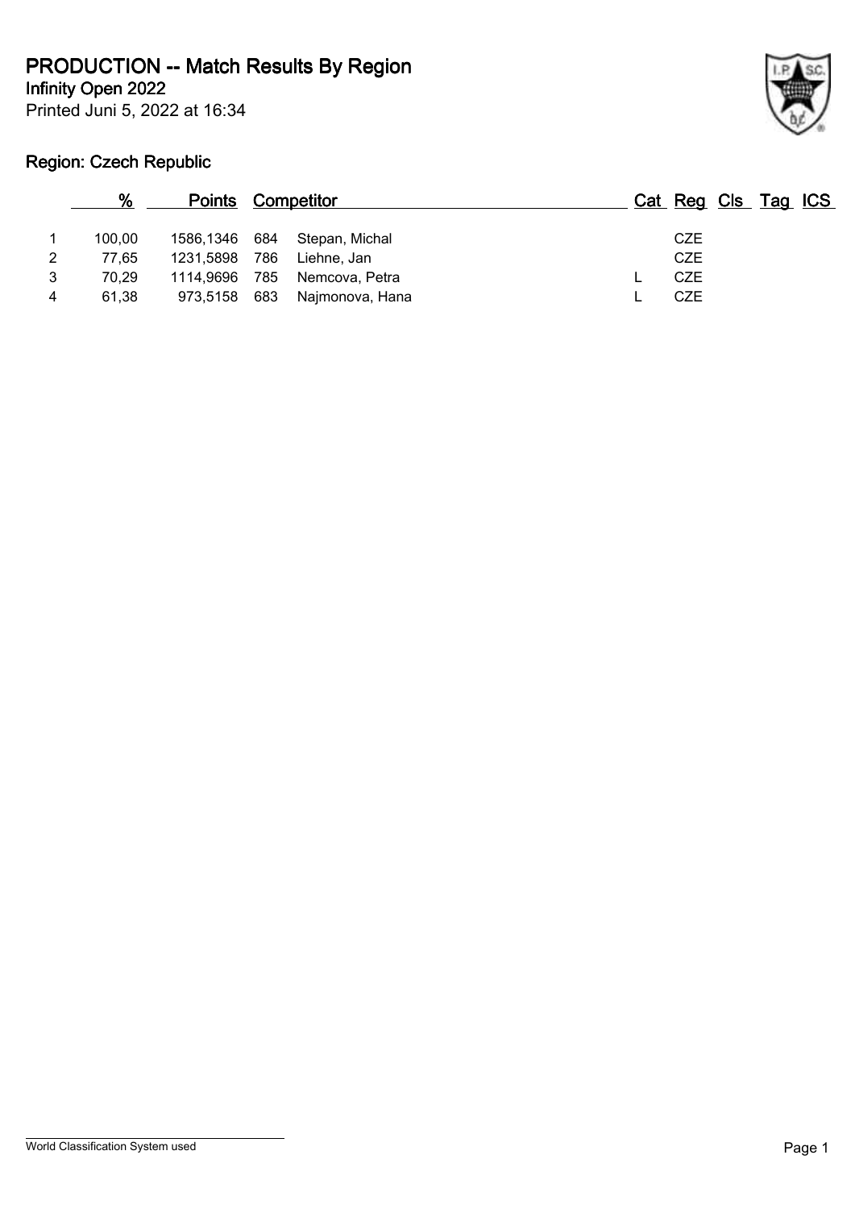# PRODUCTION -- Match Results By Region

**Infinity Open 2022**

Printed Juni 5, 2022 at 16:34

## Region: Czech Republic

| | % | Points | | Competitor | Cat | Reg | Cls | Tag | ICS |
|---|---|---|---|---|---|---|---|---|---|
| 1 | 100,00 | 1586,1346 | 684 | Stepan, Michal | | CZE | | | |
| 2 | 77,65 | 1231,5898 | 786 | Liehne, Jan | | CZE | | | |
| 3 | 70,29 | 1114,9696 | 785 | Nemcova, Petra | L | CZE | | | |
| 4 | 61,38 | 973,5158 | 683 | Najmonova, Hana | L | CZE | | | |

World Classification System used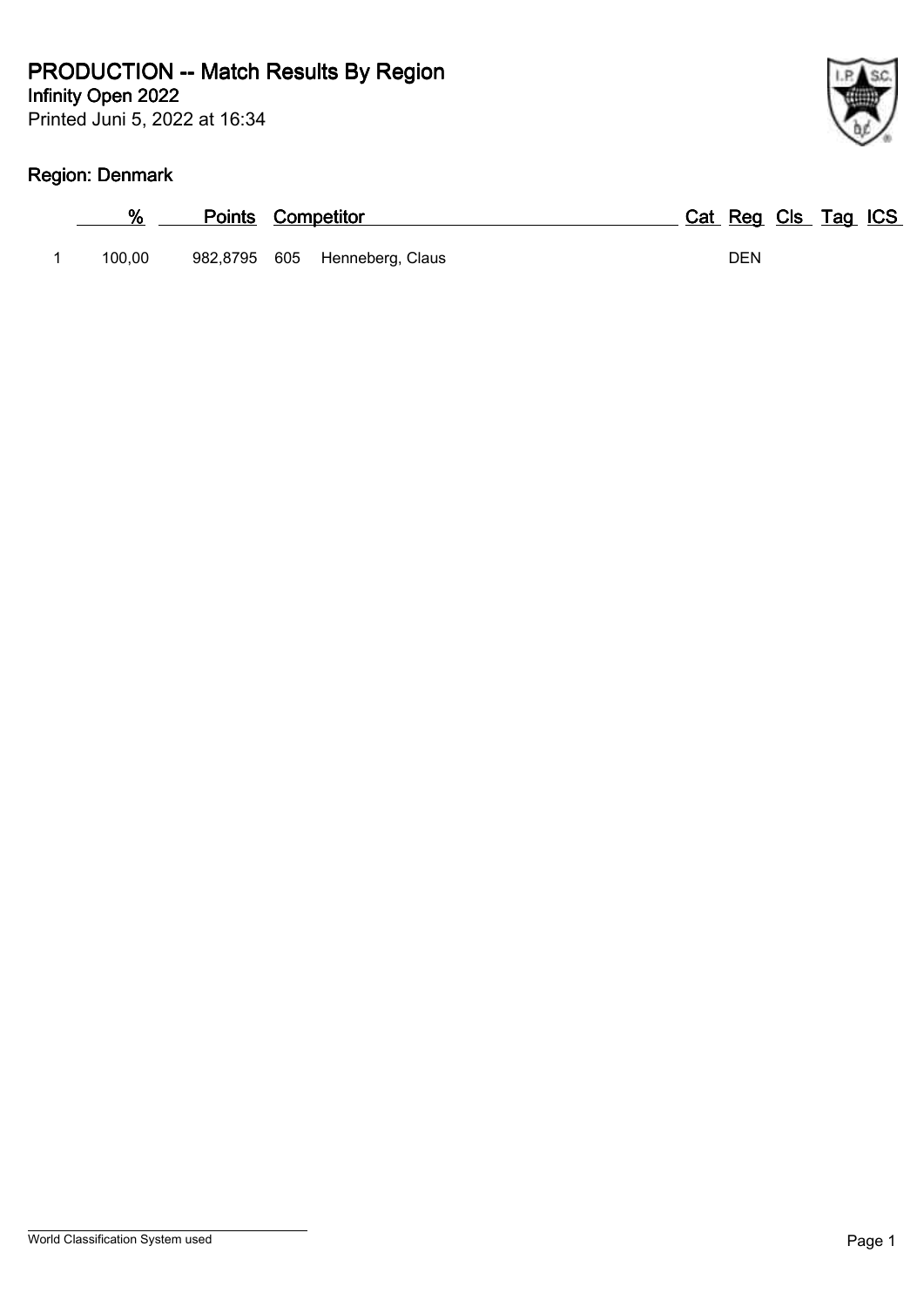# PRODUCTION -- Match Results By Region

**Infinity Open 2022**

Printed Juni 5, 2022 at 16:34

## Region: Denmark

| | % | Points | Competitor | | Cat | Reg | Cls | Tag | ICS |
|---|---|---|---|---|---|---|---|---|---|
| 1 | 100,00 | 982,8795 | 605 | Henneberg, Claus | | DEN | | | |

World Classification System used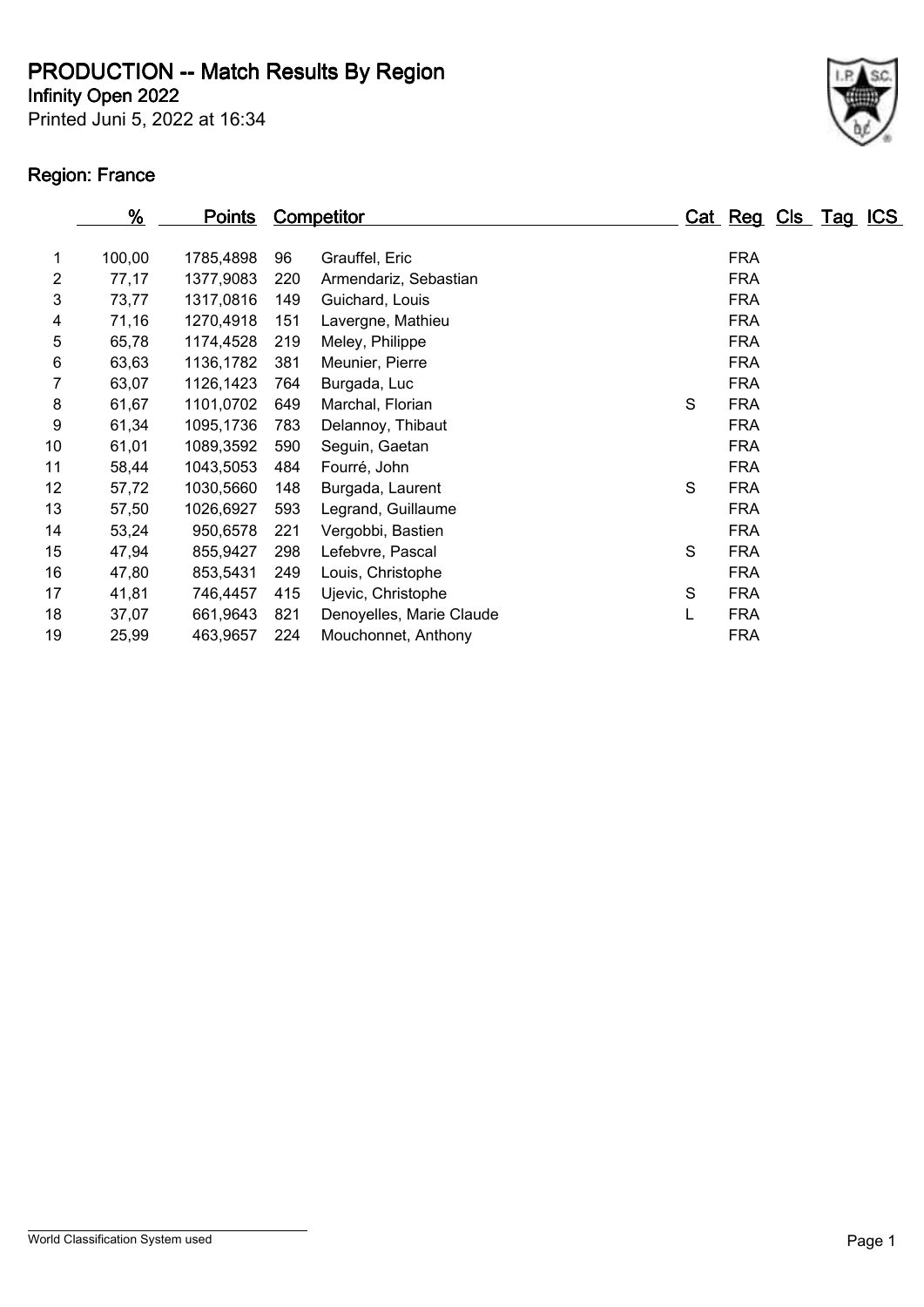# PRODUCTION -- Match Results By Region

**Infinity Open 2022**

Printed Juni 5, 2022 at 16:34

## Region: France

| | % | Points | Competitor | | Cat | Reg | Cls | Tag | ICS |
|---|---|---|---|---|---|---|---|---|---|
| 1 | 100,00 | 1785,4898 | 96 | Grauffel, Eric | | FRA | | | |
| 2 | 77,17 | 1377,9083 | 220 | Armendariz, Sebastian | | FRA | | | |
| 3 | 73,77 | 1317,0816 | 149 | Guichard, Louis | | FRA | | | |
| 4 | 71,16 | 1270,4918 | 151 | Lavergne, Mathieu | | FRA | | | |
| 5 | 65,78 | 1174,4528 | 219 | Meley, Philippe | | FRA | | | |
| 6 | 63,63 | 1136,1782 | 381 | Meunier, Pierre | | FRA | | | |
| 7 | 63,07 | 1126,1423 | 764 | Burgada, Luc | | FRA | | | |
| 8 | 61,67 | 1101,0702 | 649 | Marchal, Florian | S | FRA | | | |
| 9 | 61,34 | 1095,1736 | 783 | Delannoy, Thibaut | | FRA | | | |
| 10 | 61,01 | 1089,3592 | 590 | Seguin, Gaetan | | FRA | | | |
| 11 | 58,44 | 1043,5053 | 484 | Fourré, John | | FRA | | | |
| 12 | 57,72 | 1030,5660 | 148 | Burgada, Laurent | S | FRA | | | |
| 13 | 57,50 | 1026,6927 | 593 | Legrand, Guillaume | | FRA | | | |
| 14 | 53,24 | 950,6578 | 221 | Vergobbi, Bastien | | FRA | | | |
| 15 | 47,94 | 855,9427 | 298 | Lefebvre, Pascal | S | FRA | | | |
| 16 | 47,80 | 853,5431 | 249 | Louis, Christophe | | FRA | | | |
| 17 | 41,81 | 746,4457 | 415 | Ujevic, Christophe | S | FRA | | | |
| 18 | 37,07 | 661,9643 | 821 | Denoyelles, Marie Claude | L | FRA | | | |
| 19 | 25,99 | 463,9657 | 224 | Mouchonnet, Anthony | | FRA | | | |

World Classification System used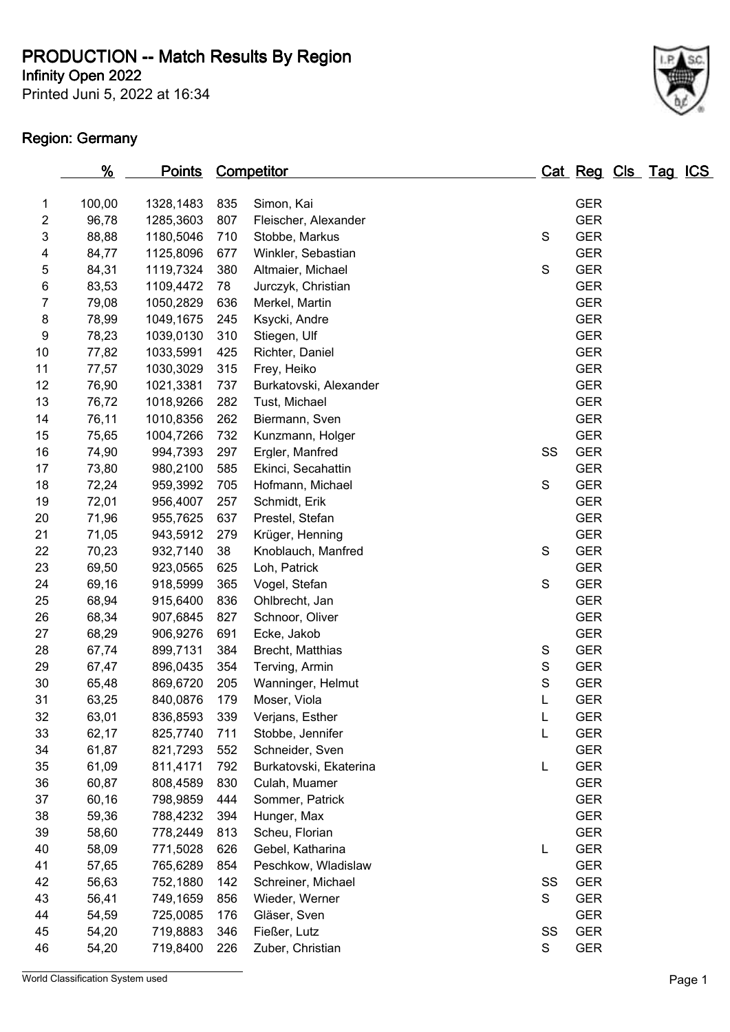# PRODUCTION -- Match Results By Region

**Infinity Open 2022**

Printed Juni 5, 2022 at 16:34

**Region: Germany**

| | % | Points | Competitor | | Cat | Reg | Cls | Tag | ICS |
|---|---|---|---|---|---|---|---|---|---|
| 1 | 100,00 | 1328,1483 | 835 | Simon, Kai | | GER | | | |
| 2 | 96,78 | 1285,3603 | 807 | Fleischer, Alexander | | GER | | | |
| 3 | 88,88 | 1180,5046 | 710 | Stobbe, Markus | S | GER | | | |
| 4 | 84,77 | 1125,8096 | 677 | Winkler, Sebastian | | GER | | | |
| 5 | 84,31 | 1119,7324 | 380 | Altmaier, Michael | S | GER | | | |
| 6 | 83,53 | 1109,4472 | 78 | Jurczyk, Christian | | GER | | | |
| 7 | 79,08 | 1050,2829 | 636 | Merkel, Martin | | GER | | | |
| 8 | 78,99 | 1049,1675 | 245 | Ksycki, Andre | | GER | | | |
| 9 | 78,23 | 1039,0130 | 310 | Stiegen, Ulf | | GER | | | |
| 10 | 77,82 | 1033,5991 | 425 | Richter, Daniel | | GER | | | |
| 11 | 77,57 | 1030,3029 | 315 | Frey, Heiko | | GER | | | |
| 12 | 76,90 | 1021,3381 | 737 | Burkatovski, Alexander | | GER | | | |
| 13 | 76,72 | 1018,9266 | 282 | Tust, Michael | | GER | | | |
| 14 | 76,11 | 1010,8356 | 262 | Biermann, Sven | | GER | | | |
| 15 | 75,65 | 1004,7266 | 732 | Kunzmann, Holger | | GER | | | |
| 16 | 74,90 | 994,7393 | 297 | Ergler, Manfred | SS | GER | | | |
| 17 | 73,80 | 980,2100 | 585 | Ekinci, Secahattin | | GER | | | |
| 18 | 72,24 | 959,3992 | 705 | Hofmann, Michael | S | GER | | | |
| 19 | 72,01 | 956,4007 | 257 | Schmidt, Erik | | GER | | | |
| 20 | 71,96 | 955,7625 | 637 | Prestel, Stefan | | GER | | | |
| 21 | 71,05 | 943,5912 | 279 | Krüger, Henning | | GER | | | |
| 22 | 70,23 | 932,7140 | 38 | Knoblauch, Manfred | S | GER | | | |
| 23 | 69,50 | 923,0565 | 625 | Loh, Patrick | | GER | | | |
| 24 | 69,16 | 918,5999 | 365 | Vogel, Stefan | S | GER | | | |
| 25 | 68,94 | 915,6400 | 836 | Ohlbrecht, Jan | | GER | | | |
| 26 | 68,34 | 907,6845 | 827 | Schnoor, Oliver | | GER | | | |
| 27 | 68,29 | 906,9276 | 691 | Ecke, Jakob | | GER | | | |
| 28 | 67,74 | 899,7131 | 384 | Brecht, Matthias | S | GER | | | |
| 29 | 67,47 | 896,0435 | 354 | Terving, Armin | S | GER | | | |
| 30 | 65,48 | 869,6720 | 205 | Wanninger, Helmut | S | GER | | | |
| 31 | 63,25 | 840,0876 | 179 | Moser, Viola | L | GER | | | |
| 32 | 63,01 | 836,8593 | 339 | Verjans, Esther | L | GER | | | |
| 33 | 62,17 | 825,7740 | 711 | Stobbe, Jennifer | L | GER | | | |
| 34 | 61,87 | 821,7293 | 552 | Schneider, Sven | | GER | | | |
| 35 | 61,09 | 811,4171 | 792 | Burkatovski, Ekaterina | L | GER | | | |
| 36 | 60,87 | 808,4589 | 830 | Culah, Muamer | | GER | | | |
| 37 | 60,16 | 798,9859 | 444 | Sommer, Patrick | | GER | | | |
| 38 | 59,36 | 788,4232 | 394 | Hunger, Max | | GER | | | |
| 39 | 58,60 | 778,2449 | 813 | Scheu, Florian | | GER | | | |
| 40 | 58,09 | 771,5028 | 626 | Gebel, Katharina | L | GER | | | |
| 41 | 57,65 | 765,6289 | 854 | Peschkow, Wladislaw | | GER | | | |
| 42 | 56,63 | 752,1880 | 142 | Schreiner, Michael | SS | GER | | | |
| 43 | 56,41 | 749,1659 | 856 | Wieder, Werner | S | GER | | | |
| 44 | 54,59 | 725,0085 | 176 | Gläser, Sven | | GER | | | |
| 45 | 54,20 | 719,8883 | 346 | Fießer, Lutz | SS | GER | | | |
| 46 | 54,20 | 719,8400 | 226 | Zuber, Christian | S | GER | | | |

World Classification System used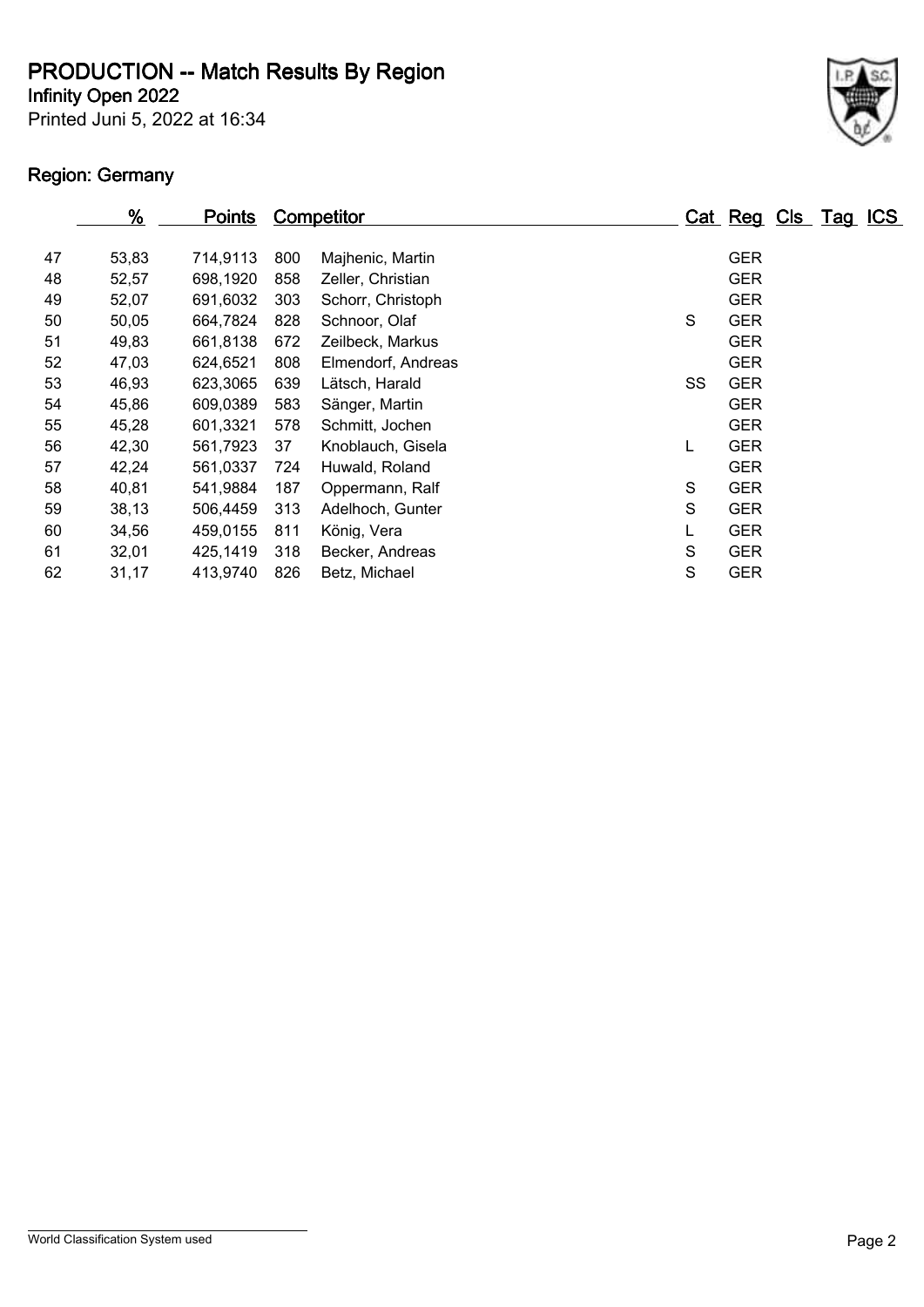# PRODUCTION -- Match Results By Region

**Infinity Open 2022**

Printed Juni 5, 2022 at 16:34

**Region: Germany**

| | % | Points | Competitor | | Cat | Reg | Cls | Tag | ICS |
|---|---|---|---|---|---|---|---|---|---|
| 47 | 53,83 | 714,9113 | 800 | Majhenic, Martin | | GER | | | |
| 48 | 52,57 | 698,1920 | 858 | Zeller, Christian | | GER | | | |
| 49 | 52,07 | 691,6032 | 303 | Schorr, Christoph | | GER | | | |
| 50 | 50,05 | 664,7824 | 828 | Schnoor, Olaf | S | GER | | | |
| 51 | 49,83 | 661,8138 | 672 | Zeilbeck, Markus | | GER | | | |
| 52 | 47,03 | 624,6521 | 808 | Elmendorf, Andreas | | GER | | | |
| 53 | 46,93 | 623,3065 | 639 | Lätsch, Harald | SS | GER | | | |
| 54 | 45,86 | 609,0389 | 583 | Sänger, Martin | | GER | | | |
| 55 | 45,28 | 601,3321 | 578 | Schmitt, Jochen | | GER | | | |
| 56 | 42,30 | 561,7923 | 37 | Knoblauch, Gisela | L | GER | | | |
| 57 | 42,24 | 561,0337 | 724 | Huwald, Roland | | GER | | | |
| 58 | 40,81 | 541,9884 | 187 | Oppermann, Ralf | S | GER | | | |
| 59 | 38,13 | 506,4459 | 313 | Adelhoch, Gunter | S | GER | | | |
| 60 | 34,56 | 459,0155 | 811 | König, Vera | L | GER | | | |
| 61 | 32,01 | 425,1419 | 318 | Becker, Andreas | S | GER | | | |
| 62 | 31,17 | 413,9740 | 826 | Betz, Michael | S | GER | | | |

World Classification System used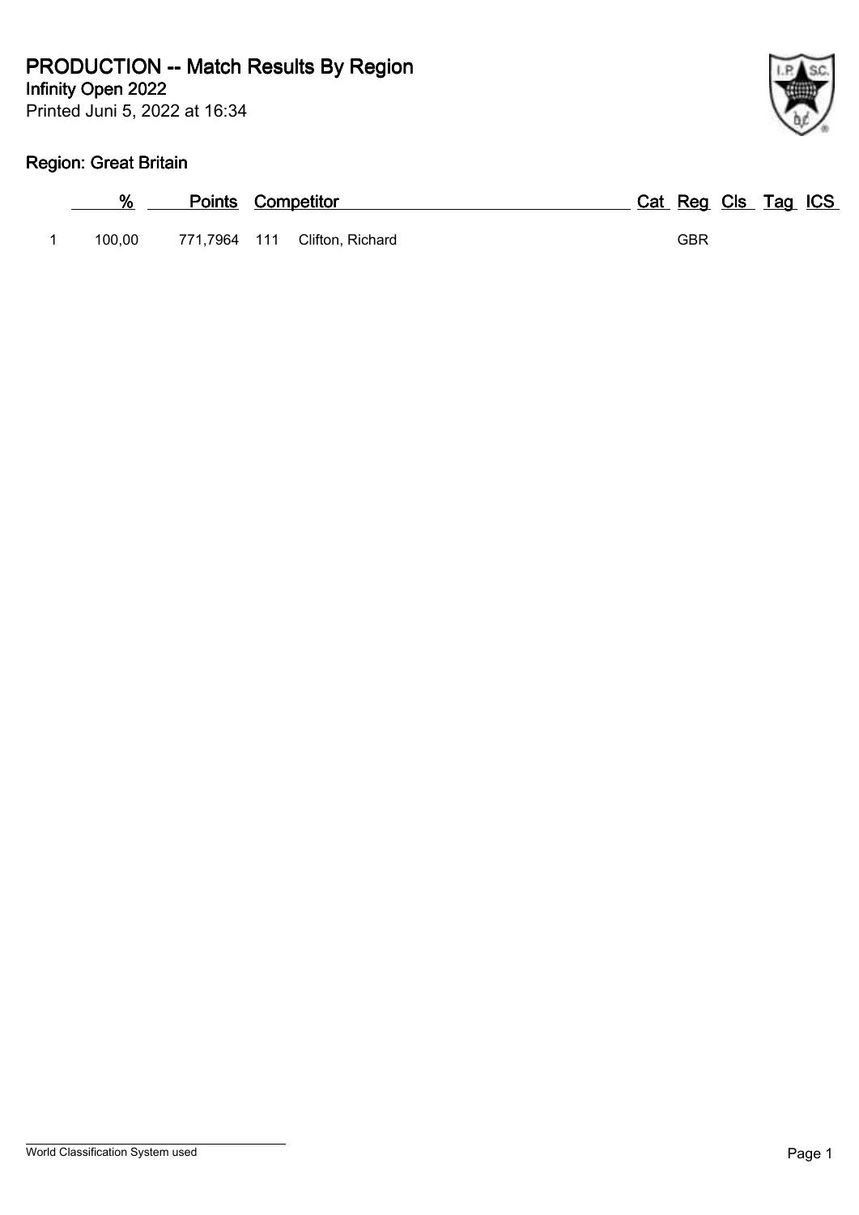# PRODUCTION -- Match Results By Region

**Infinity Open 2022**

Printed Juni 5, 2022 at 16:34

## Region: Great Britain

| | % | Points | Competitor | | Cat | Reg | Cls | Tag | ICS |
|---|---|---|---|---|---|---|---|---|---|
| 1 | 100,00 | 771,7964 | 111 | Clifton, Richard | | GBR | | | |

World Classification System used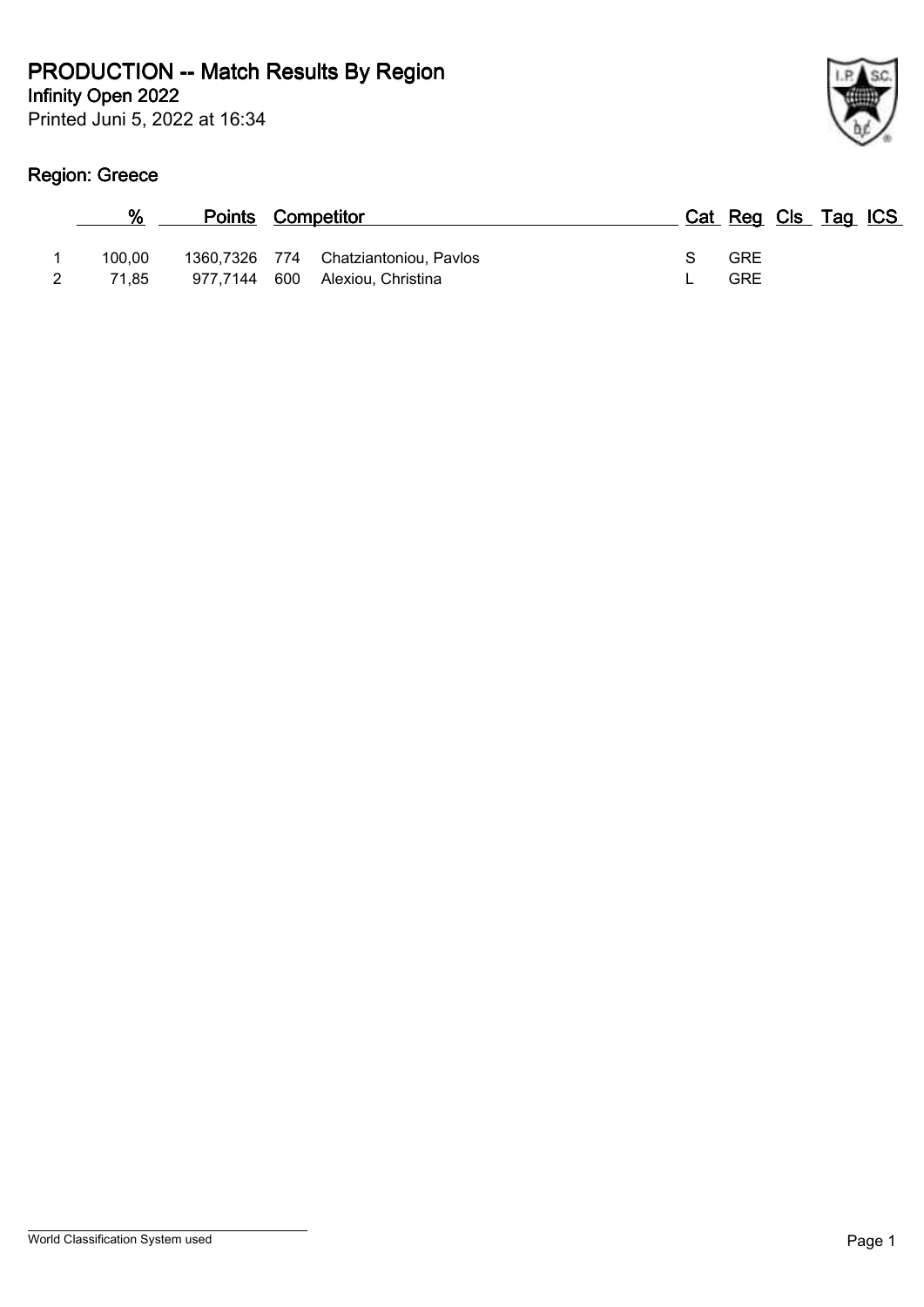# PRODUCTION -- Match Results By Region

**Infinity Open 2022**

Printed Juni 5, 2022 at 16:34

## Region: Greece

| | % | Points | Competitor | | Cat | Reg | Cls | Tag | ICS |
|---|---|---|---|---|---|---|---|---|---|
| 1 | 100,00 | 1360,7326 | 774 | Chatziantoniou, Pavlos | S | GRE | | | |
| 2 | 71,85 | 977,7144 | 600 | Alexiou, Christina | L | GRE | | | |

World Classification System used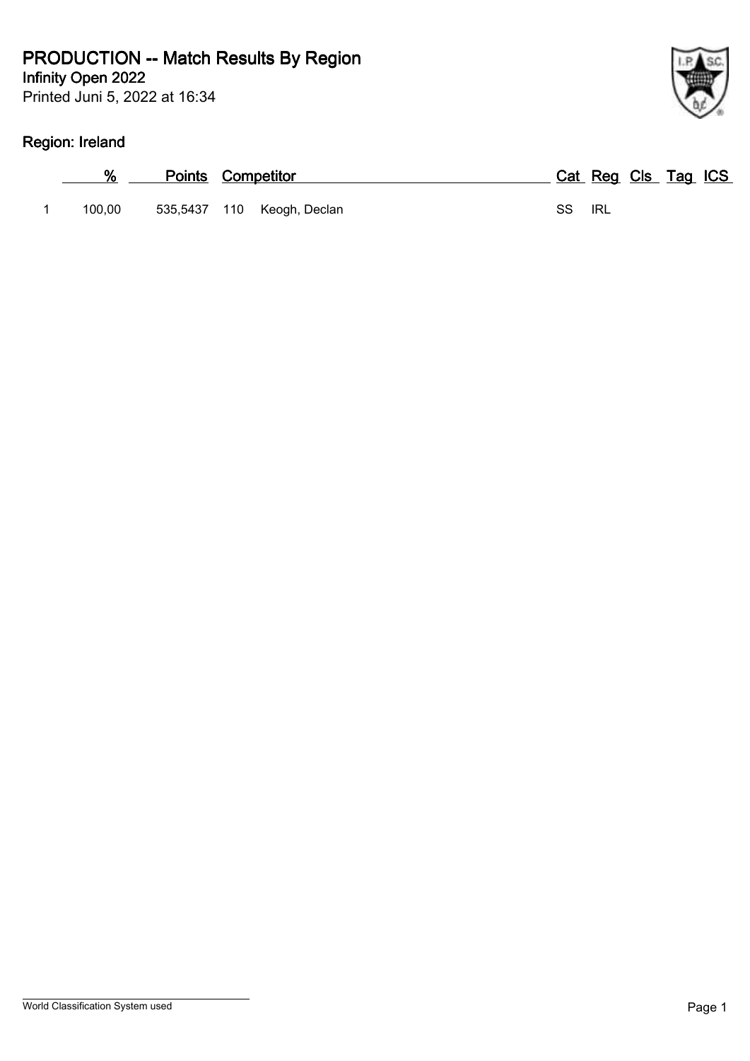# PRODUCTION -- Match Results By Region

**Infinity Open 2022**

Printed Juni 5, 2022 at 16:34

## Region: Ireland

| | % | Points | Competitor | | Cat | Reg | Cls | Tag | ICS |
|---|---|---|---|---|---|---|---|---|---|
| 1 | 100,00 | 535,5437 | 110 | Keogh, Declan | SS | IRL | | | |

World Classification System used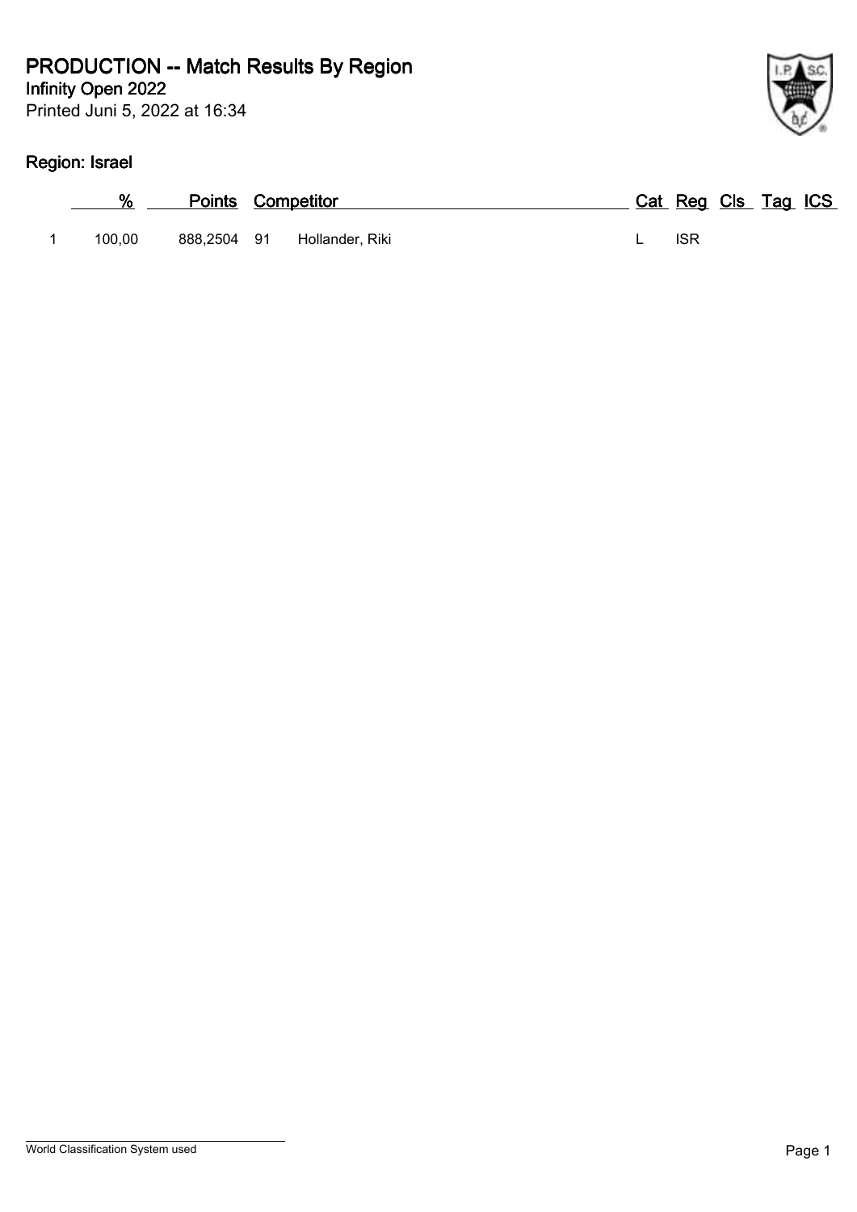# PRODUCTION -- Match Results By Region

## Infinity Open 2022

Printed Juni 5, 2022 at 16:34

### Region: Israel

| | % | Points | Competitor | | Cat | Reg | Cls | Tag | ICS |
|---|---|---|---|---|---|---|---|---|---|
| 1 | 100,00 | 888,2504 | 91 | Hollander, Riki | L | ISR | | | |

World Classification System used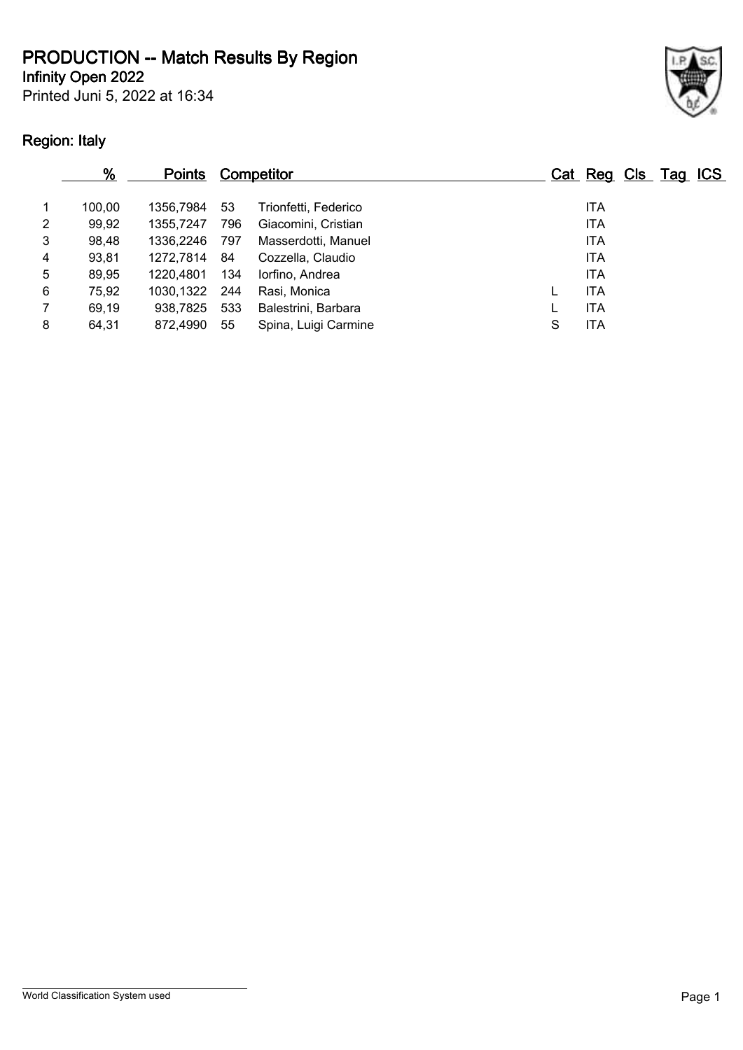# PRODUCTION -- Match Results By Region

**Infinity Open 2022**

Printed Juni 5, 2022 at 16:34

## Region: Italy

| | % | Points | Competitor | | Cat | Reg | Cls | Tag | ICS |
|---|---|---|---|---|---|---|---|---|---|
| 1 | 100,00 | 1356,7984 | 53 | Trionfetti, Federico | | ITA | | | |
| 2 | 99,92 | 1355,7247 | 796 | Giacomini, Cristian | | ITA | | | |
| 3 | 98,48 | 1336,2246 | 797 | Masserdotti, Manuel | | ITA | | | |
| 4 | 93,81 | 1272,7814 | 84 | Cozzella, Claudio | | ITA | | | |
| 5 | 89,95 | 1220,4801 | 134 | Iorfino, Andrea | | ITA | | | |
| 6 | 75,92 | 1030,1322 | 244 | Rasi, Monica | L | ITA | | | |
| 7 | 69,19 | 938,7825 | 533 | Balestrini, Barbara | L | ITA | | | |
| 8 | 64,31 | 872,4990 | 55 | Spina, Luigi Carmine | S | ITA | | | |

World Classification System used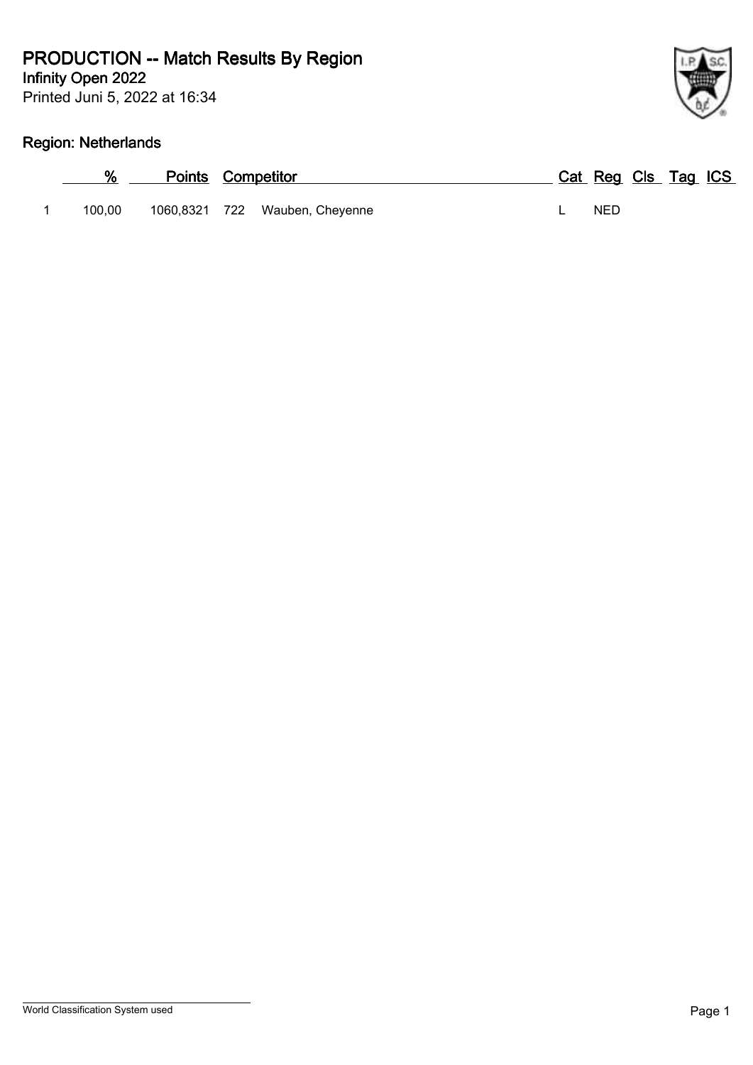# PRODUCTION -- Match Results By Region

**Infinity Open 2022**

Printed Juni 5, 2022 at 16:34

## Region: Netherlands

| | % | Points | | Competitor | Cat | Reg | Cls | Tag | ICS |
|---|---|---|---|---|---|---|---|---|---|
| 1 | 100,00 | 1060,8321 | 722 | Wauben, Cheyenne | L | NED | | | |

World Classification System used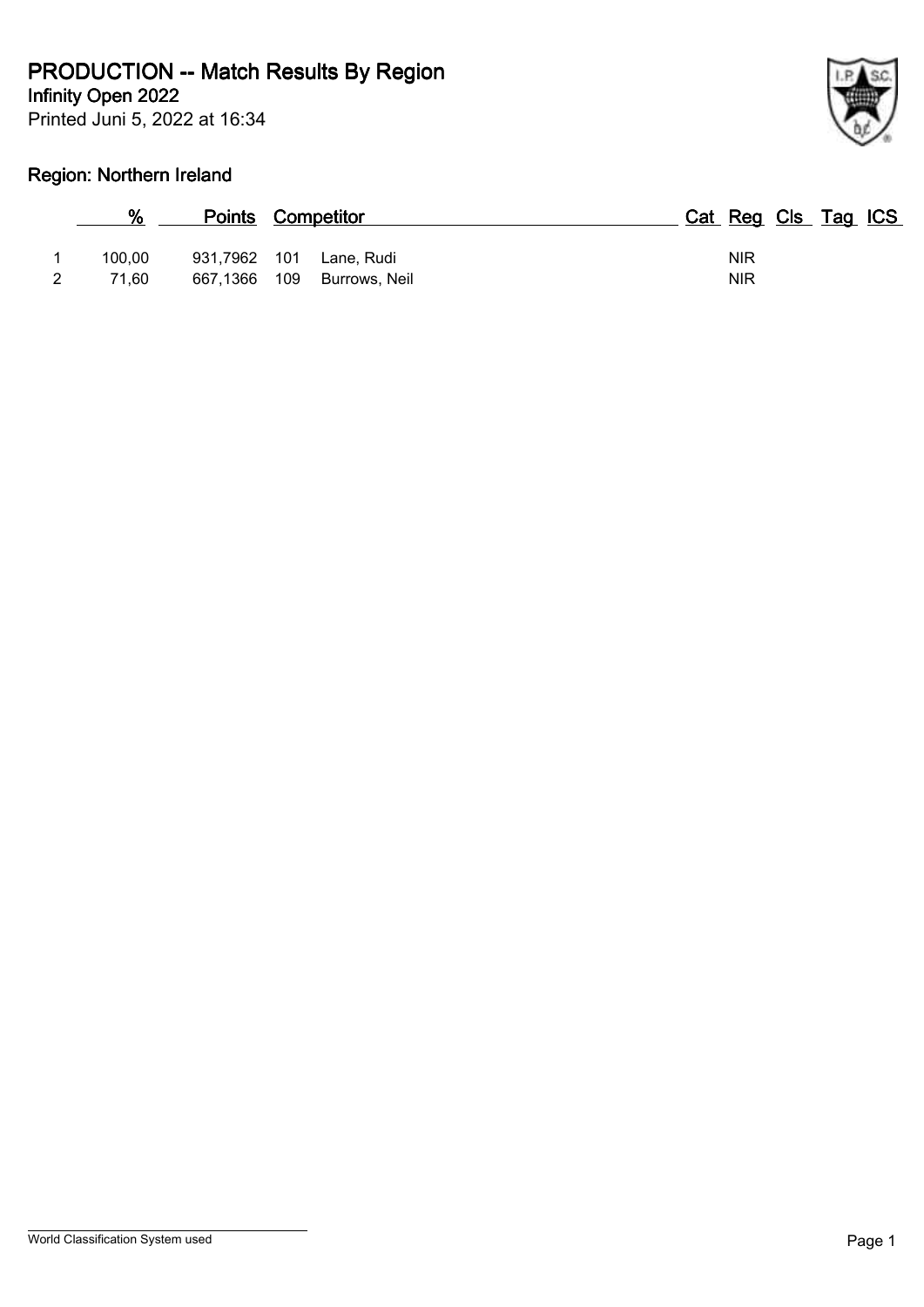# PRODUCTION -- Match Results By Region

**Infinity Open 2022**

Printed Juni 5, 2022 at 16:34

## Region: Northern Ireland

| | % | Points | Competitor | | Cat | Reg | Cls | Tag | ICS |
|---|---|---|---|---|---|---|---|---|---|
| 1 | 100,00 | 931,7962 | 101 | Lane, Rudi | | NIR | | | |
| 2 | 71,60 | 667,1366 | 109 | Burrows, Neil | | NIR | | | |

World Classification System used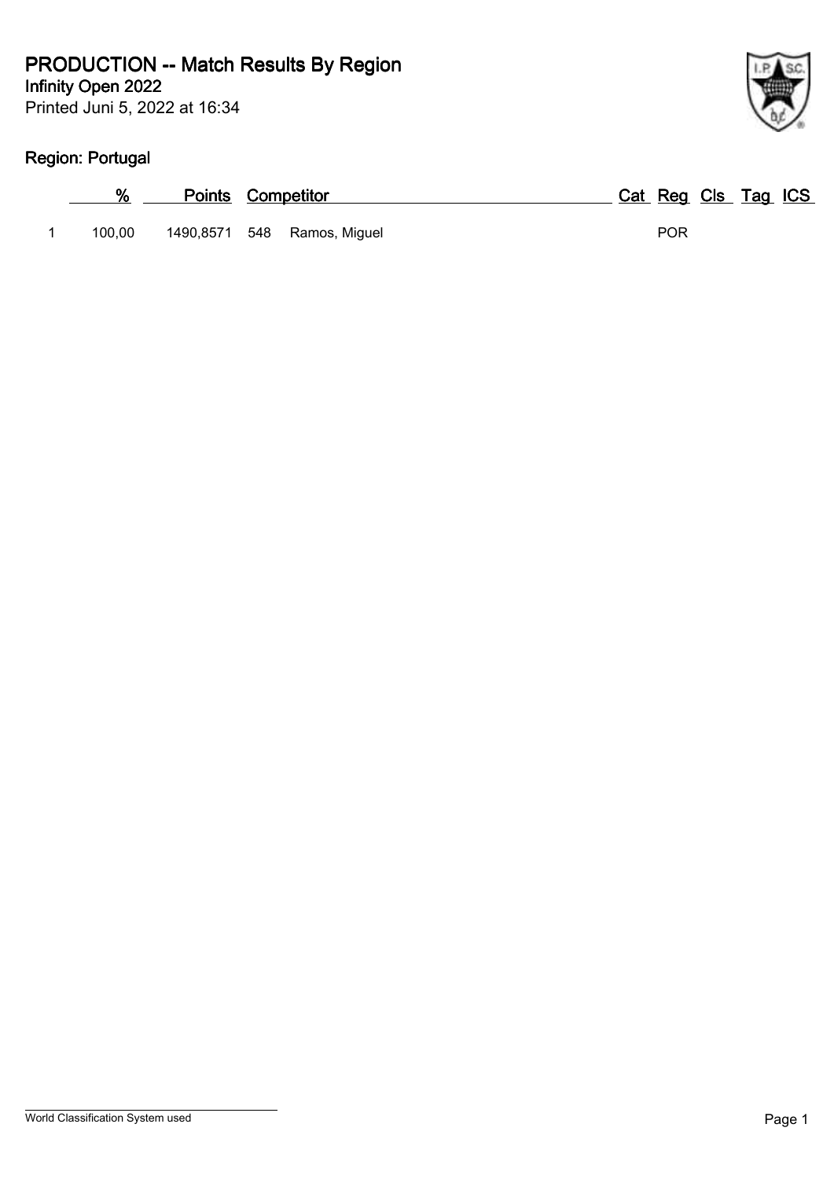# PRODUCTION -- Match Results By Region

**Infinity Open 2022**

Printed Juni 5, 2022 at 16:34

## Region: Portugal

| | % | Points | Competitor | | Cat | Reg | Cls | Tag | ICS |
|---|---|---|---|---|---|---|---|---|---|
| 1 | 100,00 | 1490,8571 | 548 | Ramos, Miguel | | POR | | | |

World Classification System used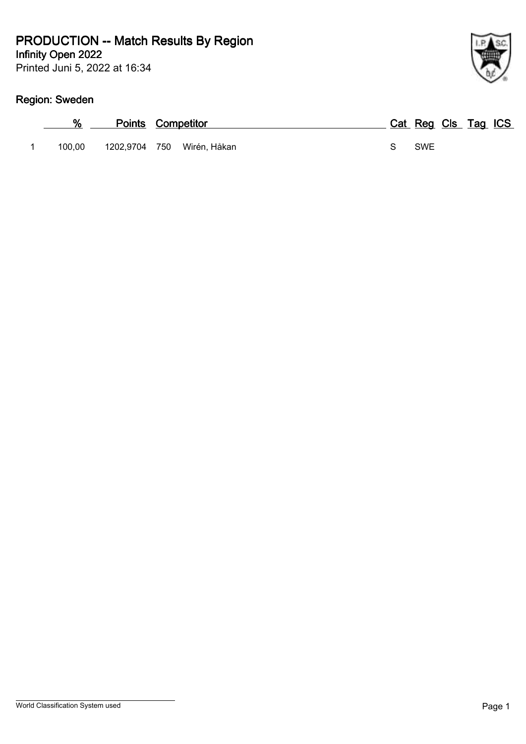# PRODUCTION -- Match Results By Region

## Infinity Open 2022

Printed Juni 5, 2022 at 16:34

### Region: Sweden

| | % | Points | Competitor | | Cat | Reg | Cls | Tag | ICS |
|---|---|---|---|---|---|---|---|---|---|
| 1 | 100,00 | 1202,9704 | 750 | Wirén, Håkan | S | SWE | | | |

World Classification System used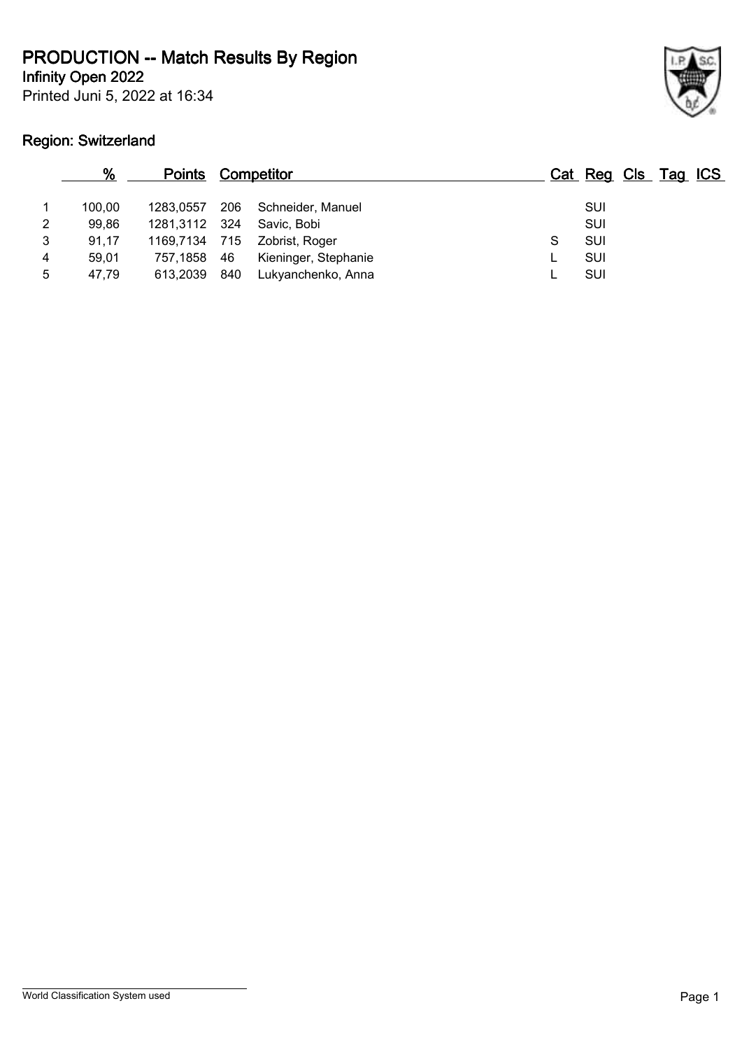# PRODUCTION -- Match Results By Region

**Infinity Open 2022**

Printed Juni 5, 2022 at 16:34

## Region: Switzerland

| | % | Points | | Competitor | Cat | Reg | Cls | Tag | ICS |
|---|---|---|---|---|---|---|---|---|---|
| 1 | 100,00 | 1283,0557 | 206 | Schneider, Manuel | | SUI | | | |
| 2 | 99,86 | 1281,3112 | 324 | Savic, Bobi | | SUI | | | |
| 3 | 91,17 | 1169,7134 | 715 | Zobrist, Roger | S | SUI | | | |
| 4 | 59,01 | 757,1858 | 46 | Kieninger, Stephanie | L | SUI | | | |
| 5 | 47,79 | 613,2039 | 840 | Lukyanchenko, Anna | L | SUI | | | |

World Classification System used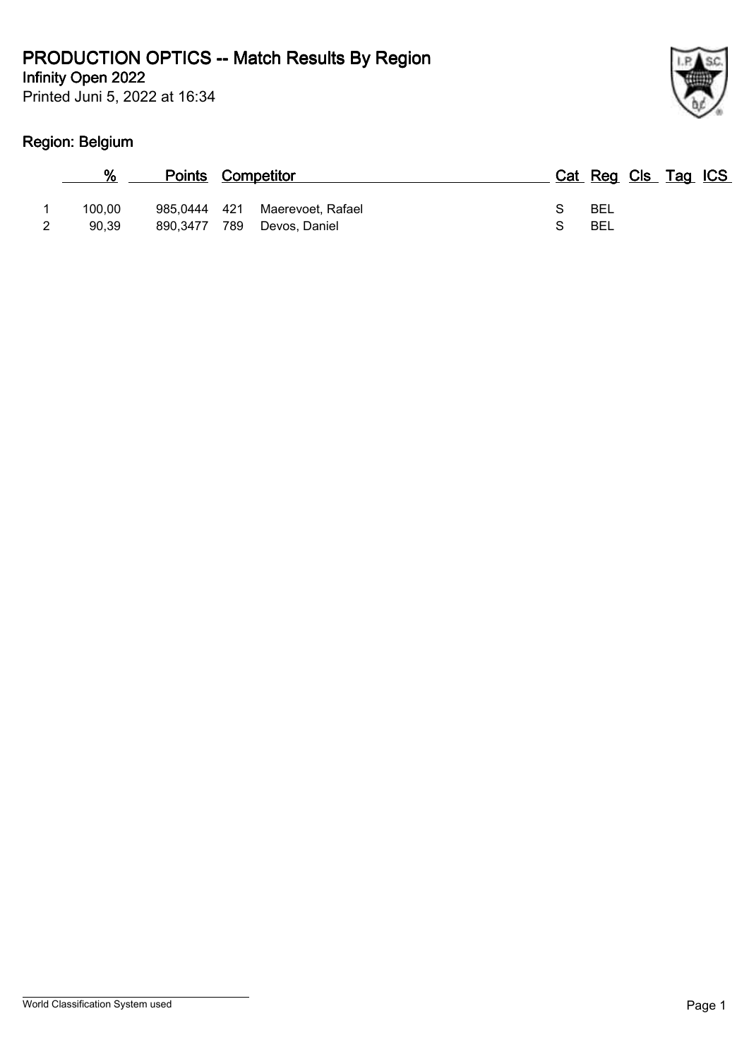# PRODUCTION OPTICS -- Match Results By Region

**Infinity Open 2022**

Printed Juni 5, 2022 at 16:34

## Region: Belgium

| | % | Points | | Competitor | Cat | Reg | Cls | Tag | ICS |
|---|---|---|---|---|---|---|---|---|---|
| 1 | 100,00 | 985,0444 | 421 | Maerevoet, Rafael | S | BEL | | | |
| 2 | 90,39 | 890,3477 | 789 | Devos, Daniel | S | BEL | | | |

World Classification System used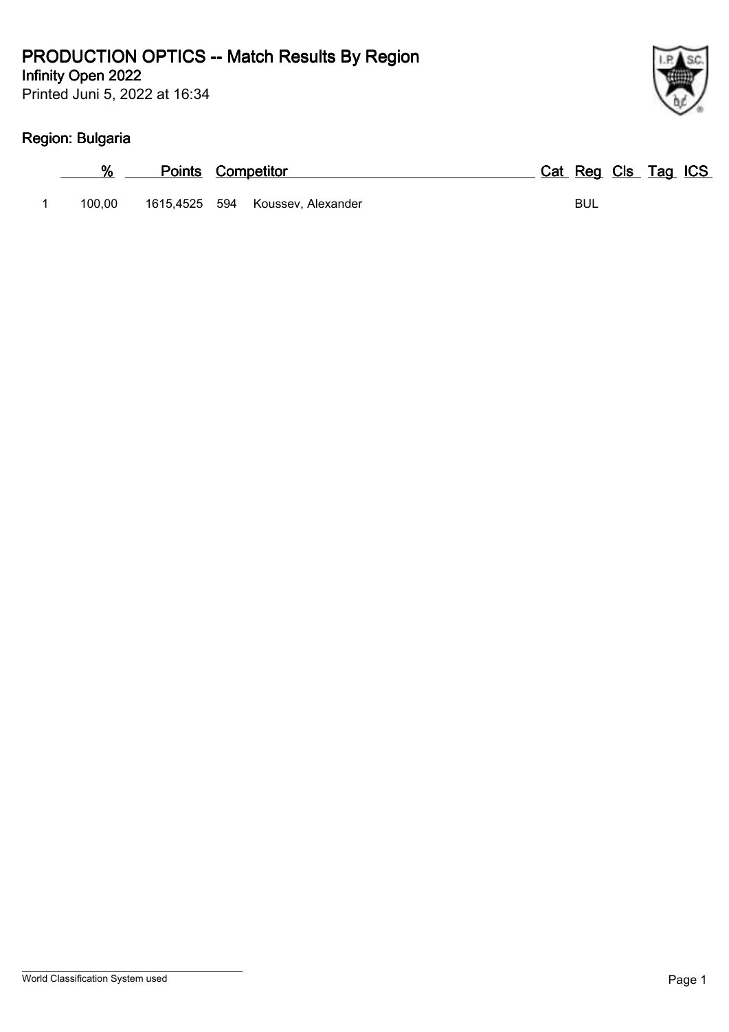# PRODUCTION OPTICS -- Match Results By Region

**Infinity Open 2022**

Printed Juni 5, 2022 at 16:34

## Region: Bulgaria

| | % | Points | | Competitor | Cat | Reg | Cls | Tag | ICS |
|---|---|---|---|---|---|---|---|---|---|
| 1 | 100,00 | 1615,4525 | 594 | Koussev, Alexander | | BUL | | | |

World Classification System used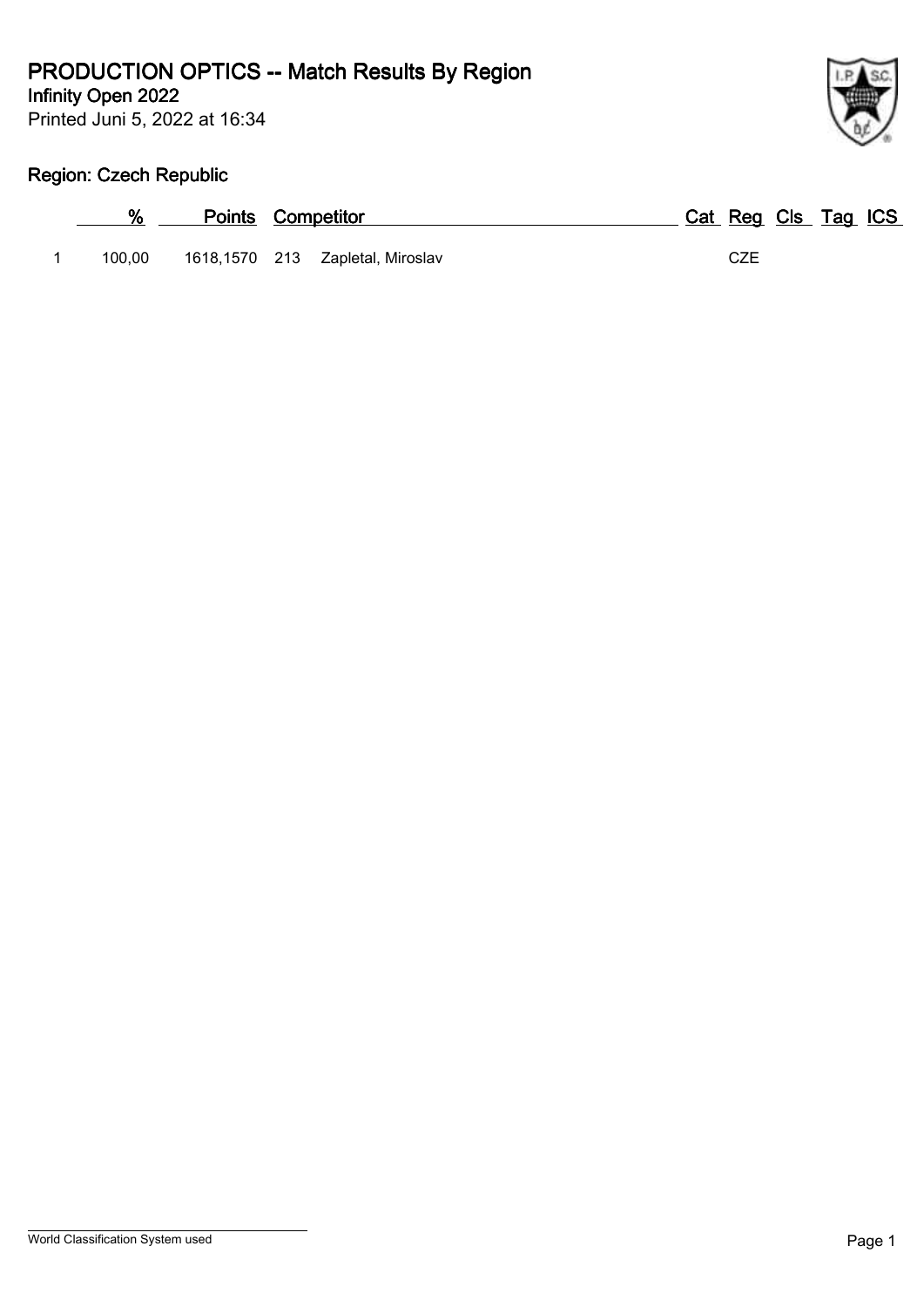# PRODUCTION OPTICS -- Match Results By Region

**Infinity Open 2022**

Printed Juni 5, 2022 at 16:34

## Region: Czech Republic

| | % | Points | Competitor | | Cat | Reg | Cls | Tag | ICS |
|---|---|---|---|---|---|---|---|---|---|
| 1 | 100,00 | 1618,1570 | 213 | Zapletal, Miroslav | | CZE | | | |

World Classification System used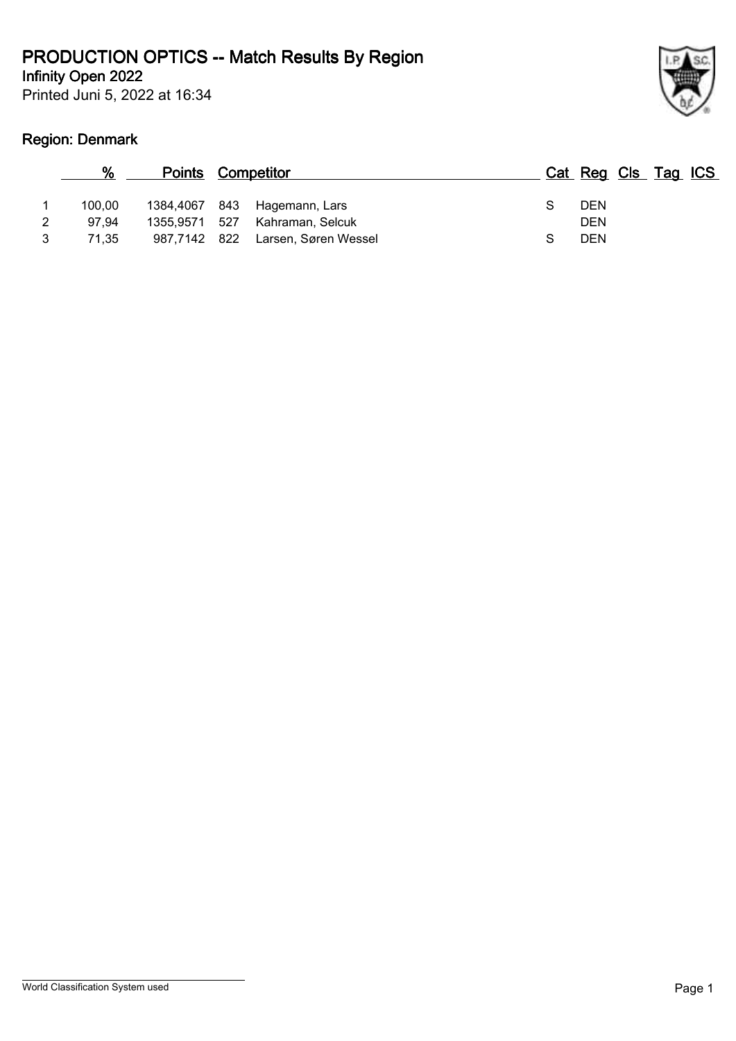# PRODUCTION OPTICS -- Match Results By Region

**Infinity Open 2022**

Printed Juni 5, 2022 at 16:34

## Region: Denmark

| | % | Points | | Competitor | Cat | Reg | Cls | Tag | ICS |
|---|---|---|---|---|---|---|---|---|---|
| 1 | 100,00 | 1384,4067 | 843 | Hagemann, Lars | S | DEN | | | |
| 2 | 97,94 | 1355,9571 | 527 | Kahraman, Selcuk | | DEN | | | |
| 3 | 71,35 | 987,7142 | 822 | Larsen, Søren Wessel | S | DEN | | | |

World Classification System used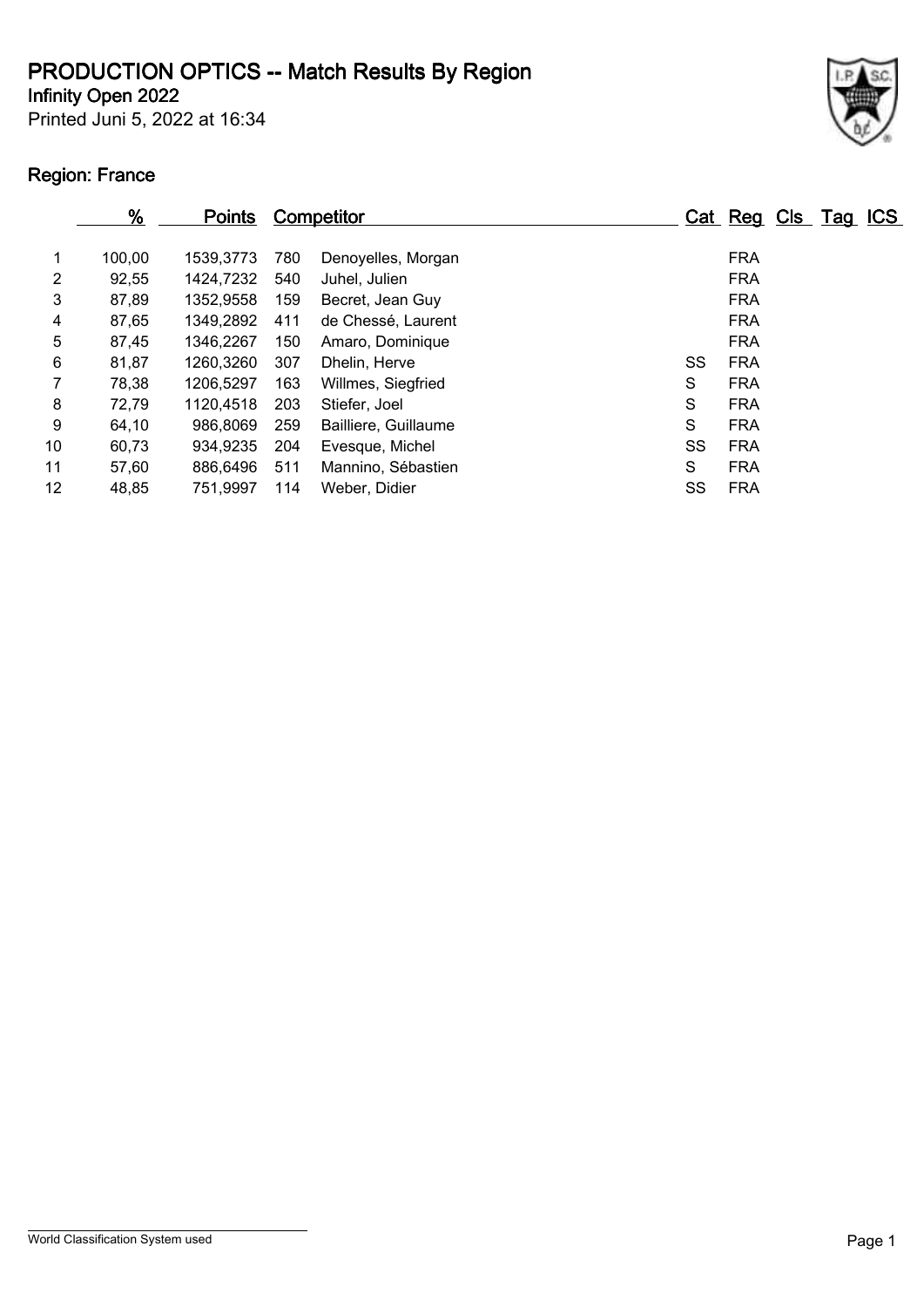# PRODUCTION OPTICS -- Match Results By Region

**Infinity Open 2022**

Printed Juni 5, 2022 at 16:34

## Region: France

| | % | Points | Competitor | | Cat | Reg | Cls | Tag | ICS |
|---|---|---|---|---|---|---|---|---|---|
| 1 | 100,00 | 1539,3773 | 780 | Denoyelles, Morgan | | FRA | | | |
| 2 | 92,55 | 1424,7232 | 540 | Juhel, Julien | | FRA | | | |
| 3 | 87,89 | 1352,9558 | 159 | Becret, Jean Guy | | FRA | | | |
| 4 | 87,65 | 1349,2892 | 411 | de Chessé, Laurent | | FRA | | | |
| 5 | 87,45 | 1346,2267 | 150 | Amaro, Dominique | | FRA | | | |
| 6 | 81,87 | 1260,3260 | 307 | Dhelin, Herve | SS | FRA | | | |
| 7 | 78,38 | 1206,5297 | 163 | Willmes, Siegfried | S | FRA | | | |
| 8 | 72,79 | 1120,4518 | 203 | Stiefer, Joel | S | FRA | | | |
| 9 | 64,10 | 986,8069 | 259 | Bailliere, Guillaume | S | FRA | | | |
| 10 | 60,73 | 934,9235 | 204 | Evesque, Michel | SS | FRA | | | |
| 11 | 57,60 | 886,6496 | 511 | Mannino, Sébastien | S | FRA | | | |
| 12 | 48,85 | 751,9997 | 114 | Weber, Didier | SS | FRA | | | |

World Classification System used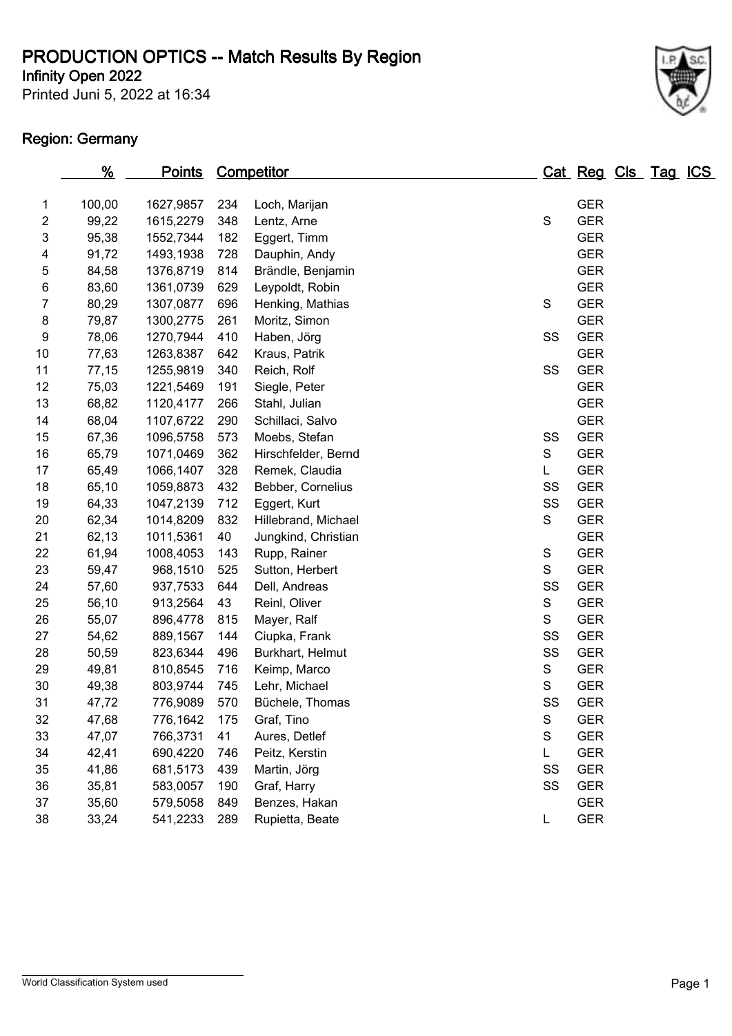# PRODUCTION OPTICS -- Match Results By Region

**Infinity Open 2022**

Printed Juni 5, 2022 at 16:34

**Region: Germany**

| | % | Points | Competitor | | Cat | Reg | Cls | Tag | ICS |
|---|---|---|---|---|---|---|---|---|---|
| 1 | 100,00 | 1627,9857 | 234 | Loch, Marijan | | GER | | | |
| 2 | 99,22 | 1615,2279 | 348 | Lentz, Arne | S | GER | | | |
| 3 | 95,38 | 1552,7344 | 182 | Eggert, Timm | | GER | | | |
| 4 | 91,72 | 1493,1938 | 728 | Dauphin, Andy | | GER | | | |
| 5 | 84,58 | 1376,8719 | 814 | Brändle, Benjamin | | GER | | | |
| 6 | 83,60 | 1361,0739 | 629 | Leypoldt, Robin | | GER | | | |
| 7 | 80,29 | 1307,0877 | 696 | Henking, Mathias | S | GER | | | |
| 8 | 79,87 | 1300,2775 | 261 | Moritz, Simon | | GER | | | |
| 9 | 78,06 | 1270,7944 | 410 | Haben, Jörg | SS | GER | | | |
| 10 | 77,63 | 1263,8387 | 642 | Kraus, Patrik | | GER | | | |
| 11 | 77,15 | 1255,9819 | 340 | Reich, Rolf | SS | GER | | | |
| 12 | 75,03 | 1221,5469 | 191 | Siegle, Peter | | GER | | | |
| 13 | 68,82 | 1120,4177 | 266 | Stahl, Julian | | GER | | | |
| 14 | 68,04 | 1107,6722 | 290 | Schillaci, Salvo | | GER | | | |
| 15 | 67,36 | 1096,5758 | 573 | Moebs, Stefan | SS | GER | | | |
| 16 | 65,79 | 1071,0469 | 362 | Hirschfelder, Bernd | S | GER | | | |
| 17 | 65,49 | 1066,1407 | 328 | Remek, Claudia | L | GER | | | |
| 18 | 65,10 | 1059,8873 | 432 | Bebber, Cornelius | SS | GER | | | |
| 19 | 64,33 | 1047,2139 | 712 | Eggert, Kurt | SS | GER | | | |
| 20 | 62,34 | 1014,8209 | 832 | Hillebrand, Michael | S | GER | | | |
| 21 | 62,13 | 1011,5361 | 40 | Jungkind, Christian | | GER | | | |
| 22 | 61,94 | 1008,4053 | 143 | Rupp, Rainer | S | GER | | | |
| 23 | 59,47 | 968,1510 | 525 | Sutton, Herbert | S | GER | | | |
| 24 | 57,60 | 937,7533 | 644 | Dell, Andreas | SS | GER | | | |
| 25 | 56,10 | 913,2564 | 43 | Reinl, Oliver | S | GER | | | |
| 26 | 55,07 | 896,4778 | 815 | Mayer, Ralf | S | GER | | | |
| 27 | 54,62 | 889,1567 | 144 | Ciupka, Frank | SS | GER | | | |
| 28 | 50,59 | 823,6344 | 496 | Burkhart, Helmut | SS | GER | | | |
| 29 | 49,81 | 810,8545 | 716 | Keimp, Marco | S | GER | | | |
| 30 | 49,38 | 803,9744 | 745 | Lehr, Michael | S | GER | | | |
| 31 | 47,72 | 776,9089 | 570 | Büchele, Thomas | SS | GER | | | |
| 32 | 47,68 | 776,1642 | 175 | Graf, Tino | S | GER | | | |
| 33 | 47,07 | 766,3731 | 41 | Aures, Detlef | S | GER | | | |
| 34 | 42,41 | 690,4220 | 746 | Peitz, Kerstin | L | GER | | | |
| 35 | 41,86 | 681,5173 | 439 | Martin, Jörg | SS | GER | | | |
| 36 | 35,81 | 583,0057 | 190 | Graf, Harry | SS | GER | | | |
| 37 | 35,60 | 579,5058 | 849 | Benzes, Hakan | | GER | | | |
| 38 | 33,24 | 541,2233 | 289 | Rupietta, Beate | L | GER | | | |

World Classification System used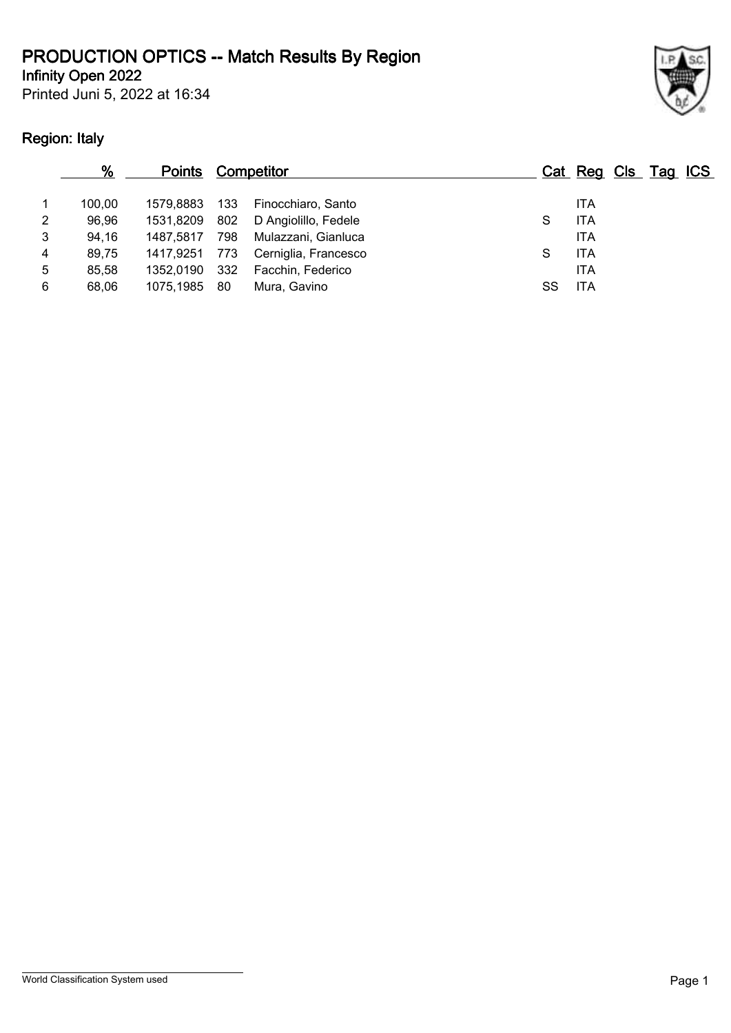# PRODUCTION OPTICS -- Match Results By Region

**Infinity Open 2022**

Printed Juni 5, 2022 at 16:34

## Region: Italy

| | % | Points | Competitor | | Cat | Reg | Cls | Tag | ICS |
|---|---|---|---|---|---|---|---|---|---|
| 1 | 100,00 | 1579,8883 | 133 | Finocchiaro, Santo | | ITA | | | |
| 2 | 96,96 | 1531,8209 | 802 | D Angiolillo, Fedele | S | ITA | | | |
| 3 | 94,16 | 1487,5817 | 798 | Mulazzani, Gianluca | | ITA | | | |
| 4 | 89,75 | 1417,9251 | 773 | Cerniglia, Francesco | S | ITA | | | |
| 5 | 85,58 | 1352,0190 | 332 | Facchin, Federico | | ITA | | | |
| 6 | 68,06 | 1075,1985 | 80 | Mura, Gavino | SS | ITA | | | |

World Classification System used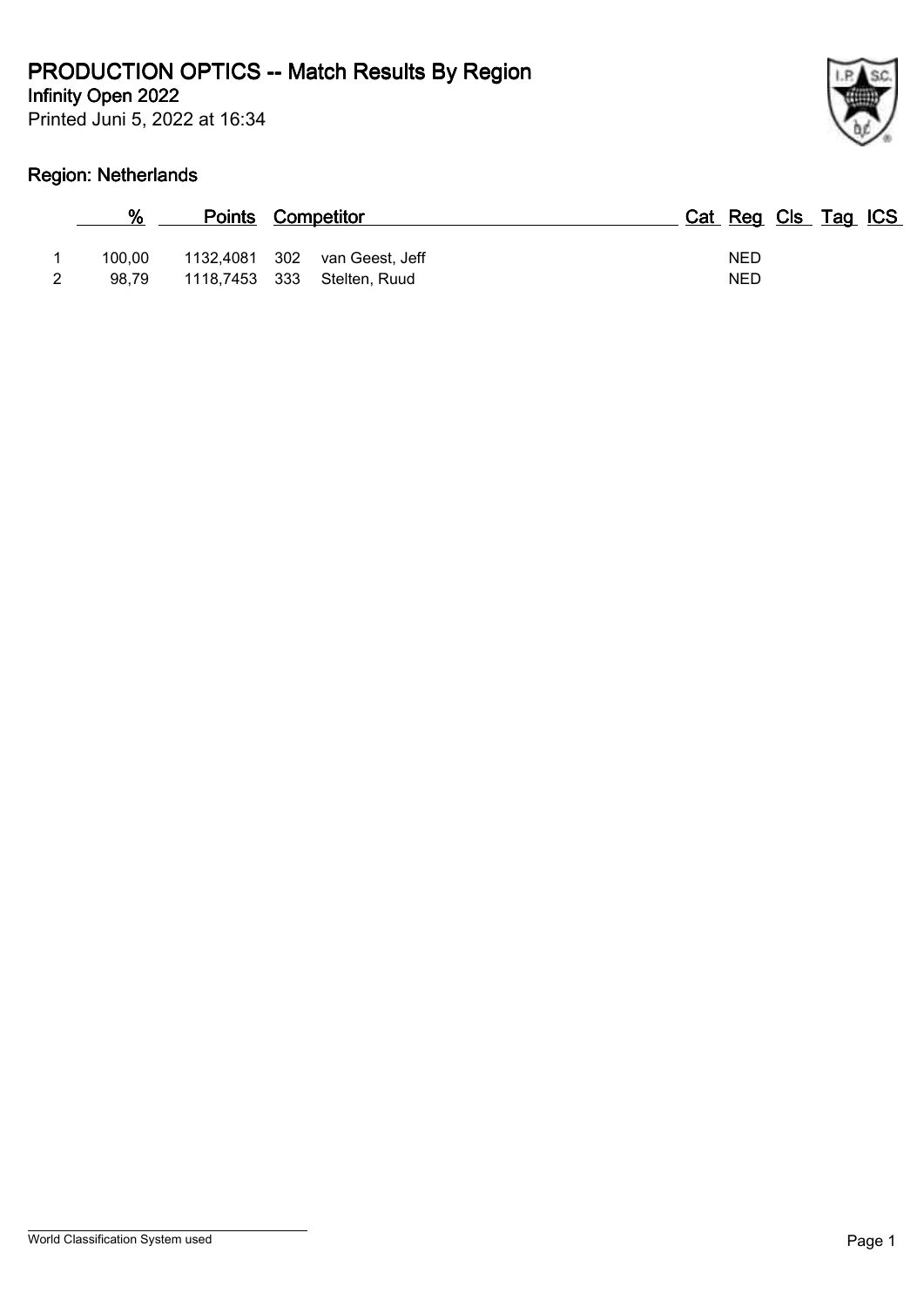# PRODUCTION OPTICS -- Match Results By Region

**Infinity Open 2022**

Printed Juni 5, 2022 at 16:34

## Region: Netherlands

| | % | Points | | Competitor | Cat | Reg | Cls | Tag | ICS |
|---|---|---|---|---|---|---|---|---|---|
| 1 | 100,00 | 1132,4081 | 302 | van Geest, Jeff | | NED | | | |
| 2 | 98,79 | 1118,7453 | 333 | Stelten, Ruud | | NED | | | |

World Classification System used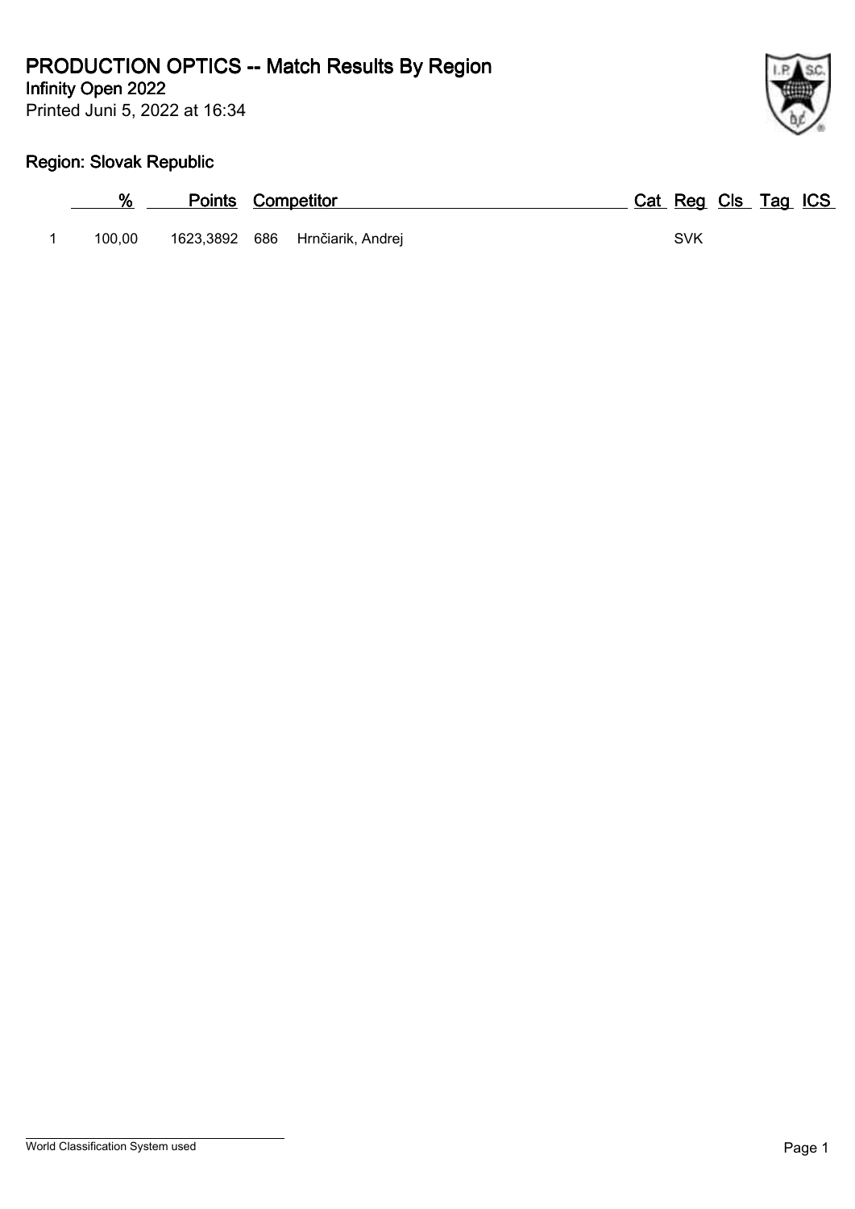# PRODUCTION OPTICS -- Match Results By Region

**Infinity Open 2022**

Printed Juni 5, 2022 at 16:34

## Region: Slovak Republic

| | % | Points | Competitor | | Cat | Reg | Cls | Tag | ICS |
|---|---|---|---|---|---|---|---|---|---|
| 1 | 100,00 | 1623,3892 | 686 | Hrnčiarik, Andrej | | SVK | | | |

World Classification System used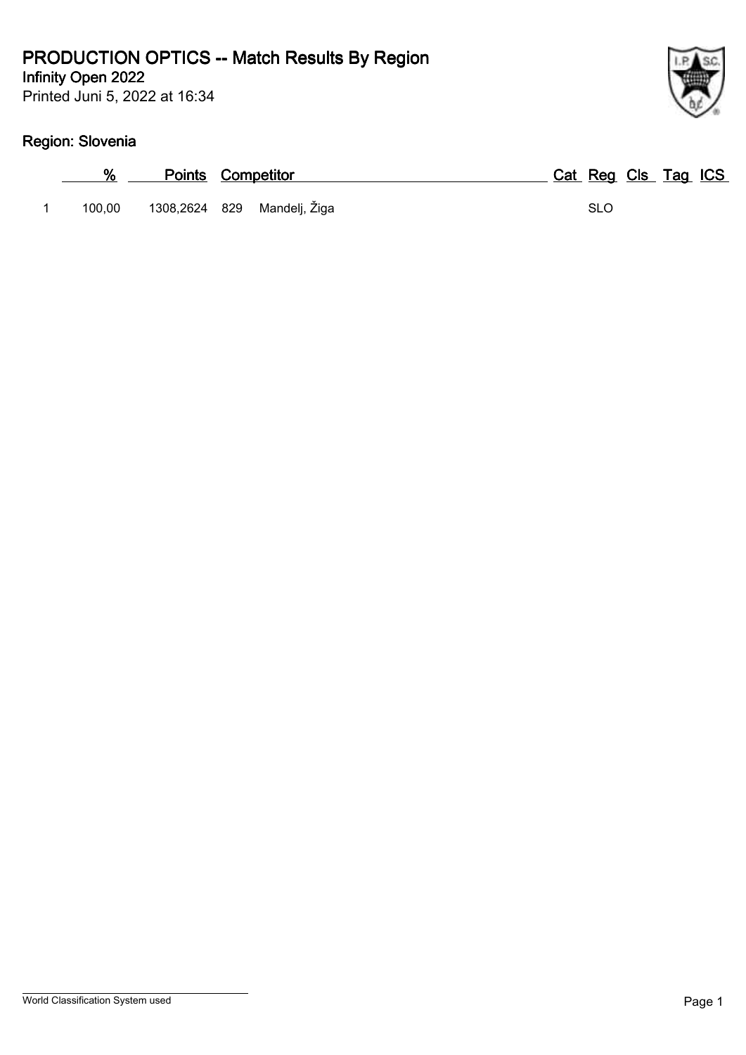# PRODUCTION OPTICS -- Match Results By Region

**Infinity Open 2022**

Printed Juni 5, 2022 at 16:34

## Region: Slovenia

| | % | Points | Competitor | | Cat | Reg | Cls | Tag | ICS |
|---|---|---|---|---|---|---|---|---|---|
| 1 | 100,00 | 1308,2624 | 829 | Mandelj, Žiga | | SLO | | | |

World Classification System used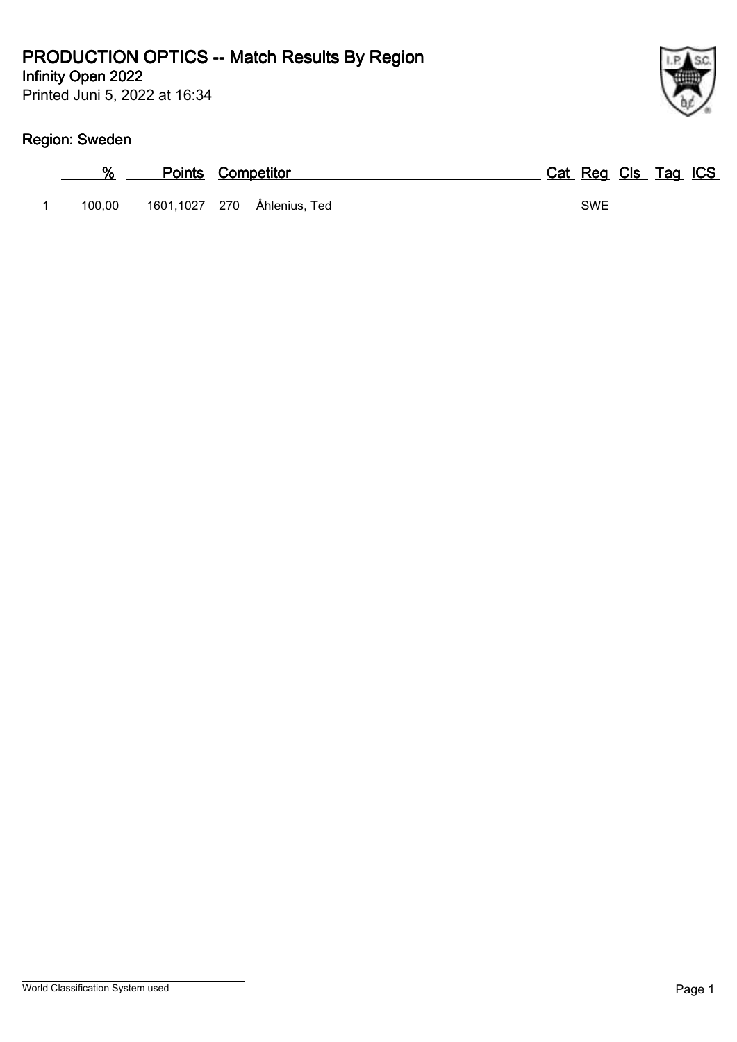# PRODUCTION OPTICS -- Match Results By Region

**Infinity Open 2022**

Printed Juni 5, 2022 at 16:34

## Region: Sweden

| | % | Points | Competitor | | Cat | Reg | Cls | Tag | ICS |
|---|---|---|---|---|---|---|---|---|---|
| 1 | 100,00 | 1601,1027 | 270 | Åhlenius, Ted | | SWE | | | |

World Classification System used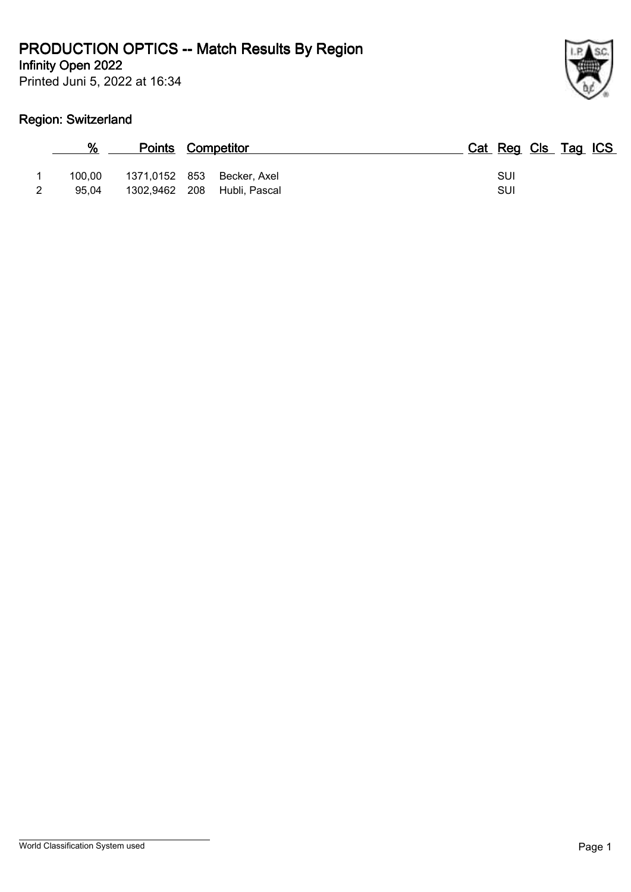# PRODUCTION OPTICS -- Match Results By Region

**Infinity Open 2022**

Printed Juni 5, 2022 at 16:34

## Region: Switzerland

| | % | Points | | Competitor | Cat | Reg | Cls | Tag | ICS |
|---|---|---|---|---|---|---|---|---|---|
| 1 | 100,00 | 1371,0152 | 853 | Becker, Axel | | SUI | | | |
| 2 | 95,04 | 1302,9462 | 208 | Hubli, Pascal | | SUI | | | |

World Classification System used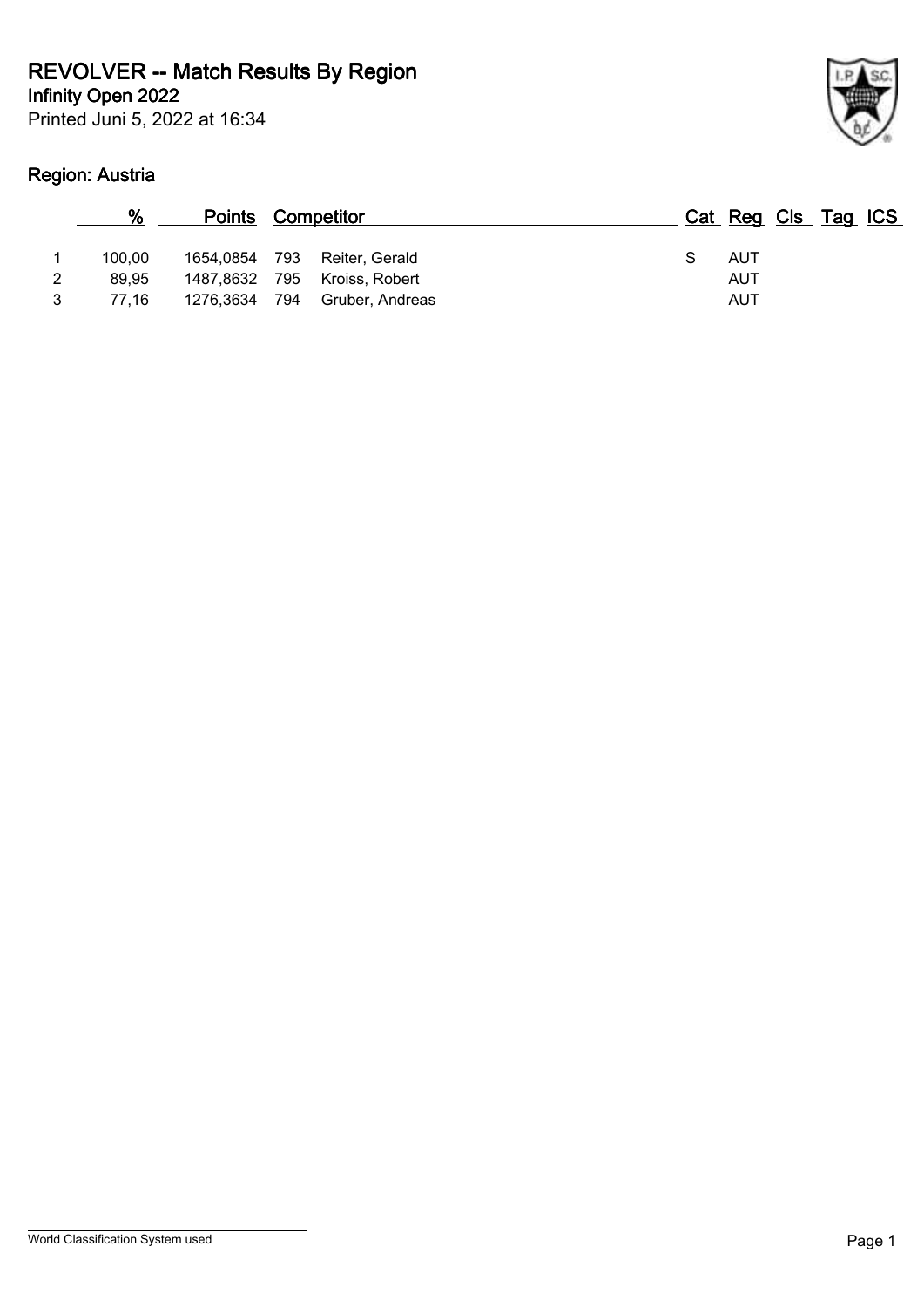# REVOLVER -- Match Results By Region

**Infinity Open 2022**

Printed Juni 5, 2022 at 16:34

## Region: Austria

| | % | Points | Competitor | | Cat | Reg | Cls | Tag | ICS |
|---|---|---|---|---|---|---|---|---|---|
| 1 | 100,00 | 1654,0854 | 793 | Reiter, Gerald | S | AUT | | | |
| 2 | 89,95 | 1487,8632 | 795 | Kroiss, Robert | | AUT | | | |
| 3 | 77,16 | 1276,3634 | 794 | Gruber, Andreas | | AUT | | | |

World Classification System used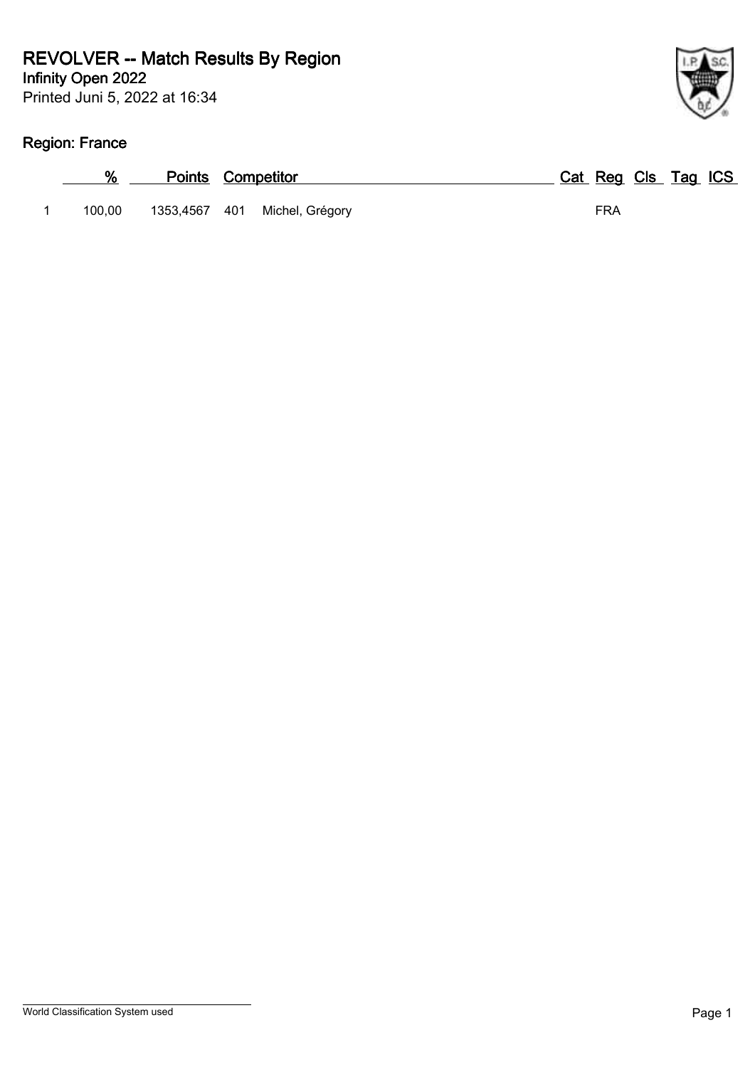# REVOLVER -- Match Results By Region

**Infinity Open 2022**

Printed Juni 5, 2022 at 16:34

## Region: France

| | % | Points | | Competitor | Cat | Reg | Cls | Tag | ICS |
|---|---|---|---|---|---|---|---|---|---|
| 1 | 100,00 | 1353,4567 | 401 | Michel, Grégory | | FRA | | | |

World Classification System used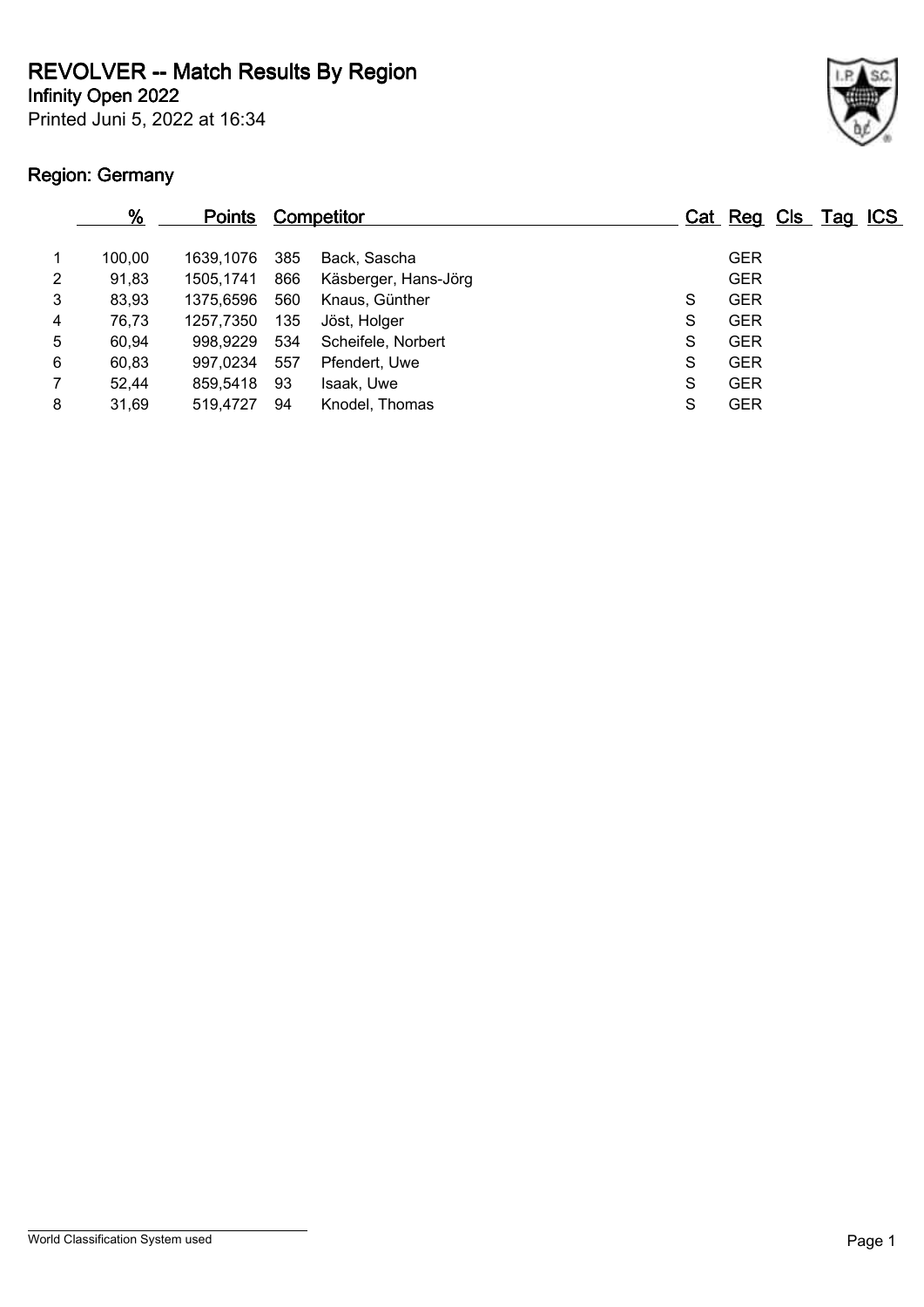# REVOLVER -- Match Results By Region

**Infinity Open 2022**

Printed Juni 5, 2022 at 16:34

## Region: Germany

| | % | Points | | Competitor | Cat | Reg | Cls | Tag | ICS |
|---|---|---|---|---|---|---|---|---|---|
| 1 | 100,00 | 1639,1076 | 385 | Back, Sascha | | GER | | | |
| 2 | 91,83 | 1505,1741 | 866 | Käsberger, Hans-Jörg | | GER | | | |
| 3 | 83,93 | 1375,6596 | 560 | Knaus, Günther | S | GER | | | |
| 4 | 76,73 | 1257,7350 | 135 | Jöst, Holger | S | GER | | | |
| 5 | 60,94 | 998,9229 | 534 | Scheifele, Norbert | S | GER | | | |
| 6 | 60,83 | 997,0234 | 557 | Pfendert, Uwe | S | GER | | | |
| 7 | 52,44 | 859,5418 | 93 | Isaak, Uwe | S | GER | | | |
| 8 | 31,69 | 519,4727 | 94 | Knodel, Thomas | S | GER | | | |

World Classification System used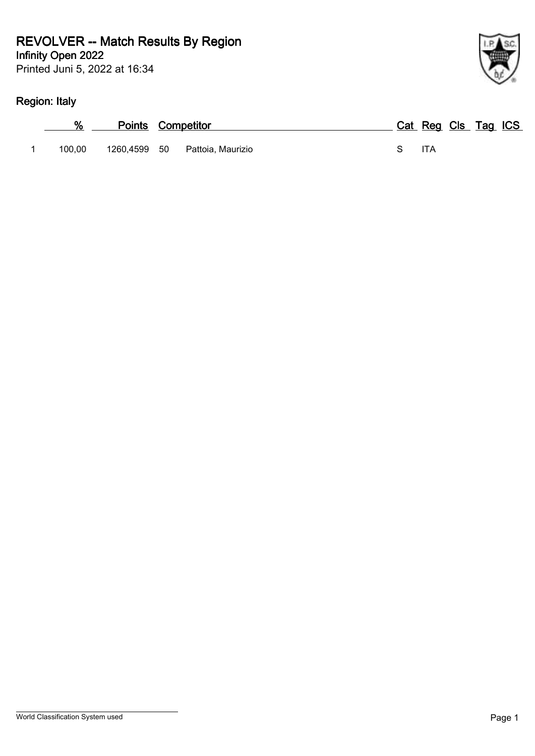# REVOLVER -- Match Results By Region

**Infinity Open 2022**

Printed Juni 5, 2022 at 16:34

## Region: Italy

| | % | Points | Competitor | | Cat | Reg | Cls | Tag | ICS |
|---|---|---|---|---|---|---|---|---|---|
| 1 | 100,00 | 1260,4599 | 50 | Pattoia, Maurizio | S | ITA | | | |

World Classification System used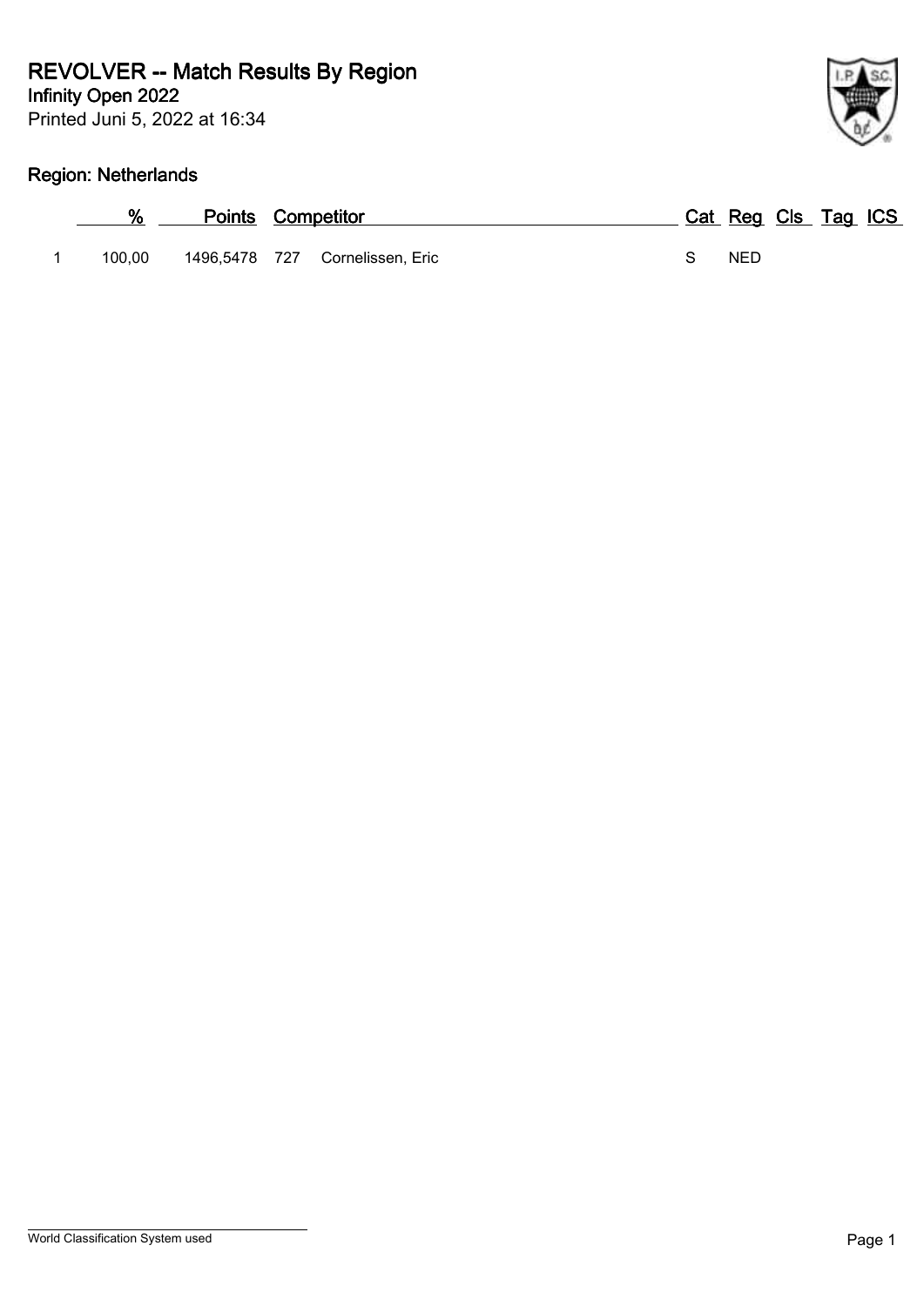# REVOLVER -- Match Results By Region

**Infinity Open 2022**

Printed Juni 5, 2022 at 16:34

## Region: Netherlands

| | % | Points | Competitor | | Cat | Reg | Cls | Tag | ICS |
|---|---|---|---|---|---|---|---|---|---|
| 1 | 100,00 | 1496,5478 | 727 | Cornelissen, Eric | S | NED | | | |

World Classification System used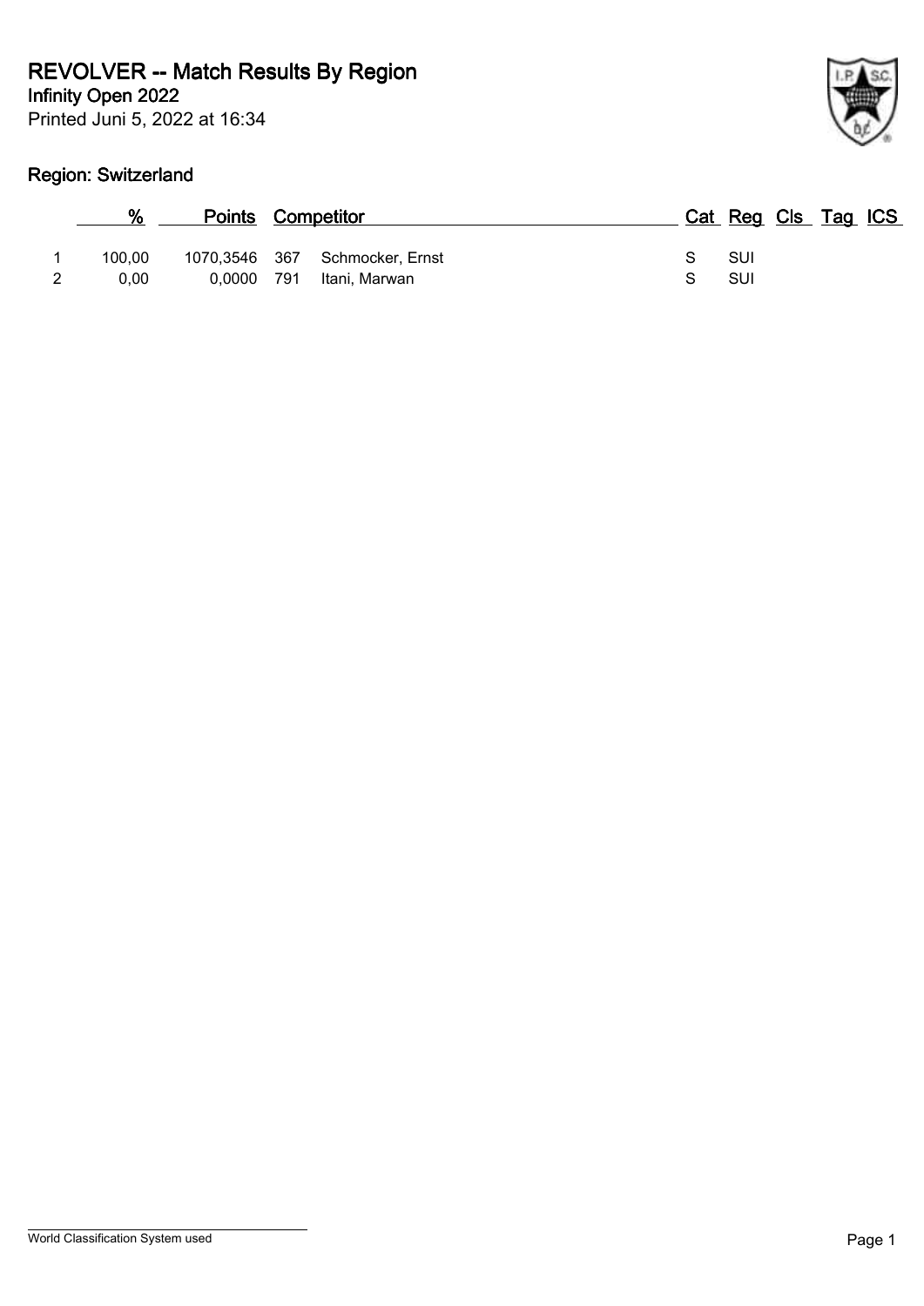# REVOLVER -- Match Results By Region

**Infinity Open 2022**

Printed Juni 5, 2022 at 16:34

## Region: Switzerland

| | % | Points | | Competitor | Cat | Reg | Cls | Tag | ICS |
|---|---|---|---|---|---|---|---|---|---|
| 1 | 100,00 | 1070,3546 | 367 | Schmocker, Ernst | S | SUI | | | |
| 2 | 0,00 | 0,0000 | 791 | Itani, Marwan | S | SUI | | | |

World Classification System used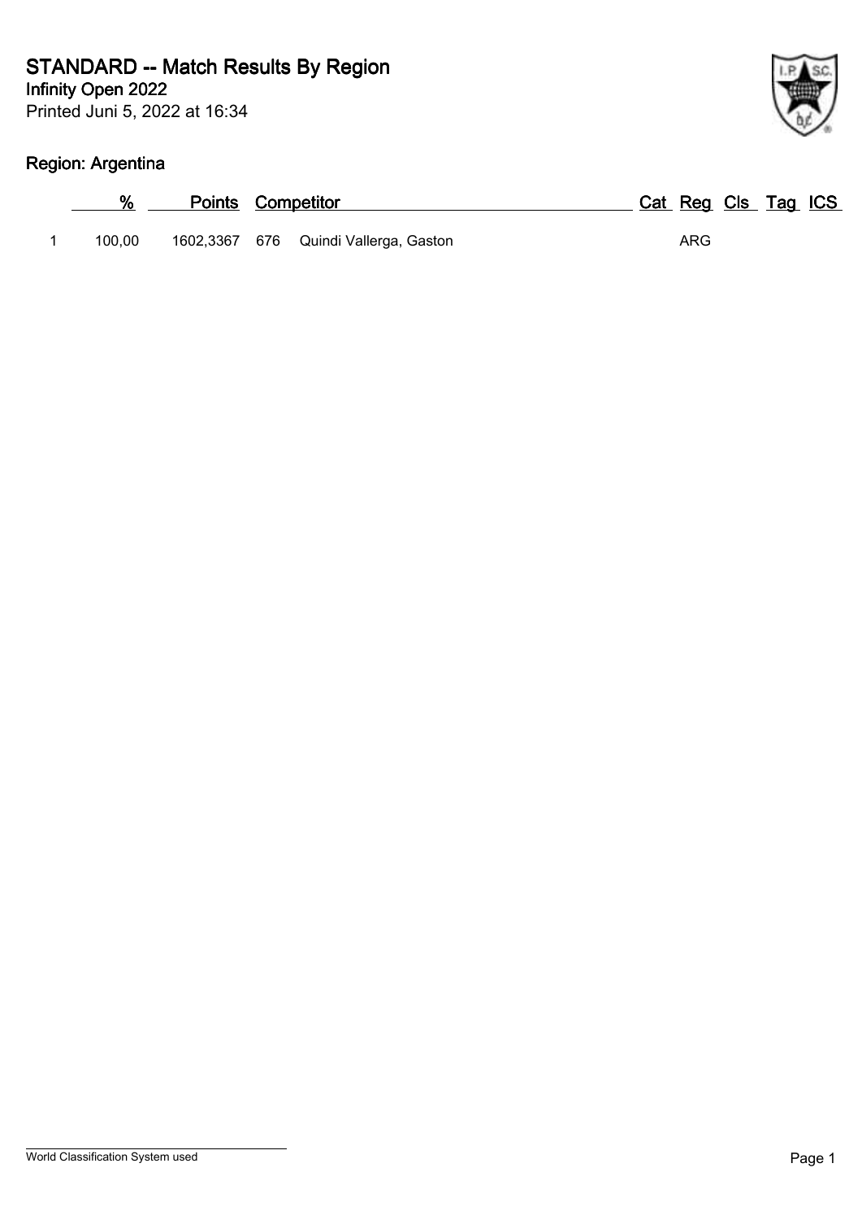# STANDARD -- Match Results By Region

**Infinity Open 2022**

Printed Juni 5, 2022 at 16:34

## Region: Argentina

| | % | Points | Competitor | | Cat | Reg | Cls | Tag | ICS |
|---|---|---|---|---|---|---|---|---|---|
| 1 | 100,00 | 1602,3367 | 676 | Quindi Vallerga, Gaston | | ARG | | | |

World Classification System used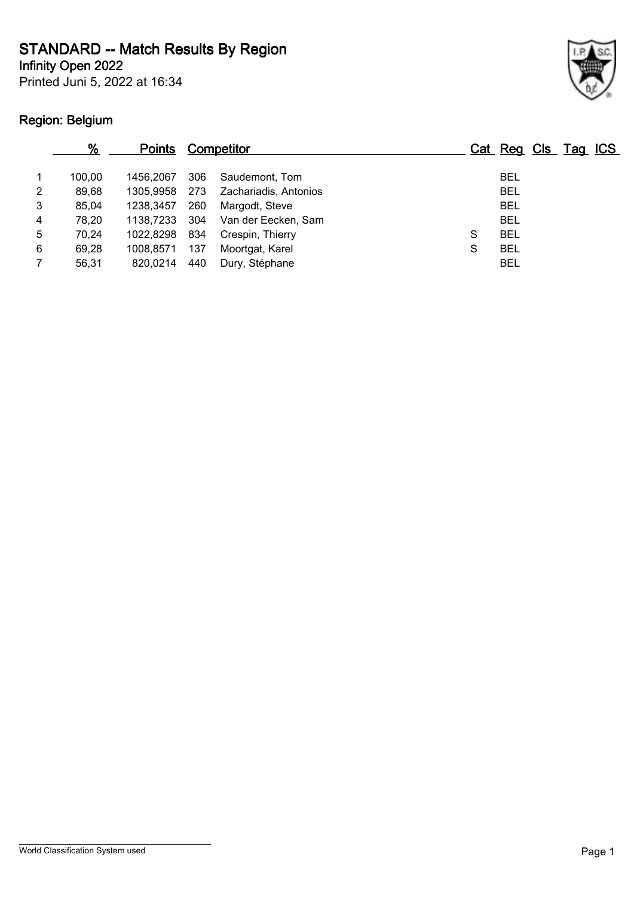# STANDARD -- Match Results By Region

**Infinity Open 2022**

Printed Juni 5, 2022 at 16:34

## Region: Belgium

| | % | Points | Competitor | | Cat | Reg | Cls | Tag | ICS |
|---|---|---|---|---|---|---|---|---|---|
| 1 | 100,00 | 1456,2067 | 306 | Saudemont, Tom | | BEL | | | |
| 2 | 89,68 | 1305,9958 | 273 | Zachariadis, Antonios | | BEL | | | |
| 3 | 85,04 | 1238,3457 | 260 | Margodt, Steve | | BEL | | | |
| 4 | 78,20 | 1138,7233 | 304 | Van der Eecken, Sam | | BEL | | | |
| 5 | 70,24 | 1022,8298 | 834 | Crespin, Thierry | S | BEL | | | |
| 6 | 69,28 | 1008,8571 | 137 | Moortgat, Karel | S | BEL | | | |
| 7 | 56,31 | 820,0214 | 440 | Dury, Stéphane | | BEL | | | |

World Classification System used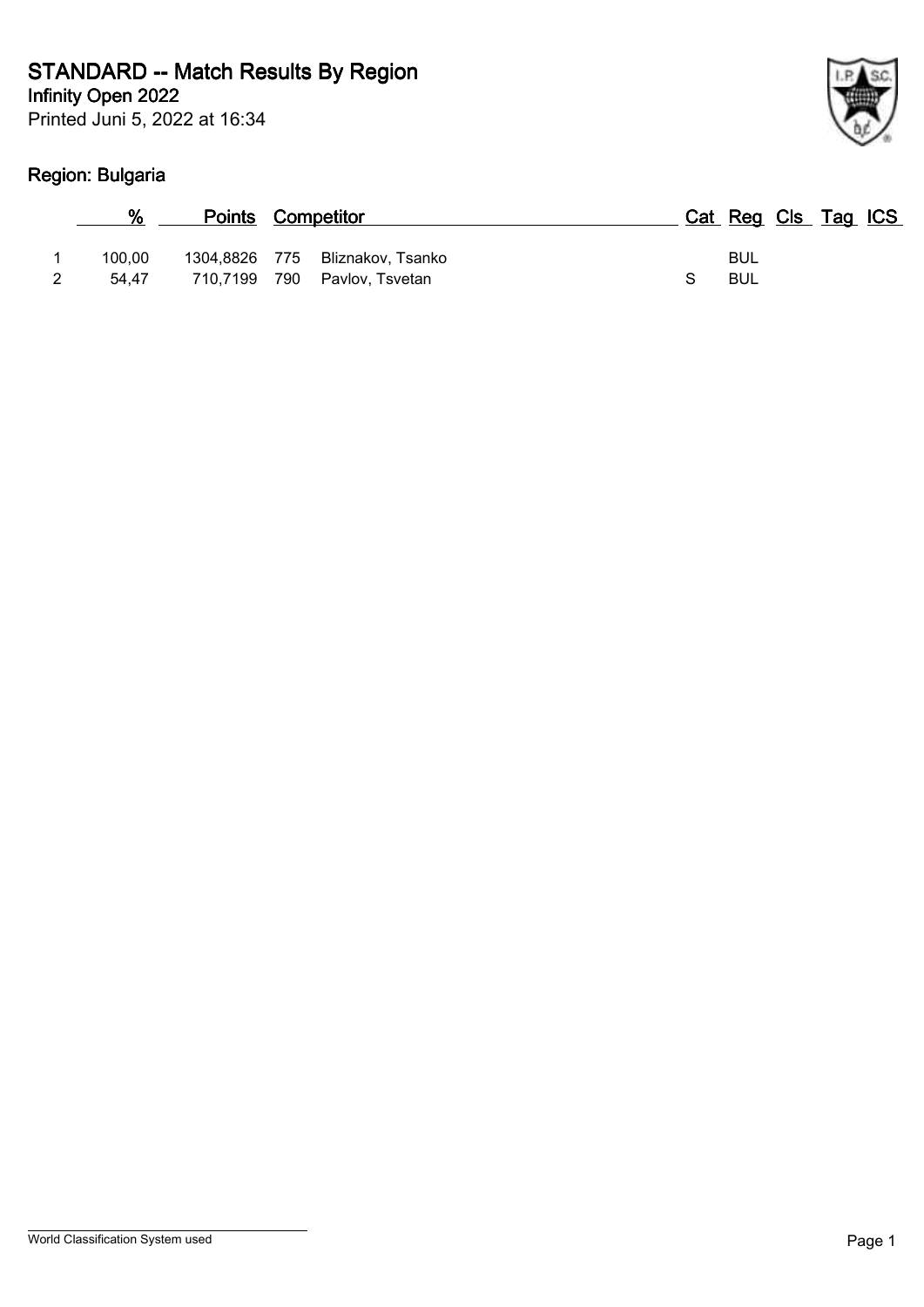# STANDARD -- Match Results By Region

**Infinity Open 2022**

Printed Juni 5, 2022 at 16:34

## Region: Bulgaria

| | % | Points | | Competitor | Cat | Reg | Cls | Tag | ICS |
|---|---|---|---|---|---|---|---|---|---|
| 1 | 100,00 | 1304,8826 | 775 | Bliznakov, Tsanko | | BUL | | | |
| 2 | 54,47 | 710,7199 | 790 | Pavlov, Tsvetan | S | BUL | | | |

World Classification System used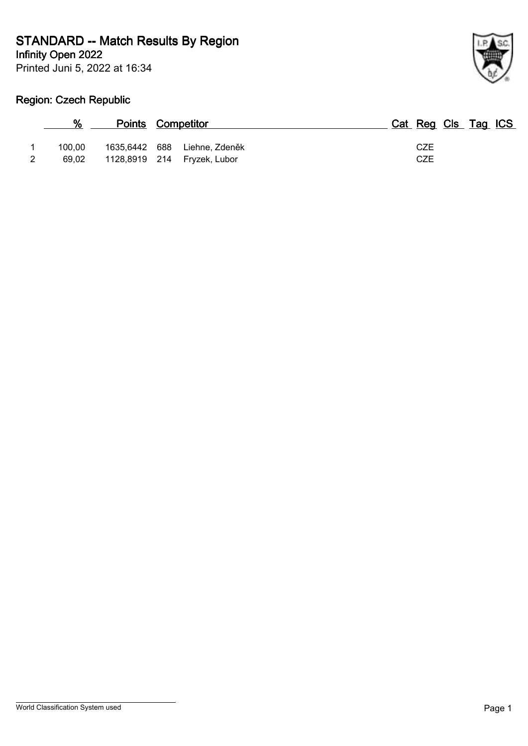# STANDARD -- Match Results By Region

**Infinity Open 2022**

Printed Juni 5, 2022 at 16:34

## Region: Czech Republic

| | % | Points | Competitor | | Cat | Reg | Cls | Tag | ICS |
|---|---|---|---|---|---|---|---|---|---|
| 1 | 100,00 | 1635,6442 | 688 | Liehne, Zdeněk | | CZE | | | |
| 2 | 69,02 | 1128,8919 | 214 | Fryzek, Lubor | | CZE | | | |

World Classification System used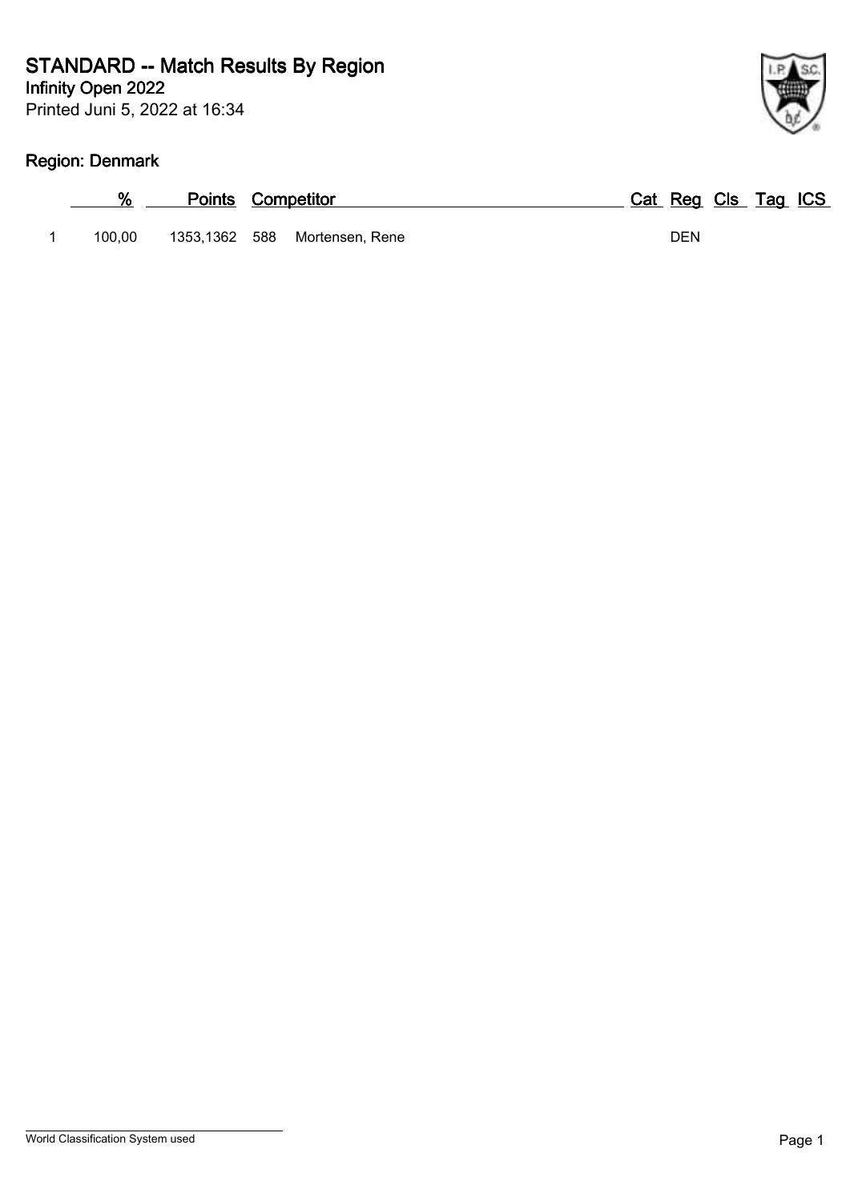# STANDARD -- Match Results By Region

**Infinity Open 2022**

Printed Juni 5, 2022 at 16:34

## Region: Denmark

| | % | Points | Competitor | | Cat | Reg | Cls | Tag | ICS |
|---|---|---|---|---|---|---|---|---|---|
| 1 | 100,00 | 1353,1362 | 588 | Mortensen, Rene | | DEN | | | |

World Classification System used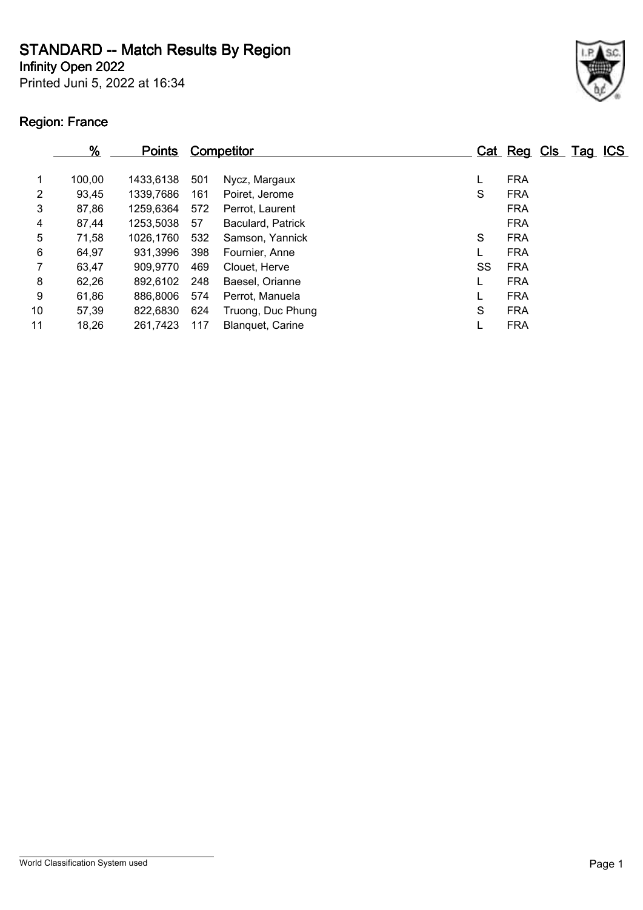# STANDARD -- Match Results By Region

**Infinity Open 2022**

Printed Juni 5, 2022 at 16:34

**Region: France**

| | % | Points | Competitor | | Cat | Reg | Cls | Tag | ICS |
|---|---|---|---|---|---|---|---|---|---|
| 1 | 100,00 | 1433,6138 | 501 | Nycz, Margaux | L | FRA | | | |
| 2 | 93,45 | 1339,7686 | 161 | Poiret, Jerome | S | FRA | | | |
| 3 | 87,86 | 1259,6364 | 572 | Perrot, Laurent | | FRA | | | |
| 4 | 87,44 | 1253,5038 | 57 | Baculard, Patrick | | FRA | | | |
| 5 | 71,58 | 1026,1760 | 532 | Samson, Yannick | S | FRA | | | |
| 6 | 64,97 | 931,3996 | 398 | Fournier, Anne | L | FRA | | | |
| 7 | 63,47 | 909,9770 | 469 | Clouet, Herve | SS | FRA | | | |
| 8 | 62,26 | 892,6102 | 248 | Baesel, Orianne | L | FRA | | | |
| 9 | 61,86 | 886,8006 | 574 | Perrot, Manuela | L | FRA | | | |
| 10 | 57,39 | 822,6830 | 624 | Truong, Duc Phung | S | FRA | | | |
| 11 | 18,26 | 261,7423 | 117 | Blanquet, Carine | L | FRA | | | |

World Classification System used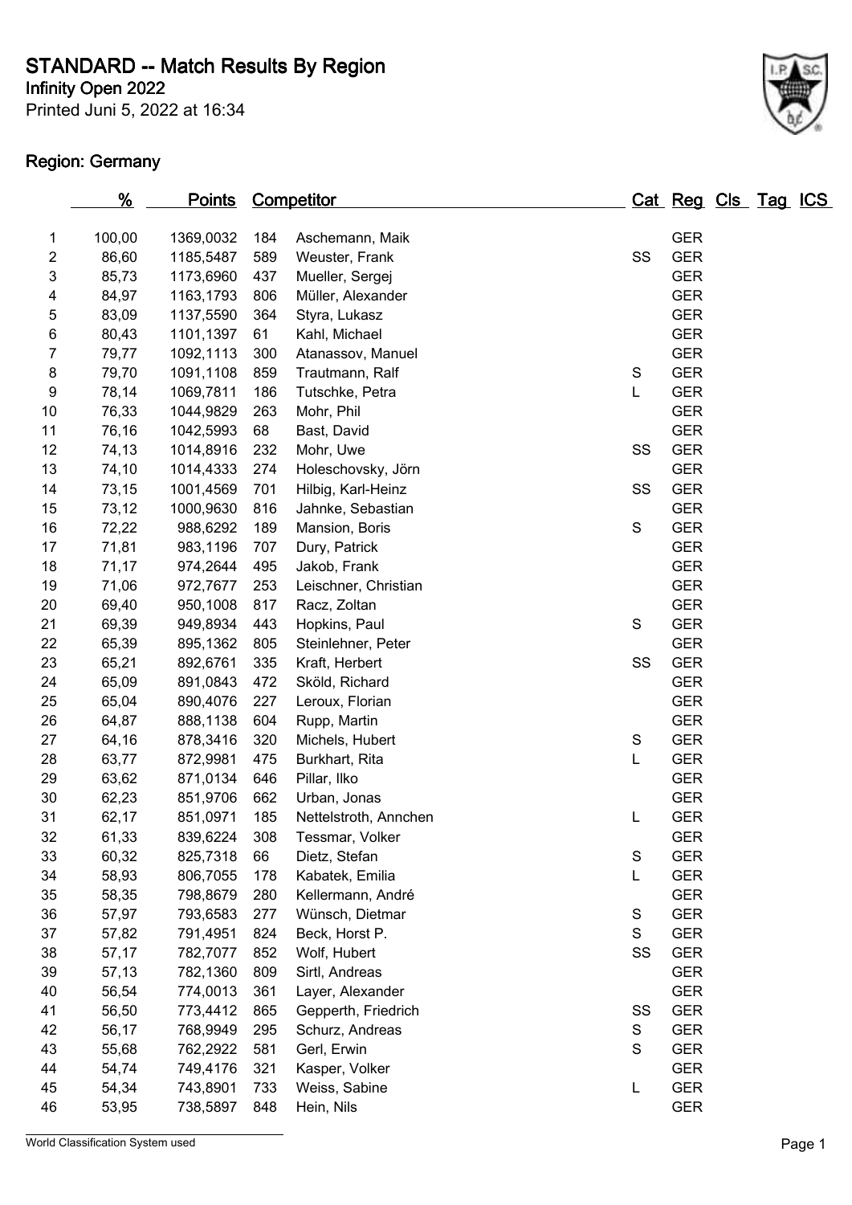# STANDARD -- Match Results By Region

**Infinity Open 2022**

Printed Juni 5, 2022 at 16:34

## Region: Germany

| | % | Points | Competitor | | Cat | Reg | Cls | Tag | ICS |
|---|---|---|---|---|---|---|---|---|---|
| 1 | 100,00 | 1369,0032 | 184 | Aschemann, Maik | | GER | | | |
| 2 | 86,60 | 1185,5487 | 589 | Weuster, Frank | SS | GER | | | |
| 3 | 85,73 | 1173,6960 | 437 | Mueller, Sergej | | GER | | | |
| 4 | 84,97 | 1163,1793 | 806 | Müller, Alexander | | GER | | | |
| 5 | 83,09 | 1137,5590 | 364 | Styra, Lukasz | | GER | | | |
| 6 | 80,43 | 1101,1397 | 61 | Kahl, Michael | | GER | | | |
| 7 | 79,77 | 1092,1113 | 300 | Atanassov, Manuel | | GER | | | |
| 8 | 79,70 | 1091,1108 | 859 | Trautmann, Ralf | S | GER | | | |
| 9 | 78,14 | 1069,7811 | 186 | Tutschke, Petra | L | GER | | | |
| 10 | 76,33 | 1044,9829 | 263 | Mohr, Phil | | GER | | | |
| 11 | 76,16 | 1042,5993 | 68 | Bast, David | | GER | | | |
| 12 | 74,13 | 1014,8916 | 232 | Mohr, Uwe | SS | GER | | | |
| 13 | 74,10 | 1014,4333 | 274 | Holeschovsky, Jörn | | GER | | | |
| 14 | 73,15 | 1001,4569 | 701 | Hilbig, Karl-Heinz | SS | GER | | | |
| 15 | 73,12 | 1000,9630 | 816 | Jahnke, Sebastian | | GER | | | |
| 16 | 72,22 | 988,6292 | 189 | Mansion, Boris | S | GER | | | |
| 17 | 71,81 | 983,1196 | 707 | Dury, Patrick | | GER | | | |
| 18 | 71,17 | 974,2644 | 495 | Jakob, Frank | | GER | | | |
| 19 | 71,06 | 972,7677 | 253 | Leischner, Christian | | GER | | | |
| 20 | 69,40 | 950,1008 | 817 | Racz, Zoltan | | GER | | | |
| 21 | 69,39 | 949,8934 | 443 | Hopkins, Paul | S | GER | | | |
| 22 | 65,39 | 895,1362 | 805 | Steinlehner, Peter | | GER | | | |
| 23 | 65,21 | 892,6761 | 335 | Kraft, Herbert | SS | GER | | | |
| 24 | 65,09 | 891,0843 | 472 | Sköld, Richard | | GER | | | |
| 25 | 65,04 | 890,4076 | 227 | Leroux, Florian | | GER | | | |
| 26 | 64,87 | 888,1138 | 604 | Rupp, Martin | | GER | | | |
| 27 | 64,16 | 878,3416 | 320 | Michels, Hubert | S | GER | | | |
| 28 | 63,77 | 872,9981 | 475 | Burkhart, Rita | L | GER | | | |
| 29 | 63,62 | 871,0134 | 646 | Pillar, Ilko | | GER | | | |
| 30 | 62,23 | 851,9706 | 662 | Urban, Jonas | | GER | | | |
| 31 | 62,17 | 851,0971 | 185 | Nettelstroth, Annchen | L | GER | | | |
| 32 | 61,33 | 839,6224 | 308 | Tessmar, Volker | | GER | | | |
| 33 | 60,32 | 825,7318 | 66 | Dietz, Stefan | S | GER | | | |
| 34 | 58,93 | 806,7055 | 178 | Kabatek, Emilia | L | GER | | | |
| 35 | 58,35 | 798,8679 | 280 | Kellermann, André | | GER | | | |
| 36 | 57,97 | 793,6583 | 277 | Wünsch, Dietmar | S | GER | | | |
| 37 | 57,82 | 791,4951 | 824 | Beck, Horst P. | S | GER | | | |
| 38 | 57,17 | 782,7077 | 852 | Wolf, Hubert | SS | GER | | | |
| 39 | 57,13 | 782,1360 | 809 | Sirtl, Andreas | | GER | | | |
| 40 | 56,54 | 774,0013 | 361 | Layer, Alexander | | GER | | | |
| 41 | 56,50 | 773,4412 | 865 | Gepperth, Friedrich | SS | GER | | | |
| 42 | 56,17 | 768,9949 | 295 | Schurz, Andreas | S | GER | | | |
| 43 | 55,68 | 762,2922 | 581 | Gerl, Erwin | S | GER | | | |
| 44 | 54,74 | 749,4176 | 321 | Kasper, Volker | | GER | | | |
| 45 | 54,34 | 743,8901 | 733 | Weiss, Sabine | L | GER | | | |
| 46 | 53,95 | 738,5897 | 848 | Hein, Nils | | GER | | | |

World Classification System used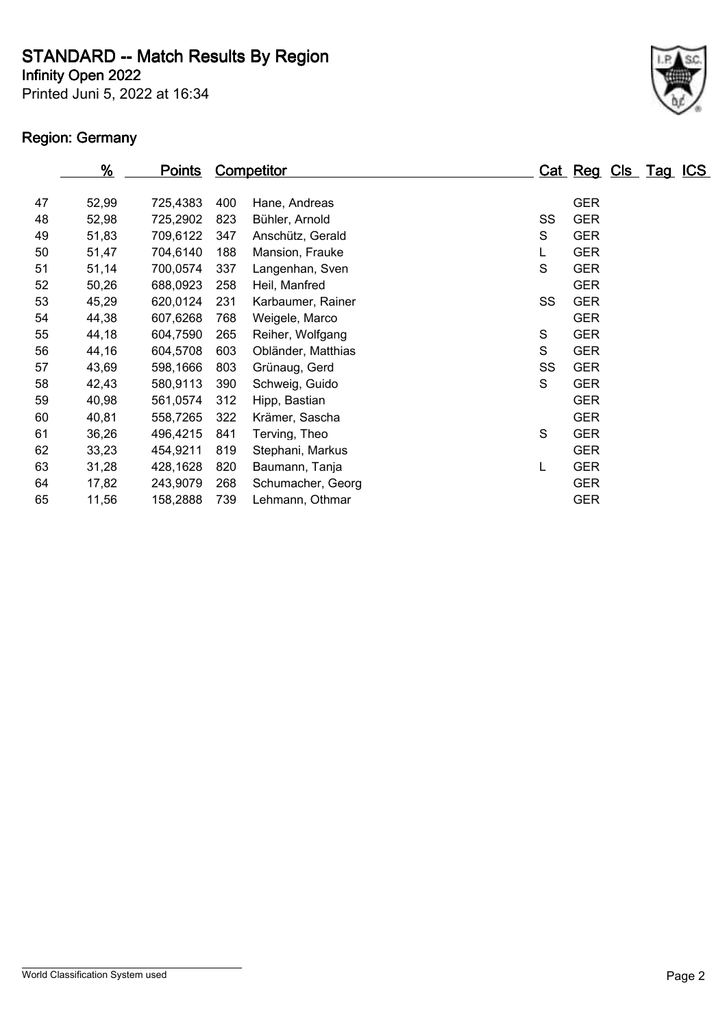# STANDARD -- Match Results By Region

**Infinity Open 2022**

Printed Juni 5, 2022 at 16:34

## Region: Germany

| | % | Points | Competitor | | Cat | Reg | Cls | Tag | ICS |
|---|---|---|---|---|---|---|---|---|---|
| 47 | 52,99 | 725,4383 | 400 | Hane, Andreas | | GER | | | |
| 48 | 52,98 | 725,2902 | 823 | Bühler, Arnold | SS | GER | | | |
| 49 | 51,83 | 709,6122 | 347 | Anschütz, Gerald | S | GER | | | |
| 50 | 51,47 | 704,6140 | 188 | Mansion, Frauke | L | GER | | | |
| 51 | 51,14 | 700,0574 | 337 | Langenhan, Sven | S | GER | | | |
| 52 | 50,26 | 688,0923 | 258 | Heil, Manfred | | GER | | | |
| 53 | 45,29 | 620,0124 | 231 | Karbaumer, Rainer | SS | GER | | | |
| 54 | 44,38 | 607,6268 | 768 | Weigele, Marco | | GER | | | |
| 55 | 44,18 | 604,7590 | 265 | Reiher, Wolfgang | S | GER | | | |
| 56 | 44,16 | 604,5708 | 603 | Obländer, Matthias | S | GER | | | |
| 57 | 43,69 | 598,1666 | 803 | Grünaug, Gerd | SS | GER | | | |
| 58 | 42,43 | 580,9113 | 390 | Schweig, Guido | S | GER | | | |
| 59 | 40,98 | 561,0574 | 312 | Hipp, Bastian | | GER | | | |
| 60 | 40,81 | 558,7265 | 322 | Krämer, Sascha | | GER | | | |
| 61 | 36,26 | 496,4215 | 841 | Terving, Theo | S | GER | | | |
| 62 | 33,23 | 454,9211 | 819 | Stephani, Markus | | GER | | | |
| 63 | 31,28 | 428,1628 | 820 | Baumann, Tanja | L | GER | | | |
| 64 | 17,82 | 243,9079 | 268 | Schumacher, Georg | | GER | | | |
| 65 | 11,56 | 158,2888 | 739 | Lehmann, Othmar | | GER | | | |

World Classification System used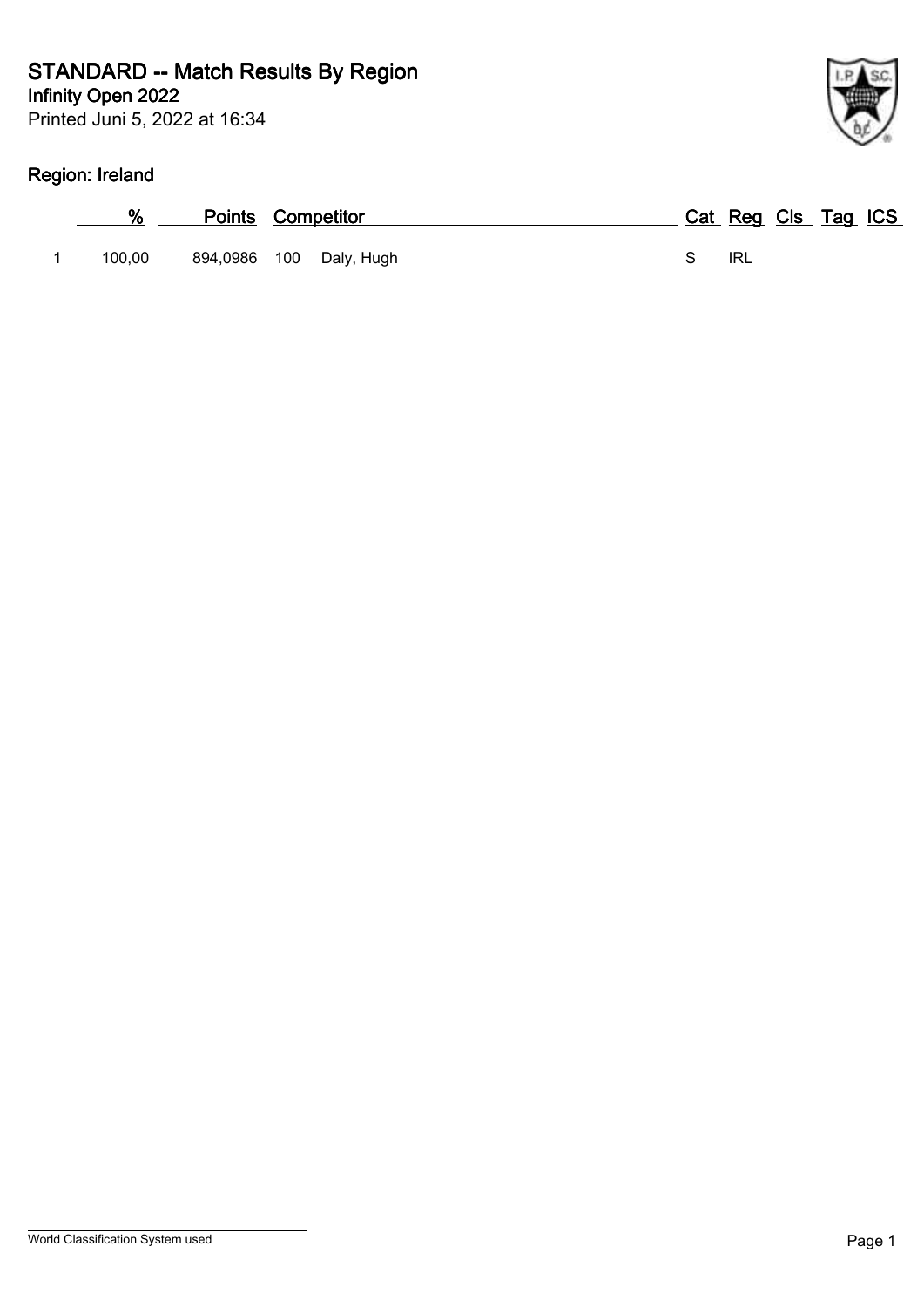# STANDARD -- Match Results By Region

**Infinity Open 2022**

Printed Juni 5, 2022 at 16:34

## Region: Ireland

| | % | Points | Competitor | | Cat | Reg | Cls | Tag | ICS |
|---|---|---|---|---|---|---|---|---|---|
| 1 | 100,00 | 894,0986 | 100 | Daly, Hugh | S | IRL | | | |

World Classification System used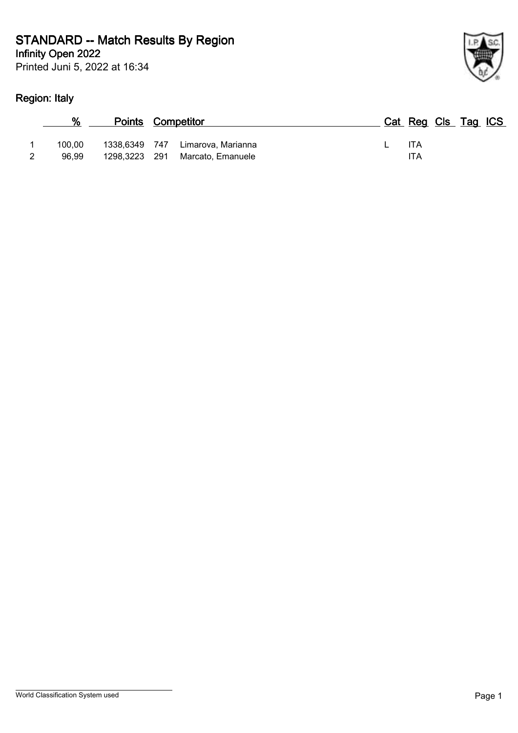# STANDARD -- Match Results By Region

**Infinity Open 2022**

Printed Juni 5, 2022 at 16:34

## Region: Italy

| | % | Points | | Competitor | Cat | Reg | Cls | Tag | ICS |
|---|---|---|---|---|---|---|---|---|---|
| 1 | 100,00 | 1338,6349 | 747 | Limarova, Marianna | L | ITA | | | |
| 2 | 96,99 | 1298,3223 | 291 | Marcato, Emanuele | | ITA | | | |

World Classification System used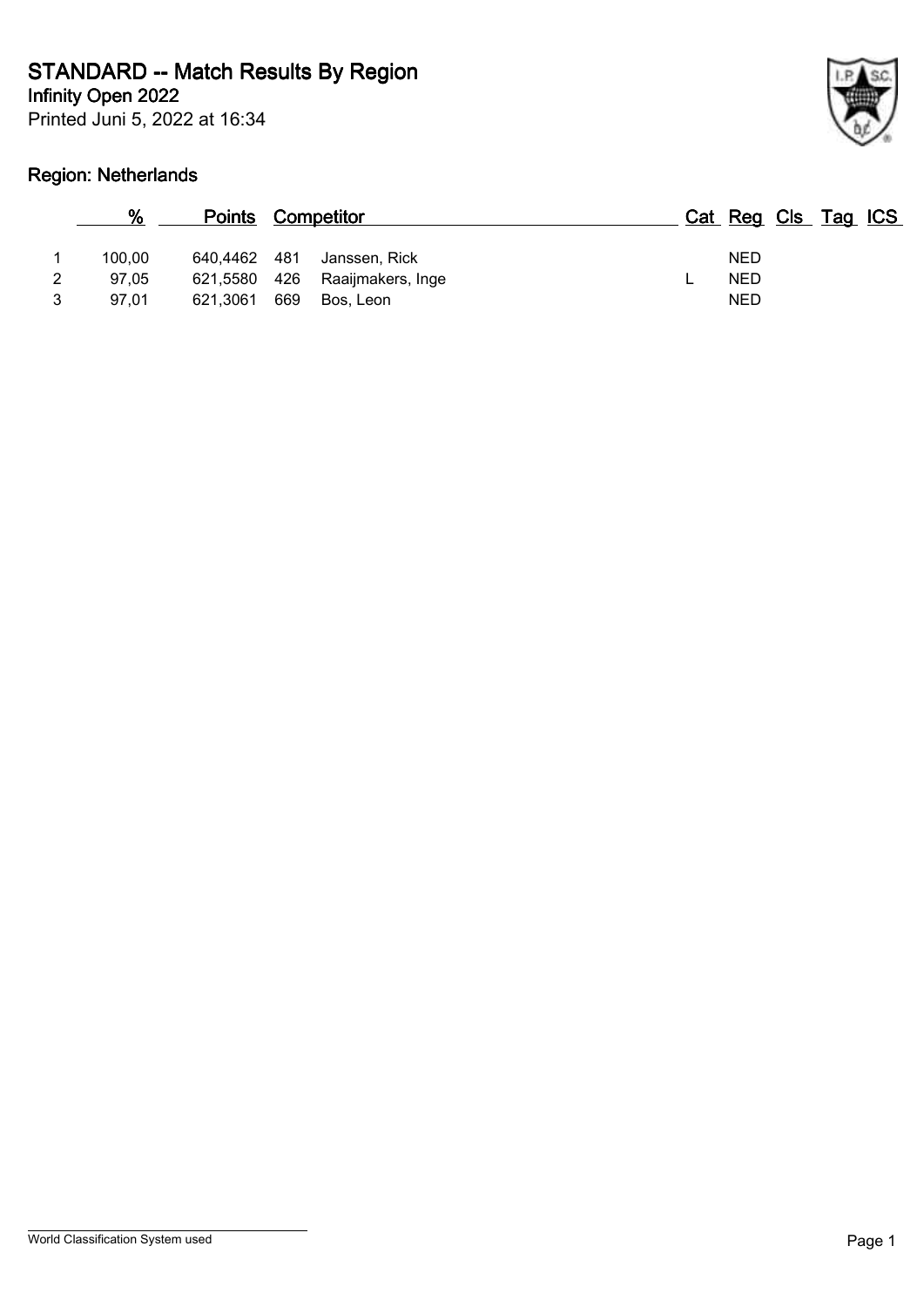# STANDARD -- Match Results By Region

**Infinity Open 2022**

Printed Juni 5, 2022 at 16:34

## Region: Netherlands

| | % | Points | | Competitor | Cat | Reg | Cls | Tag | ICS |
|---|---|---|---|---|---|---|---|---|---|
| 1 | 100,00 | 640,4462 | 481 | Janssen, Rick | | NED | | | |
| 2 | 97,05 | 621,5580 | 426 | Raaijmakers, Inge | L | NED | | | |
| 3 | 97,01 | 621,3061 | 669 | Bos, Leon | | NED | | | |

World Classification System used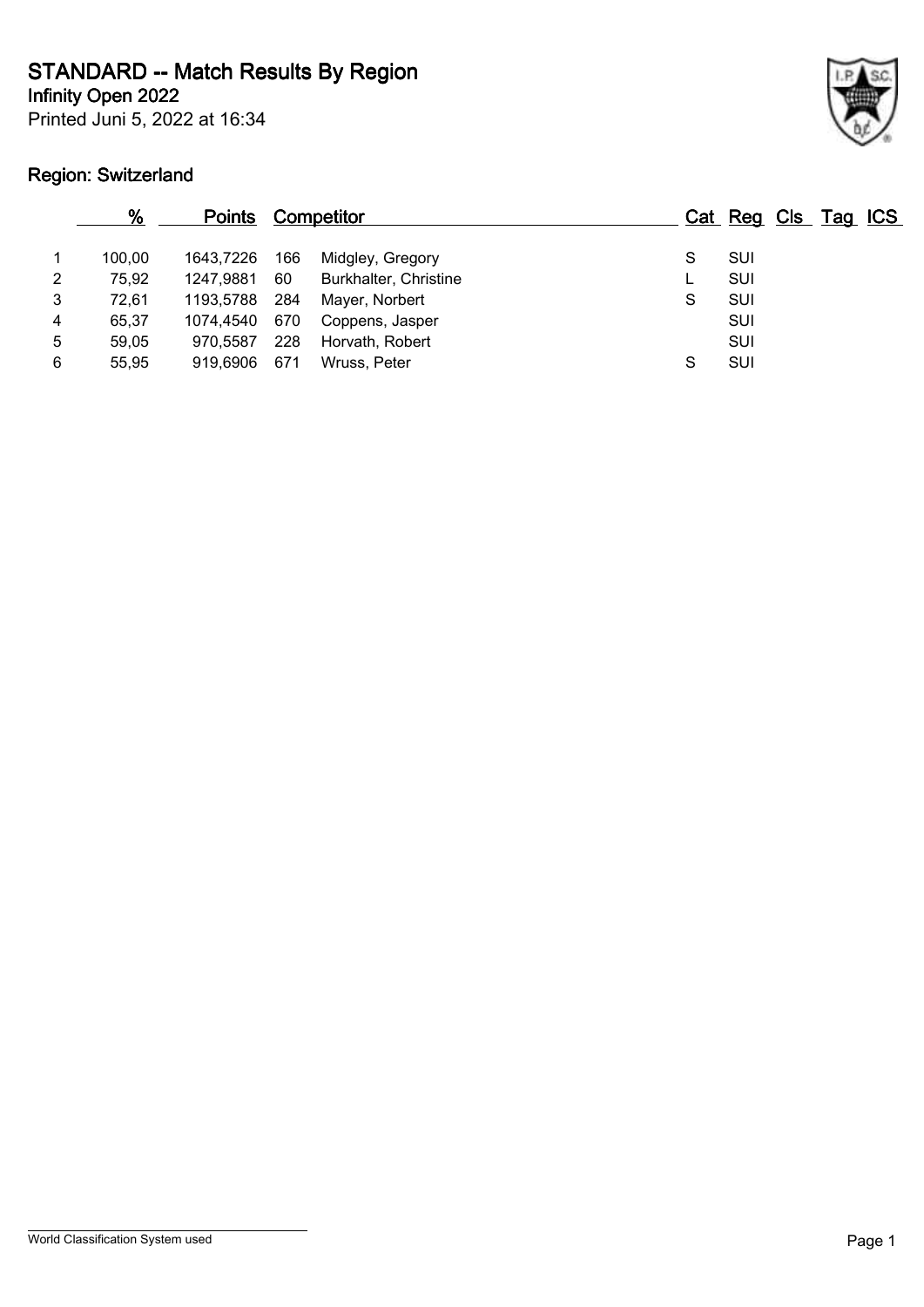# STANDARD -- Match Results By Region

**Infinity Open 2022**

Printed Juni 5, 2022 at 16:34

## Region: Switzerland

| | % | Points | Competitor | | Cat | Reg | Cls | Tag | ICS |
|---|---|---|---|---|---|---|---|---|---|
| 1 | 100,00 | 1643,7226 | 166 | Midgley, Gregory | S | SUI | | | |
| 2 | 75,92 | 1247,9881 | 60 | Burkhalter, Christine | L | SUI | | | |
| 3 | 72,61 | 1193,5788 | 284 | Mayer, Norbert | S | SUI | | | |
| 4 | 65,37 | 1074,4540 | 670 | Coppens, Jasper | | SUI | | | |
| 5 | 59,05 | 970,5587 | 228 | Horvath, Robert | | SUI | | | |
| 6 | 55,95 | 919,6906 | 671 | Wruss, Peter | S | SUI | | | |

World Classification System used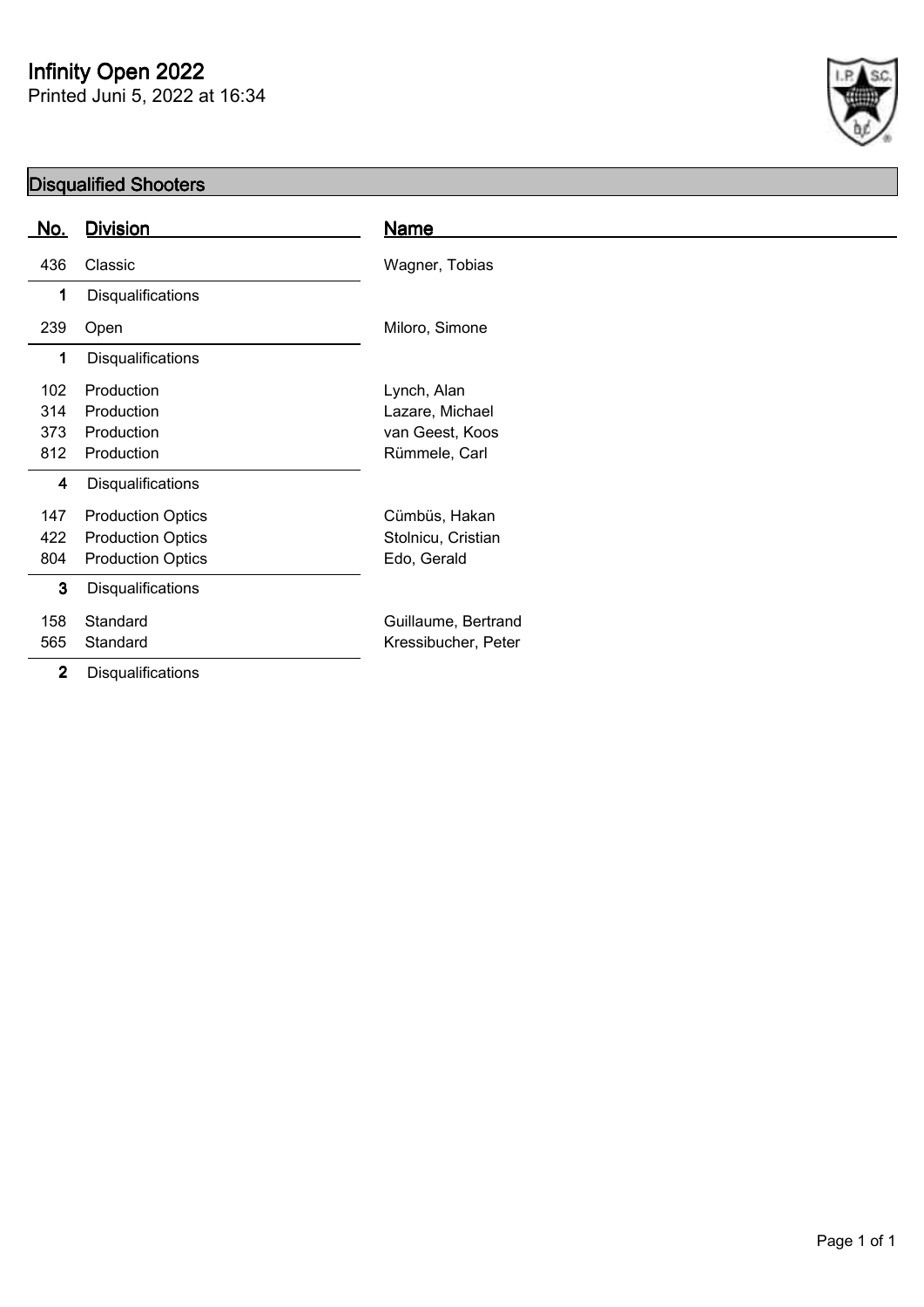# Infinity Open 2022

Printed Juni 5, 2022 at 16:34

## Disqualified Shooters

| No. | Division | Name |
|---|---|---|
| 436 | Classic | Wagner, Tobias |
| **1** | Disqualifications | |
| 239 | Open | Miloro, Simone |
| **1** | Disqualifications | |
| 102 | Production | Lynch, Alan |
| 314 | Production | Lazare, Michael |
| 373 | Production | van Geest, Koos |
| 812 | Production | Rümmele, Carl |
| **4** | Disqualifications | |
| 147 | Production Optics | Cümbüs, Hakan |
| 422 | Production Optics | Stolnicu, Cristian |
| 804 | Production Optics | Edo, Gerald |
| **3** | Disqualifications | |
| 158 | Standard | Guillaume, Bertrand |
| 565 | Standard | Kressibucher, Peter |
| **2** | Disqualifications | |